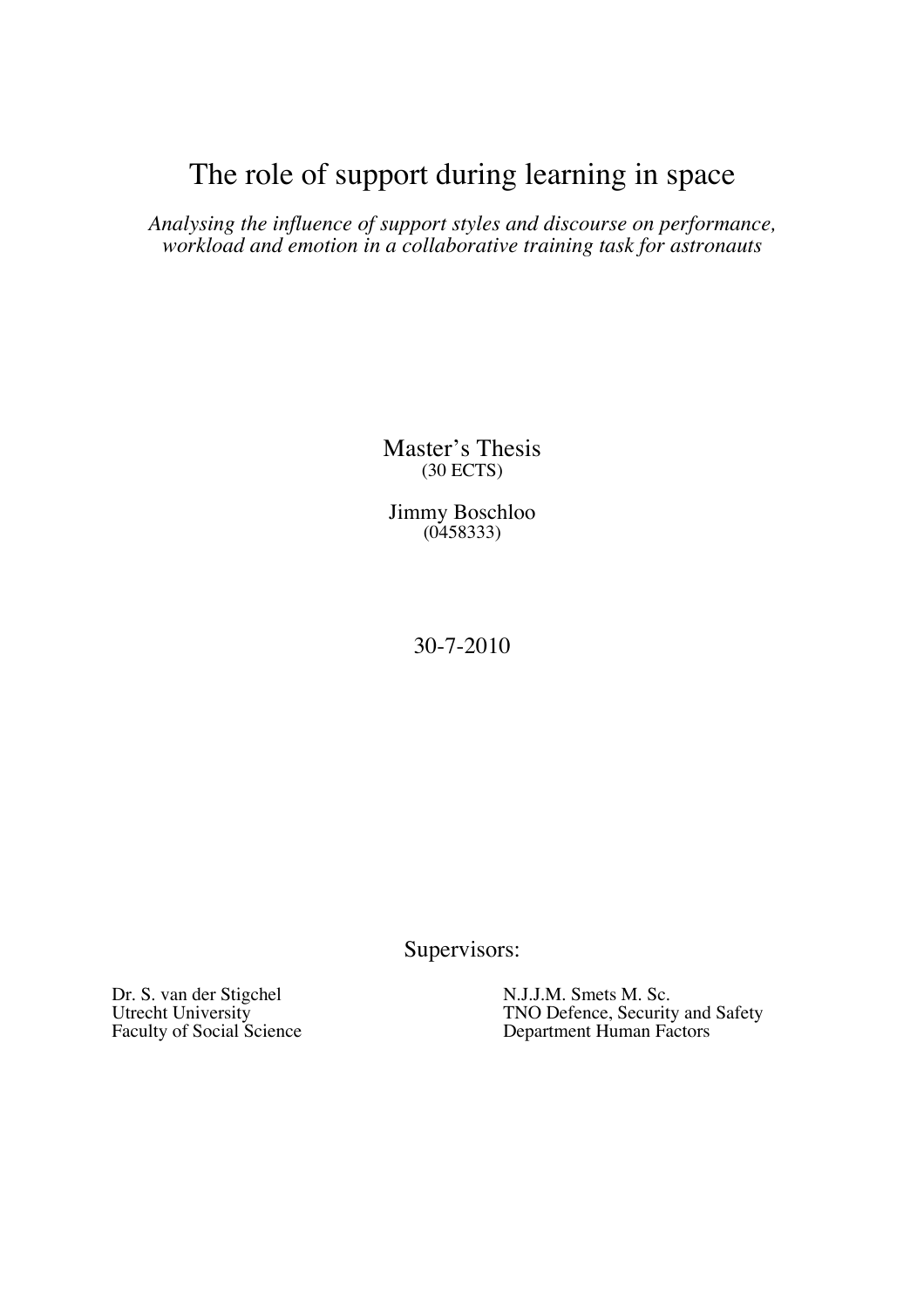# The role of support during learning in space

*Analysing the influence of support styles and discourse on performance, workload and emotion in a collaborative training task for astronauts*

Master's Thesis
(30 ECTS)

Jimmy Boschloo
(0458333)

30-7-2010

Supervisors:

Dr. S. van der Stigchel
Utrecht University
Faculty of Social Science

N.J.J.M. Smets M. Sc.
TNO Defence, Security and Safety
Department Human Factors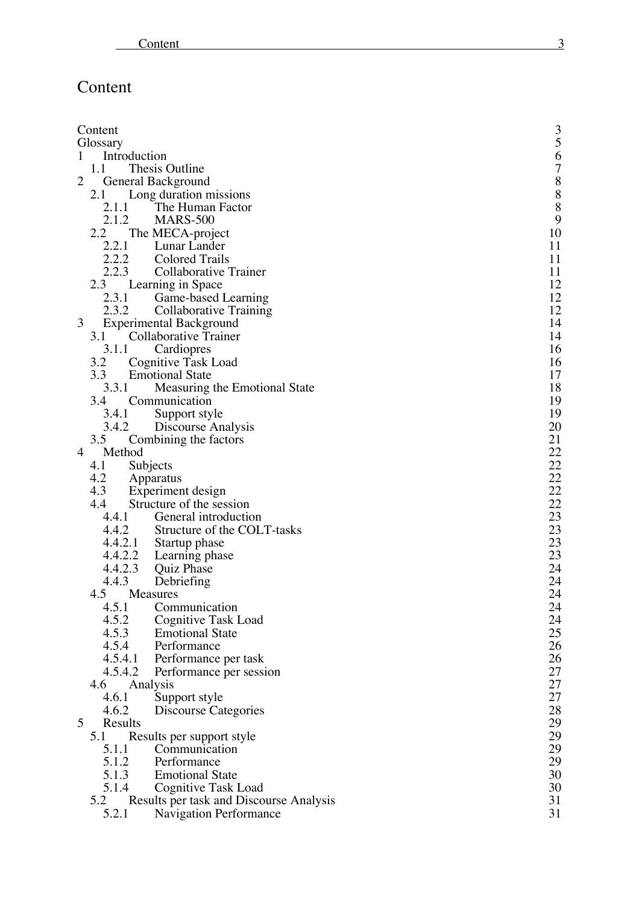# Content

| | |
|---|---|
| Content | 3 |
| Glossary | 5 |
| 1 Introduction | 6 |
| 1.1 Thesis Outline | 7 |
| 2 General Background | 8 |
| 2.1 Long duration missions | 8 |
| 2.1.1 The Human Factor | 8 |
| 2.1.2 MARS-500 | 9 |
| 2.2 The MECA-project | 10 |
| 2.2.1 Lunar Lander | 11 |
| 2.2.2 Colored Trails | 11 |
| 2.2.3 Collaborative Trainer | 11 |
| 2.3 Learning in Space | 12 |
| 2.3.1 Game-based Learning | 12 |
| 2.3.2 Collaborative Training | 12 |
| 3 Experimental Background | 14 |
| 3.1 Collaborative Trainer | 14 |
| 3.1.1 Cardiopres | 16 |
| 3.2 Cognitive Task Load | 16 |
| 3.3 Emotional State | 17 |
| 3.3.1 Measuring the Emotional State | 18 |
| 3.4 Communication | 19 |
| 3.4.1 Support style | 19 |
| 3.4.2 Discourse Analysis | 20 |
| 3.5 Combining the factors | 21 |
| 4 Method | 22 |
| 4.1 Subjects | 22 |
| 4.2 Apparatus | 22 |
| 4.3 Experiment design | 22 |
| 4.4 Structure of the session | 22 |
| 4.4.1 General introduction | 23 |
| 4.4.2 Structure of the COLT-tasks | 23 |
| 4.4.2.1 Startup phase | 23 |
| 4.4.2.2 Learning phase | 23 |
| 4.4.2.3 Quiz Phase | 24 |
| 4.4.3 Debriefing | 24 |
| 4.5 Measures | 24 |
| 4.5.1 Communication | 24 |
| 4.5.2 Cognitive Task Load | 24 |
| 4.5.3 Emotional State | 25 |
| 4.5.4 Performance | 26 |
| 4.5.4.1 Performance per task | 26 |
| 4.5.4.2 Performance per session | 27 |
| 4.6 Analysis | 27 |
| 4.6.1 Support style | 27 |
| 4.6.2 Discourse Categories | 28 |
| 5 Results | 29 |
| 5.1 Results per support style | 29 |
| 5.1.1 Communication | 29 |
| 5.1.2 Performance | 29 |
| 5.1.3 Emotional State | 30 |
| 5.1.4 Cognitive Task Load | 30 |
| 5.2 Results per task and Discourse Analysis | 31 |
| 5.2.1 Navigation Performance | 31 |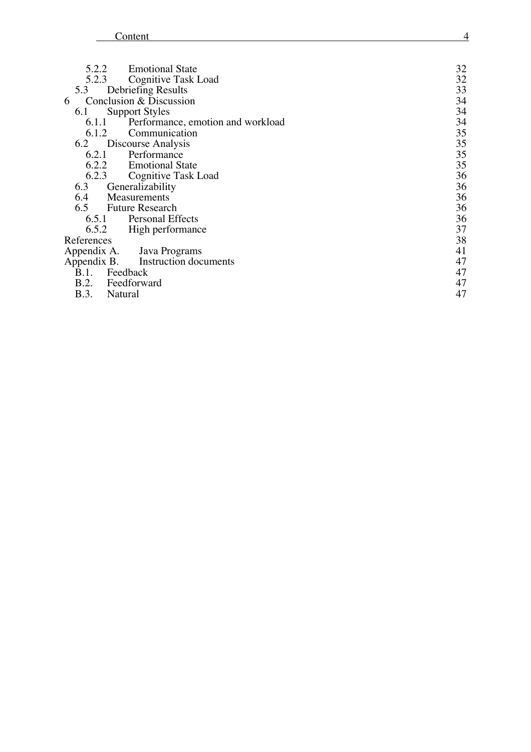| | |
|---|---|
| 5.2.2 Emotional State | 32 |
| 5.2.3 Cognitive Task Load | 32 |
| 5.3 Debriefing Results | 33 |
| 6 Conclusion & Discussion | 34 |
| 6.1 Support Styles | 34 |
| 6.1.1 Performance, emotion and workload | 34 |
| 6.1.2 Communication | 35 |
| 6.2 Discourse Analysis | 35 |
| 6.2.1 Performance | 35 |
| 6.2.2 Emotional State | 35 |
| 6.2.3 Cognitive Task Load | 36 |
| 6.3 Generalizability | 36 |
| 6.4 Measurements | 36 |
| 6.5 Future Research | 36 |
| 6.5.1 Personal Effects | 36 |
| 6.5.2 High performance | 37 |
| References | 38 |
| Appendix A. Java Programs | 41 |
| Appendix B. Instruction documents | 47 |
| B.1. Feedback | 47 |
| B.2. Feedforward | 47 |
| B.3. Natural | 47 |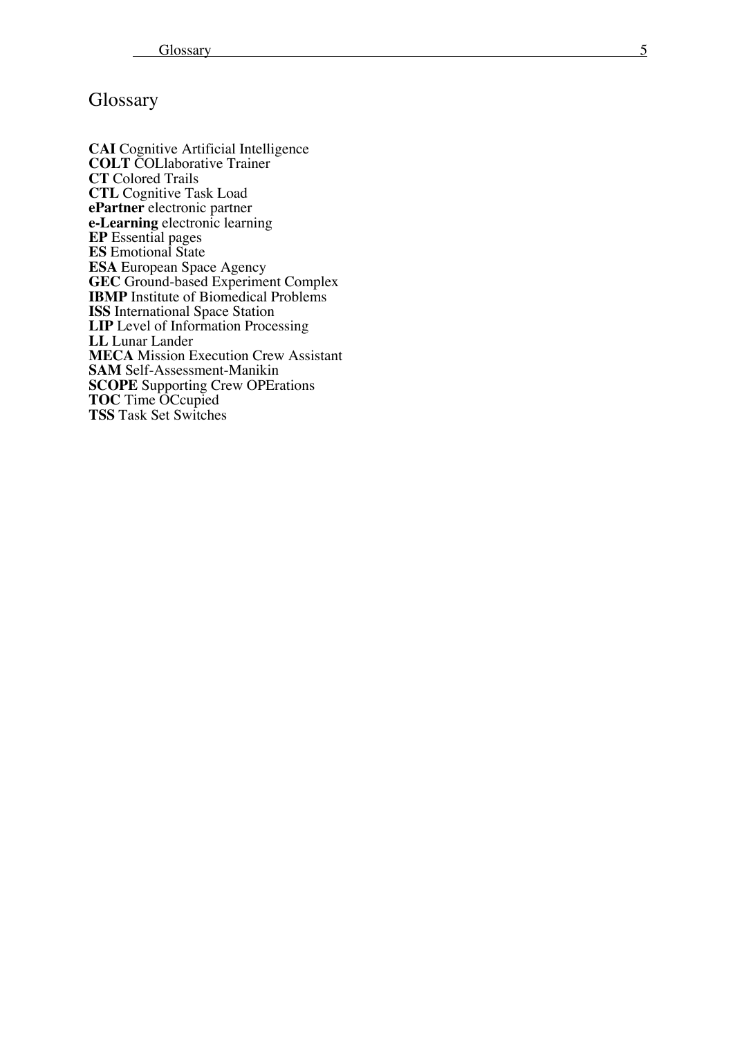# Glossary

**CAI** Cognitive Artificial Intelligence  
**COLT** COLlaborative Trainer  
**CT** Colored Trails  
**CTL** Cognitive Task Load  
**ePartner** electronic partner  
**e-Learning** electronic learning  
**EP** Essential pages  
**ES** Emotional State  
**ESA** European Space Agency  
**GEC** Ground-based Experiment Complex  
**IBMP** Institute of Biomedical Problems  
**ISS** International Space Station  
**LIP** Level of Information Processing  
**LL** Lunar Lander  
**MECA** Mission Execution Crew Assistant  
**SAM** Self-Assessment-Manikin  
**SCOPE** Supporting Crew OPErations  
**TOC** Time OCcupied  
**TSS** Task Set Switches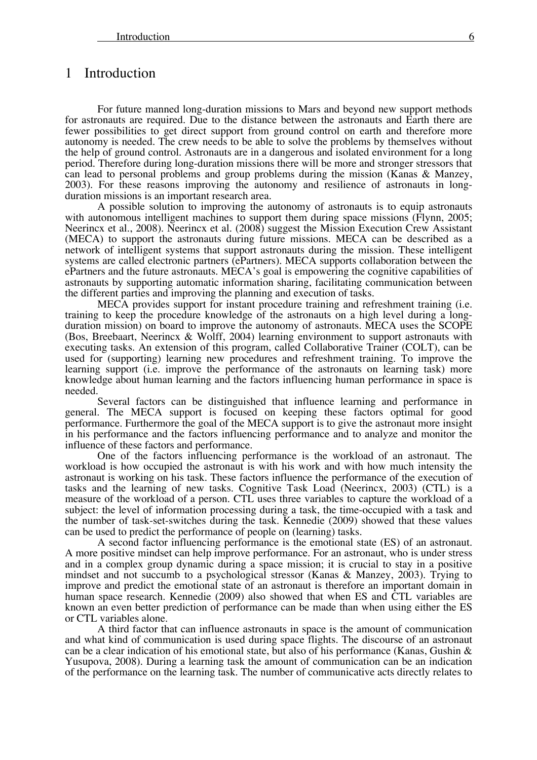# 1 Introduction

For future manned long-duration missions to Mars and beyond new support methods for astronauts are required. Due to the distance between the astronauts and Earth there are fewer possibilities to get direct support from ground control on earth and therefore more autonomy is needed. The crew needs to be able to solve the problems by themselves without the help of ground control. Astronauts are in a dangerous and isolated environment for a long period. Therefore during long-duration missions there will be more and stronger stressors that can lead to personal problems and group problems during the mission (Kanas & Manzey, 2003). For these reasons improving the autonomy and resilience of astronauts in long-duration missions is an important research area.

A possible solution to improving the autonomy of astronauts is to equip astronauts with autonomous intelligent machines to support them during space missions (Flynn, 2005; Neerincx et al., 2008). Neerincx et al. (2008) suggest the Mission Execution Crew Assistant (MECA) to support the astronauts during future missions. MECA can be described as a network of intelligent systems that support astronauts during the mission. These intelligent systems are called electronic partners (ePartners). MECA supports collaboration between the ePartners and the future astronauts. MECA's goal is empowering the cognitive capabilities of astronauts by supporting automatic information sharing, facilitating communication between the different parties and improving the planning and execution of tasks.

MECA provides support for instant procedure training and refreshment training (i.e. training to keep the procedure knowledge of the astronauts on a high level during a long-duration mission) on board to improve the autonomy of astronauts. MECA uses the SCOPE (Bos, Breebaart, Neerincx & Wolff, 2004) learning environment to support astronauts with executing tasks. An extension of this program, called Collaborative Trainer (COLT), can be used for (supporting) learning new procedures and refreshment training. To improve the learning support (i.e. improve the performance of the astronauts on learning task) more knowledge about human learning and the factors influencing human performance in space is needed.

Several factors can be distinguished that influence learning and performance in general. The MECA support is focused on keeping these factors optimal for good performance. Furthermore the goal of the MECA support is to give the astronaut more insight in his performance and the factors influencing performance and to analyze and monitor the influence of these factors and performance.

One of the factors influencing performance is the workload of an astronaut. The workload is how occupied the astronaut is with his work and with how much intensity the astronaut is working on his task. These factors influence the performance of the execution of tasks and the learning of new tasks. Cognitive Task Load (Neerincx, 2003) (CTL) is a measure of the workload of a person. CTL uses three variables to capture the workload of a subject: the level of information processing during a task, the time-occupied with a task and the number of task-set-switches during the task. Kennedie (2009) showed that these values can be used to predict the performance of people on (learning) tasks.

A second factor influencing performance is the emotional state (ES) of an astronaut. A more positive mindset can help improve performance. For an astronaut, who is under stress and in a complex group dynamic during a space mission; it is crucial to stay in a positive mindset and not succumb to a psychological stressor (Kanas & Manzey, 2003). Trying to improve and predict the emotional state of an astronaut is therefore an important domain in human space research. Kennedie (2009) also showed that when ES and CTL variables are known an even better prediction of performance can be made than when using either the ES or CTL variables alone.

A third factor that can influence astronauts in space is the amount of communication and what kind of communication is used during space flights. The discourse of an astronaut can be a clear indication of his emotional state, but also of his performance (Kanas, Gushin & Yusupova, 2008). During a learning task the amount of communication can be an indication of the performance on the learning task. The number of communicative acts directly relates to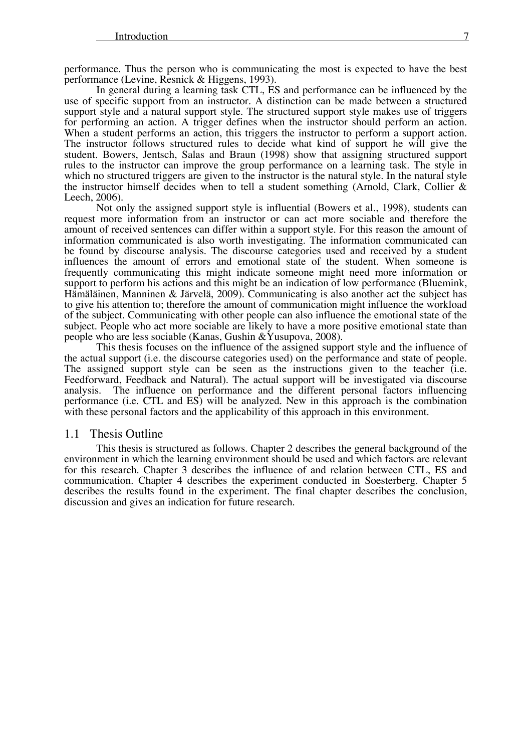performance. Thus the person who is communicating the most is expected to have the best performance (Levine, Resnick & Higgens, 1993).

In general during a learning task CTL, ES and performance can be influenced by the use of specific support from an instructor. A distinction can be made between a structured support style and a natural support style. The structured support style makes use of triggers for performing an action. A trigger defines when the instructor should perform an action. When a student performs an action, this triggers the instructor to perform a support action. The instructor follows structured rules to decide what kind of support he will give the student. Bowers, Jentsch, Salas and Braun (1998) show that assigning structured support rules to the instructor can improve the group performance on a learning task. The style in which no structured triggers are given to the instructor is the natural style. In the natural style the instructor himself decides when to tell a student something (Arnold, Clark, Collier & Leech, 2006).

Not only the assigned support style is influential (Bowers et al., 1998), students can request more information from an instructor or can act more sociable and therefore the amount of received sentences can differ within a support style. For this reason the amount of information communicated is also worth investigating. The information communicated can be found by discourse analysis. The discourse categories used and received by a student influences the amount of errors and emotional state of the student. When someone is frequently communicating this might indicate someone might need more information or support to perform his actions and this might be an indication of low performance (Bluemink, Hämäläinen, Manninen & Järvelä, 2009). Communicating is also another act the subject has to give his attention to; therefore the amount of communication might influence the workload of the subject. Communicating with other people can also influence the emotional state of the subject. People who act more sociable are likely to have a more positive emotional state than people who are less sociable (Kanas, Gushin &Yusupova, 2008).

This thesis focuses on the influence of the assigned support style and the influence of the actual support (i.e. the discourse categories used) on the performance and state of people. The assigned support style can be seen as the instructions given to the teacher (i.e. Feedforward, Feedback and Natural). The actual support will be investigated via discourse analysis. The influence on performance and the different personal factors influencing performance (i.e. CTL and ES) will be analyzed. New in this approach is the combination with these personal factors and the applicability of this approach in this environment.

## 1.1 Thesis Outline

This thesis is structured as follows. Chapter 2 describes the general background of the environment in which the learning environment should be used and which factors are relevant for this research. Chapter 3 describes the influence of and relation between CTL, ES and communication. Chapter 4 describes the experiment conducted in Soesterberg. Chapter 5 describes the results found in the experiment. The final chapter describes the conclusion, discussion and gives an indication for future research.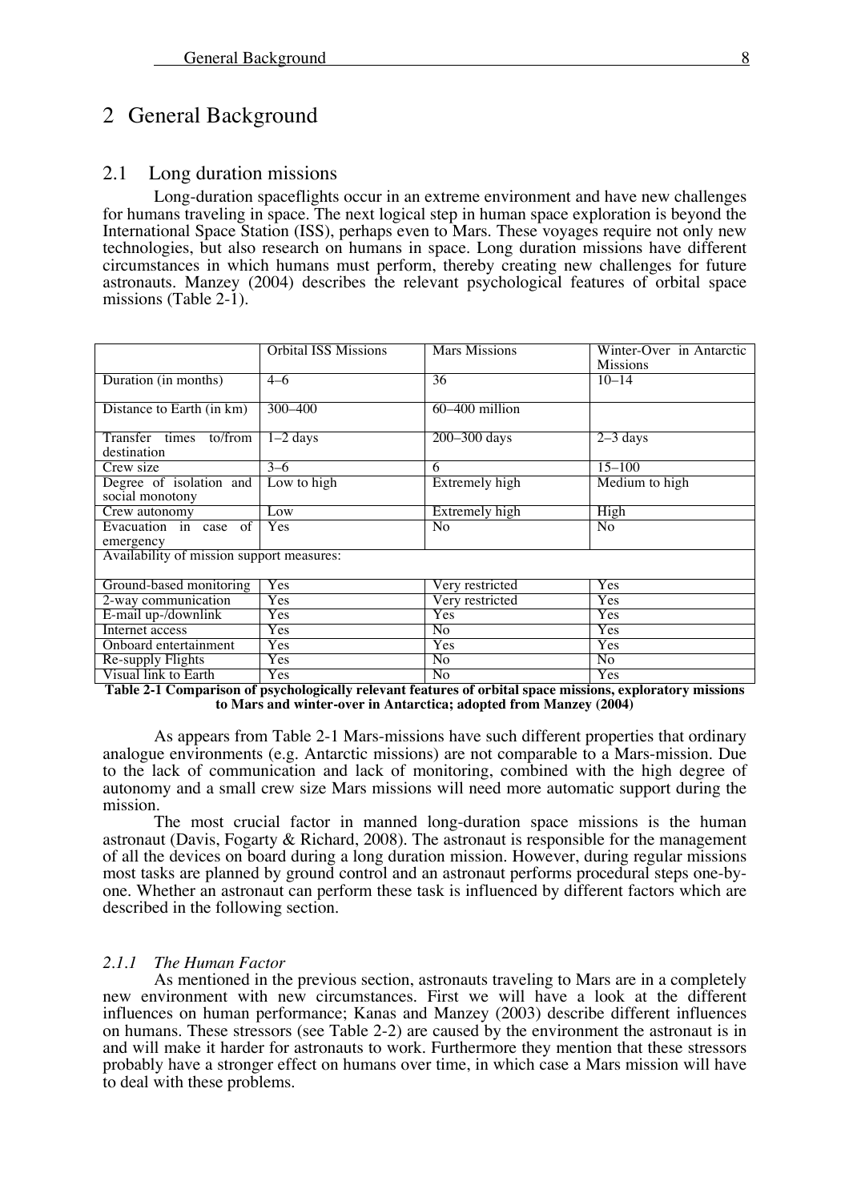# 2 General Background

## 2.1 Long duration missions

Long-duration spaceflights occur in an extreme environment and have new challenges for humans traveling in space. The next logical step in human space exploration is beyond the International Space Station (ISS), perhaps even to Mars. These voyages require not only new technologies, but also research on humans in space. Long duration missions have different circumstances in which humans must perform, thereby creating new challenges for future astronauts. Manzey (2004) describes the relevant psychological features of orbital space missions (Table 2-1).

| | Orbital ISS Missions | Mars Missions | Winter-Over in Antarctic Missions |
|---|---|---|---|
| Duration (in months) | 4–6 | 36 | 10–14 |
| Distance to Earth (in km) | 300–400 | 60–400 million | |
| Transfer times to/from destination | 1–2 days | 200–300 days | 2–3 days |
| Crew size | 3–6 | 6 | 15–100 |
| Degree of isolation and social monotony | Low to high | Extremely high | Medium to high |
| Crew autonomy | Low | Extremely high | High |
| Evacuation in case of emergency | Yes | No | No |
| Availability of mission support measures: | | | |
| Ground-based monitoring | Yes | Very restricted | Yes |
| 2-way communication | Yes | Very restricted | Yes |
| E-mail up-/downlink | Yes | Yes | Yes |
| Internet access | Yes | No | Yes |
| Onboard entertainment | Yes | Yes | Yes |
| Re-supply Flights | Yes | No | No |
| Visual link to Earth | Yes | No | Yes |

**Table 2-1 Comparison of psychologically relevant features of orbital space missions, exploratory missions to Mars and winter-over in Antarctica; adopted from Manzey (2004)**

As appears from Table 2-1 Mars-missions have such different properties that ordinary analogue environments (e.g. Antarctic missions) are not comparable to a Mars-mission. Due to the lack of communication and lack of monitoring, combined with the high degree of autonomy and a small crew size Mars missions will need more automatic support during the mission.

The most crucial factor in manned long-duration space missions is the human astronaut (Davis, Fogarty & Richard, 2008). The astronaut is responsible for the management of all the devices on board during a long duration mission. However, during regular missions most tasks are planned by ground control and an astronaut performs procedural steps one-by-one. Whether an astronaut can perform these task is influenced by different factors which are described in the following section.

### *2.1.1 The Human Factor*

As mentioned in the previous section, astronauts traveling to Mars are in a completely new environment with new circumstances. First we will have a look at the different influences on human performance; Kanas and Manzey (2003) describe different influences on humans. These stressors (see Table 2-2) are caused by the environment the astronaut is in and will make it harder for astronauts to work. Furthermore they mention that these stressors probably have a stronger effect on humans over time, in which case a Mars mission will have to deal with these problems.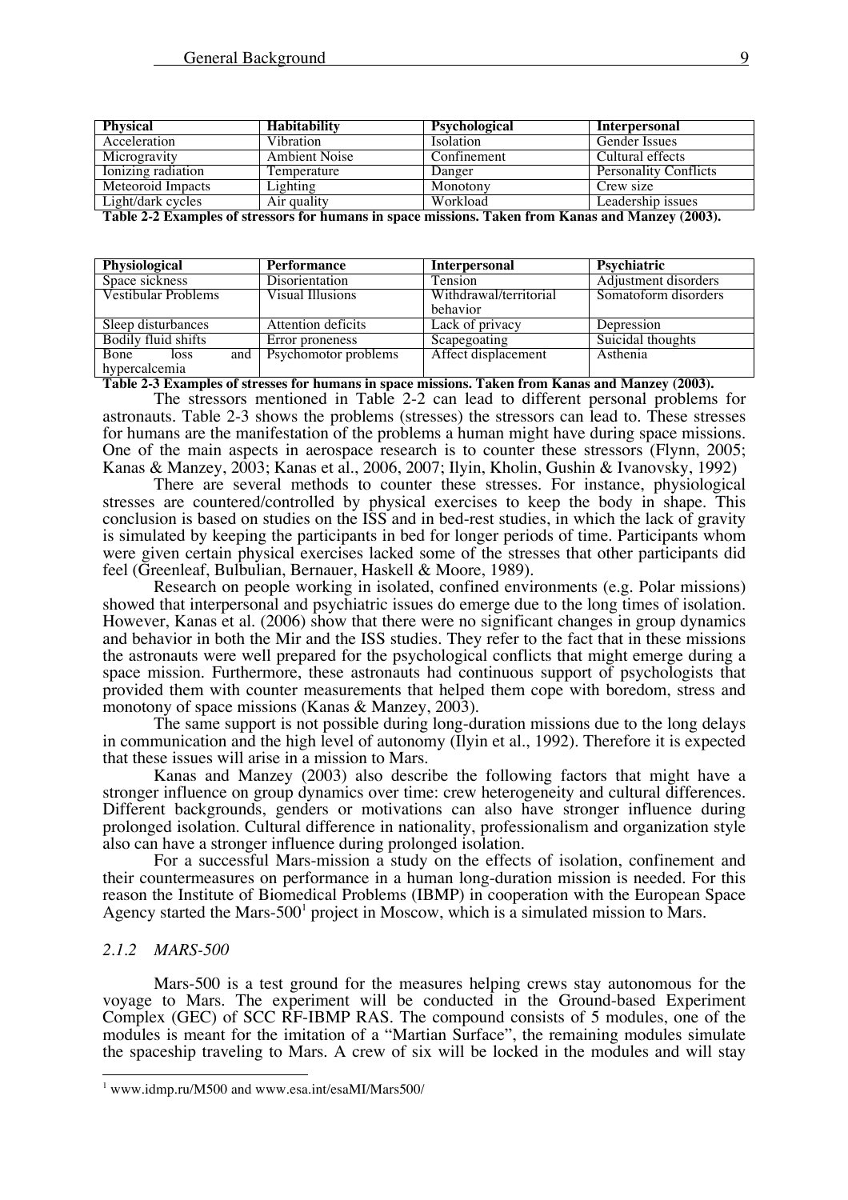| **Physical** | **Habitability** | **Psychological** | **Interpersonal** |
|---|---|---|---|
| Acceleration | Vibration | Isolation | Gender Issues |
| Microgravity | Ambient Noise | Confinement | Cultural effects |
| Ionizing radiation | Temperature | Danger | Personality Conflicts |
| Meteoroid Impacts | Lighting | Monotony | Crew size |
| Light/dark cycles | Air quality | Workload | Leadership issues |

**Table 2-2 Examples of stressors for humans in space missions. Taken from Kanas and Manzey (2003).**

| **Physiological** | **Performance** | **Interpersonal** | **Psychiatric** |
|---|---|---|---|
| Space sickness | Disorientation | Tension | Adjustment disorders |
| Vestibular Problems | Visual Illusions | Withdrawal/territorial behavior | Somatoform disorders |
| Sleep disturbances | Attention deficits | Lack of privacy | Depression |
| Bodily fluid shifts | Error proneness | Scapegoating | Suicidal thoughts |
| Bone loss and hypercalcemia | Psychomotor problems | Affect displacement | Asthenia |

**Table 2-3 Examples of stresses for humans in space missions. Taken from Kanas and Manzey (2003).**

The stressors mentioned in Table 2-2 can lead to different personal problems for astronauts. Table 2-3 shows the problems (stresses) the stressors can lead to. These stresses for humans are the manifestation of the problems a human might have during space missions. One of the main aspects in aerospace research is to counter these stressors (Flynn, 2005; Kanas & Manzey, 2003; Kanas et al., 2006, 2007; Ilyin, Kholin, Gushin & Ivanovsky, 1992)

There are several methods to counter these stresses. For instance, physiological stresses are countered/controlled by physical exercises to keep the body in shape. This conclusion is based on studies on the ISS and in bed-rest studies, in which the lack of gravity is simulated by keeping the participants in bed for longer periods of time. Participants whom were given certain physical exercises lacked some of the stresses that other participants did feel (Greenleaf, Bulbulian, Bernauer, Haskell & Moore, 1989).

Research on people working in isolated, confined environments (e.g. Polar missions) showed that interpersonal and psychiatric issues do emerge due to the long times of isolation. However, Kanas et al. (2006) show that there were no significant changes in group dynamics and behavior in both the Mir and the ISS studies. They refer to the fact that in these missions the astronauts were well prepared for the psychological conflicts that might emerge during a space mission. Furthermore, these astronauts had continuous support of psychologists that provided them with counter measurements that helped them cope with boredom, stress and monotony of space missions (Kanas & Manzey, 2003).

The same support is not possible during long-duration missions due to the long delays in communication and the high level of autonomy (Ilyin et al., 1992). Therefore it is expected that these issues will arise in a mission to Mars.

Kanas and Manzey (2003) also describe the following factors that might have a stronger influence on group dynamics over time: crew heterogeneity and cultural differences. Different backgrounds, genders or motivations can also have stronger influence during prolonged isolation. Cultural difference in nationality, professionalism and organization style also can have a stronger influence during prolonged isolation.

For a successful Mars-mission a study on the effects of isolation, confinement and their countermeasures on performance in a human long-duration mission is needed. For this reason the Institute of Biomedical Problems (IBMP) in cooperation with the European Space Agency started the Mars-500[1] project in Moscow, which is a simulated mission to Mars.

### *2.1.2 MARS-500*

Mars-500 is a test ground for the measures helping crews stay autonomous for the voyage to Mars. The experiment will be conducted in the Ground-based Experiment Complex (GEC) of SCC RF-IBMP RAS. The compound consists of 5 modules, one of the modules is meant for the imitation of a "Martian Surface", the remaining modules simulate the spaceship traveling to Mars. A crew of six will be locked in the modules and will stay

[1] www.idmp.ru/M500 and www.esa.int/esaMI/Mars500/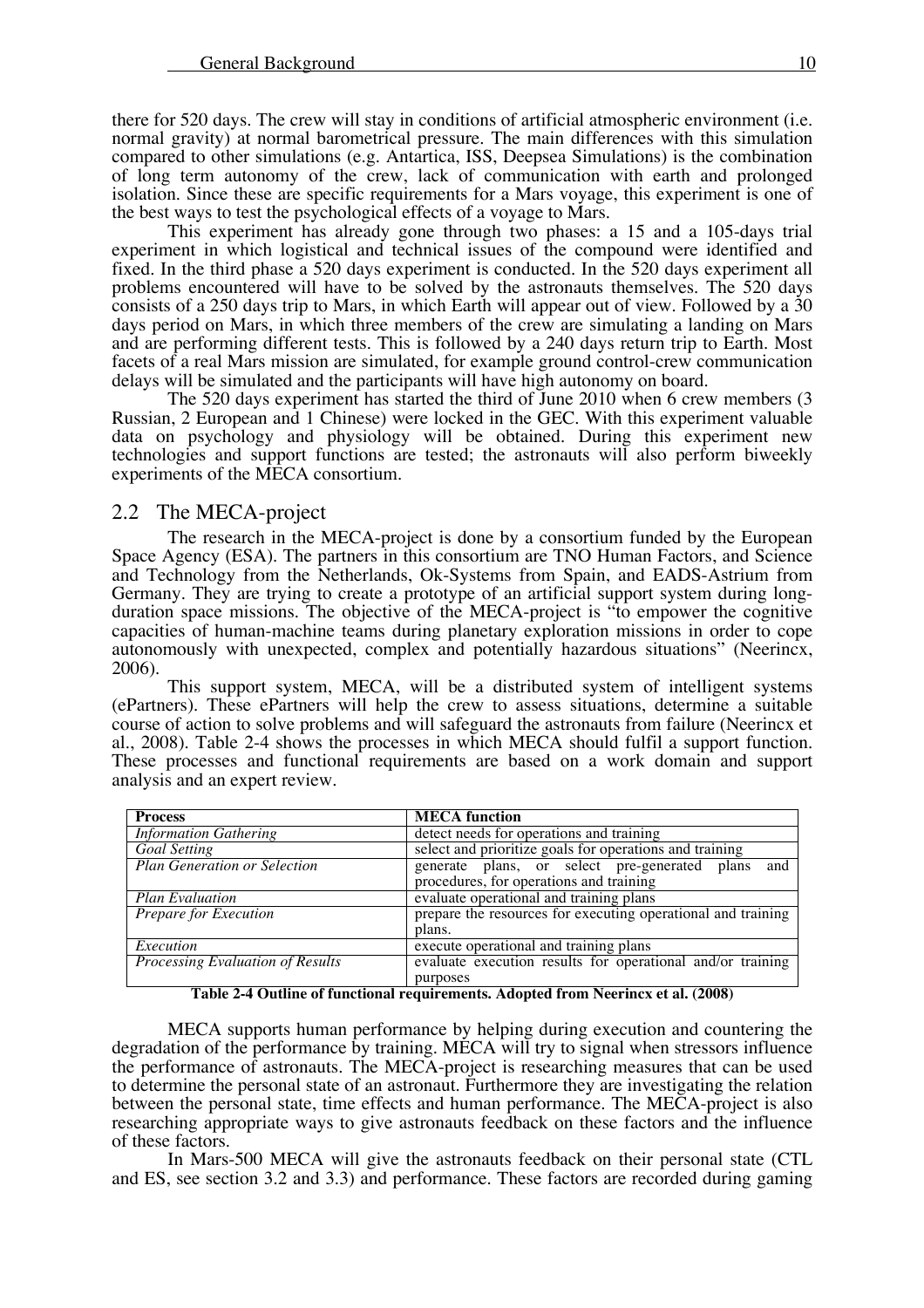there for 520 days. The crew will stay in conditions of artificial atmospheric environment (i.e. normal gravity) at normal barometrical pressure. The main differences with this simulation compared to other simulations (e.g. Antartica, ISS, Deepsea Simulations) is the combination of long term autonomy of the crew, lack of communication with earth and prolonged isolation. Since these are specific requirements for a Mars voyage, this experiment is one of the best ways to test the psychological effects of a voyage to Mars.

This experiment has already gone through two phases: a 15 and a 105-days trial experiment in which logistical and technical issues of the compound were identified and fixed. In the third phase a 520 days experiment is conducted. In the 520 days experiment all problems encountered will have to be solved by the astronauts themselves. The 520 days consists of a 250 days trip to Mars, in which Earth will appear out of view. Followed by a 30 days period on Mars, in which three members of the crew are simulating a landing on Mars and are performing different tests. This is followed by a 240 days return trip to Earth. Most facets of a real Mars mission are simulated, for example ground control-crew communication delays will be simulated and the participants will have high autonomy on board.

The 520 days experiment has started the third of June 2010 when 6 crew members (3 Russian, 2 European and 1 Chinese) were locked in the GEC. With this experiment valuable data on psychology and physiology will be obtained. During this experiment new technologies and support functions are tested; the astronauts will also perform biweekly experiments of the MECA consortium.

## 2.2 The MECA-project

The research in the MECA-project is done by a consortium funded by the European Space Agency (ESA). The partners in this consortium are TNO Human Factors, and Science and Technology from the Netherlands, Ok-Systems from Spain, and EADS-Astrium from Germany. They are trying to create a prototype of an artificial support system during long-duration space missions. The objective of the MECA-project is "to empower the cognitive capacities of human-machine teams during planetary exploration missions in order to cope autonomously with unexpected, complex and potentially hazardous situations" (Neerincx, 2006).

This support system, MECA, will be a distributed system of intelligent systems (ePartners). These ePartners will help the crew to assess situations, determine a suitable course of action to solve problems and will safeguard the astronauts from failure (Neerincx et al., 2008). Table 2-4 shows the processes in which MECA should fulfil a support function. These processes and functional requirements are based on a work domain and support analysis and an expert review.

| **Process** | **MECA function** |
|---|---|
| *Information Gathering* | detect needs for operations and training |
| *Goal Setting* | select and prioritize goals for operations and training |
| *Plan Generation or Selection* | generate plans, or select pre-generated plans and procedures, for operations and training |
| *Plan Evaluation* | evaluate operational and training plans |
| *Prepare for Execution* | prepare the resources for executing operational and training plans. |
| *Execution* | execute operational and training plans |
| *Processing Evaluation of Results* | evaluate execution results for operational and/or training purposes |

**Table 2-4 Outline of functional requirements. Adopted from Neerincx et al. (2008)**

MECA supports human performance by helping during execution and countering the degradation of the performance by training. MECA will try to signal when stressors influence the performance of astronauts. The MECA-project is researching measures that can be used to determine the personal state of an astronaut. Furthermore they are investigating the relation between the personal state, time effects and human performance. The MECA-project is also researching appropriate ways to give astronauts feedback on these factors and the influence of these factors.

In Mars-500 MECA will give the astronauts feedback on their personal state (CTL and ES, see section 3.2 and 3.3) and performance. These factors are recorded during gaming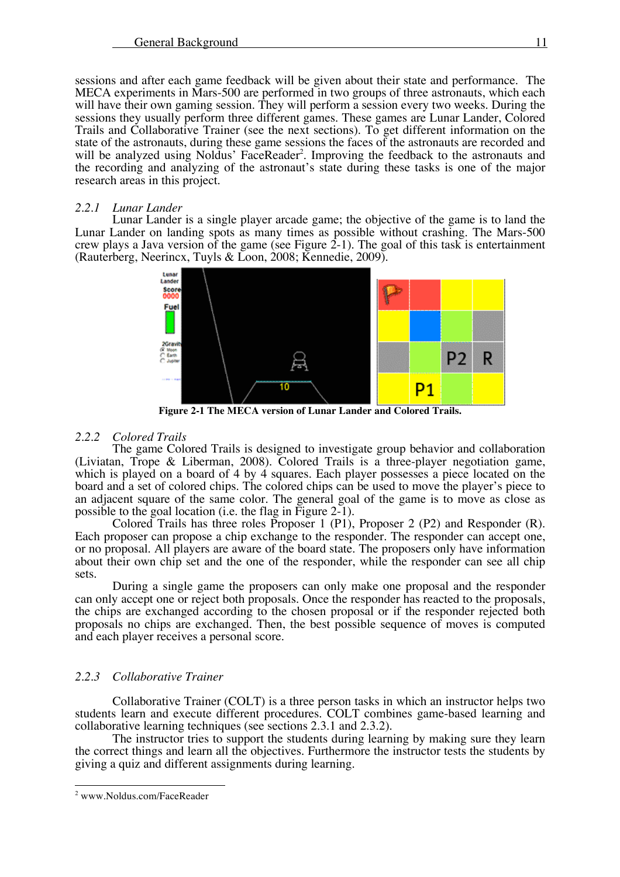sessions and after each game feedback will be given about their state and performance. The MECA experiments in Mars-500 are performed in two groups of three astronauts, which each will have their own gaming session. They will perform a session every two weeks. During the sessions they usually perform three different games. These games are Lunar Lander, Colored Trails and Collaborative Trainer (see the next sections). To get different information on the state of the astronauts, during these game sessions the faces of the astronauts are recorded and will be analyzed using Noldus' FaceReader[2]. Improving the feedback to the astronauts and the recording and analyzing of the astronaut's state during these tasks is one of the major research areas in this project.

### 2.2.1 *Lunar Lander*

Lunar Lander is a single player arcade game; the objective of the game is to land the Lunar Lander on landing spots as many times as possible without crashing. The Mars-500 crew plays a Java version of the game (see Figure 2-1). The goal of this task is entertainment (Rauterberg, Neerincx, Tuyls & Loon, 2008; Kennedie, 2009).

**Figure 2-1 The MECA version of Lunar Lander and Colored Trails.**

### 2.2.2 *Colored Trails*

The game Colored Trails is designed to investigate group behavior and collaboration (Liviatan, Trope & Liberman, 2008). Colored Trails is a three-player negotiation game, which is played on a board of 4 by 4 squares. Each player possesses a piece located on the board and a set of colored chips. The colored chips can be used to move the player's piece to an adjacent square of the same color. The general goal of the game is to move as close as possible to the goal location (i.e. the flag in Figure 2-1).

Colored Trails has three roles Proposer 1 (P1), Proposer 2 (P2) and Responder (R). Each proposer can propose a chip exchange to the responder. The responder can accept one, or no proposal. All players are aware of the board state. The proposers only have information about their own chip set and the one of the responder, while the responder can see all chip sets.

During a single game the proposers can only make one proposal and the responder can only accept one or reject both proposals. Once the responder has reacted to the proposals, the chips are exchanged according to the chosen proposal or if the responder rejected both proposals no chips are exchanged. Then, the best possible sequence of moves is computed and each player receives a personal score.

### 2.2.3 *Collaborative Trainer*

Collaborative Trainer (COLT) is a three person tasks in which an instructor helps two students learn and execute different procedures. COLT combines game-based learning and collaborative learning techniques (see sections 2.3.1 and 2.3.2).

The instructor tries to support the students during learning by making sure they learn the correct things and learn all the objectives. Furthermore the instructor tests the students by giving a quiz and different assignments during learning.

---

[2] www.Noldus.com/FaceReader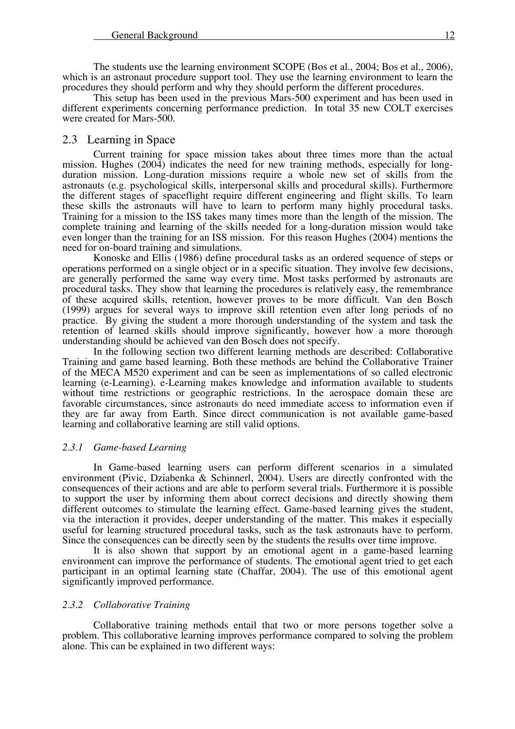The students use the learning environment SCOPE (Bos et al., 2004; Bos et al., 2006), which is an astronaut procedure support tool. They use the learning environment to learn the procedures they should perform and why they should perform the different procedures.

This setup has been used in the previous Mars-500 experiment and has been used in different experiments concerning performance prediction. In total 35 new COLT exercises were created for Mars-500.

## 2.3 Learning in Space

Current training for space mission takes about three times more than the actual mission. Hughes (2004) indicates the need for new training methods, especially for long-duration mission. Long-duration missions require a whole new set of skills from the astronauts (e.g. psychological skills, interpersonal skills and procedural skills). Furthermore the different stages of spaceflight require different engineering and flight skills. To learn these skills the astronauts will have to learn to perform many highly procedural tasks. Training for a mission to the ISS takes many times more than the length of the mission. The complete training and learning of the skills needed for a long-duration mission would take even longer than the training for an ISS mission. For this reason Hughes (2004) mentions the need for on-board training and simulations.

Konoske and Ellis (1986) define procedural tasks as an ordered sequence of steps or operations performed on a single object or in a specific situation. They involve few decisions, are generally performed the same way every time. Most tasks performed by astronauts are procedural tasks. They show that learning the procedures is relatively easy, the remembrance of these acquired skills, retention, however proves to be more difficult. Van den Bosch (1999) argues for several ways to improve skill retention even after long periods of no practice. By giving the student a more thorough understanding of the system and task the retention of learned skills should improve significantly, however how a more thorough understanding should be achieved van den Bosch does not specify.

In the following section two different learning methods are described: Collaborative Training and game based learning. Both these methods are behind the Collaborative Trainer of the MECA M520 experiment and can be seen as implementations of so called electronic learning (e-Learning). e-Learning makes knowledge and information available to students without time restrictions or geographic restrictions. In the aerospace domain these are favorable circumstances, since astronauts do need immediate access to information even if they are far away from Earth. Since direct communication is not available game-based learning and collaborative learning are still valid options.

### *2.3.1 Game-based Learning*

In Game-based learning users can perform different scenarios in a simulated environment (Pivic, Dziabenka & Schinnerl, 2004). Users are directly confronted with the consequences of their actions and are able to perform several trials. Furthermore it is possible to support the user by informing them about correct decisions and directly showing them different outcomes to stimulate the learning effect. Game-based learning gives the student, via the interaction it provides, deeper understanding of the matter. This makes it especially useful for learning structured procedural tasks, such as the task astronauts have to perform. Since the consequences can be directly seen by the students the results over time improve.

It is also shown that support by an emotional agent in a game-based learning environment can improve the performance of students. The emotional agent tried to get each participant in an optimal learning state (Chaffar, 2004). The use of this emotional agent significantly improved performance.

### *2.3.2 Collaborative Training*

Collaborative training methods entail that two or more persons together solve a problem. This collaborative learning improves performance compared to solving the problem alone. This can be explained in two different ways: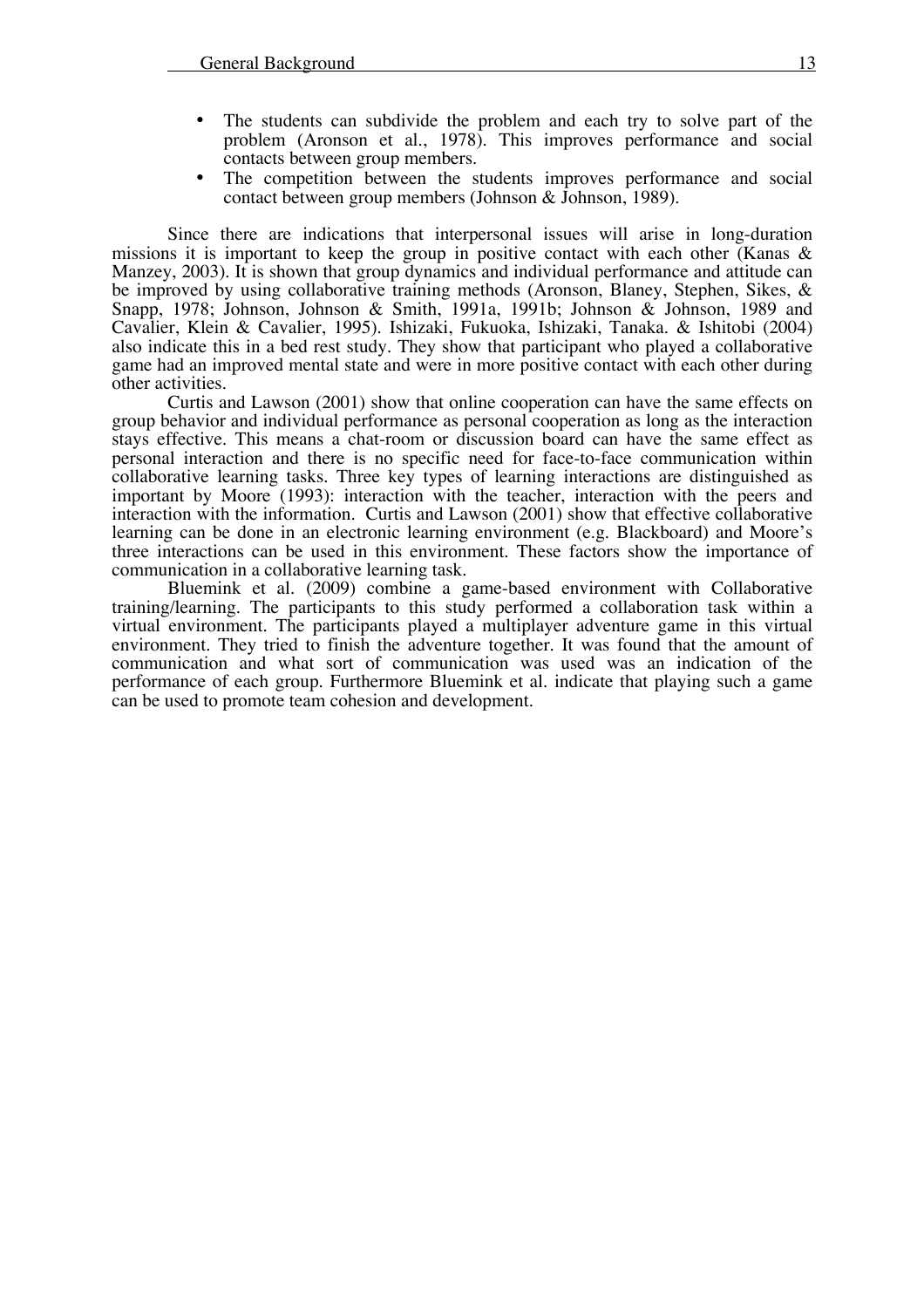- The students can subdivide the problem and each try to solve part of the problem (Aronson et al., 1978). This improves performance and social contacts between group members.
- The competition between the students improves performance and social contact between group members (Johnson & Johnson, 1989).

Since there are indications that interpersonal issues will arise in long-duration missions it is important to keep the group in positive contact with each other (Kanas & Manzey, 2003). It is shown that group dynamics and individual performance and attitude can be improved by using collaborative training methods (Aronson, Blaney, Stephen, Sikes, & Snapp, 1978; Johnson, Johnson & Smith, 1991a, 1991b; Johnson & Johnson, 1989 and Cavalier, Klein & Cavalier, 1995). Ishizaki, Fukuoka, Ishizaki, Tanaka. & Ishitobi (2004) also indicate this in a bed rest study. They show that participant who played a collaborative game had an improved mental state and were in more positive contact with each other during other activities.

Curtis and Lawson (2001) show that online cooperation can have the same effects on group behavior and individual performance as personal cooperation as long as the interaction stays effective. This means a chat-room or discussion board can have the same effect as personal interaction and there is no specific need for face-to-face communication within collaborative learning tasks. Three key types of learning interactions are distinguished as important by Moore (1993): interaction with the teacher, interaction with the peers and interaction with the information. Curtis and Lawson (2001) show that effective collaborative learning can be done in an electronic learning environment (e.g. Blackboard) and Moore's three interactions can be used in this environment. These factors show the importance of communication in a collaborative learning task.

Bluemink et al. (2009) combine a game-based environment with Collaborative training/learning. The participants to this study performed a collaboration task within a virtual environment. The participants played a multiplayer adventure game in this virtual environment. They tried to finish the adventure together. It was found that the amount of communication and what sort of communication was used was an indication of the performance of each group. Furthermore Bluemink et al. indicate that playing such a game can be used to promote team cohesion and development.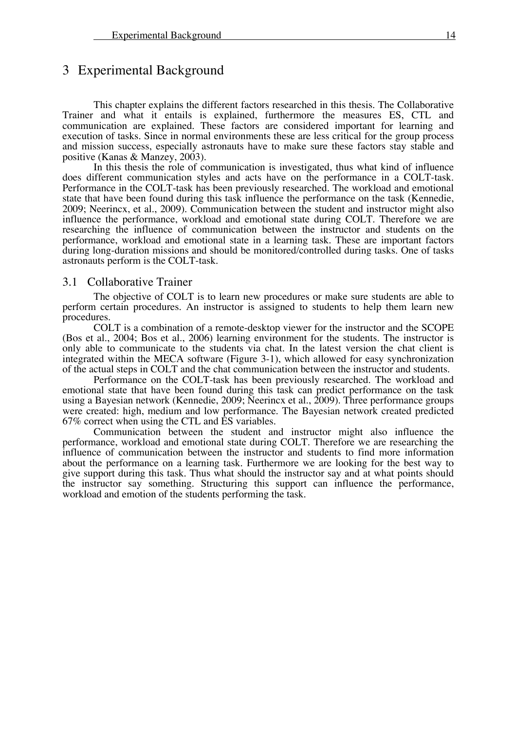# 3 Experimental Background

This chapter explains the different factors researched in this thesis. The Collaborative Trainer and what it entails is explained, furthermore the measures ES, CTL and communication are explained. These factors are considered important for learning and execution of tasks. Since in normal environments these are less critical for the group process and mission success, especially astronauts have to make sure these factors stay stable and positive (Kanas & Manzey, 2003).

In this thesis the role of communication is investigated, thus what kind of influence does different communication styles and acts have on the performance in a COLT-task. Performance in the COLT-task has been previously researched. The workload and emotional state that have been found during this task influence the performance on the task (Kennedie, 2009; Neerincx, et al., 2009). Communication between the student and instructor might also influence the performance, workload and emotional state during COLT. Therefore we are researching the influence of communication between the instructor and students on the performance, workload and emotional state in a learning task. These are important factors during long-duration missions and should be monitored/controlled during tasks. One of tasks astronauts perform is the COLT-task.

## 3.1 Collaborative Trainer

The objective of COLT is to learn new procedures or make sure students are able to perform certain procedures. An instructor is assigned to students to help them learn new procedures.

COLT is a combination of a remote-desktop viewer for the instructor and the SCOPE (Bos et al., 2004; Bos et al., 2006) learning environment for the students. The instructor is only able to communicate to the students via chat. In the latest version the chat client is integrated within the MECA software (Figure 3-1), which allowed for easy synchronization of the actual steps in COLT and the chat communication between the instructor and students.

Performance on the COLT-task has been previously researched. The workload and emotional state that have been found during this task can predict performance on the task using a Bayesian network (Kennedie, 2009; Neerincx et al., 2009). Three performance groups were created: high, medium and low performance. The Bayesian network created predicted 67% correct when using the CTL and ES variables.

Communication between the student and instructor might also influence the performance, workload and emotional state during COLT. Therefore we are researching the influence of communication between the instructor and students to find more information about the performance on a learning task. Furthermore we are looking for the best way to give support during this task. Thus what should the instructor say and at what points should the instructor say something. Structuring this support can influence the performance, workload and emotion of the students performing the task.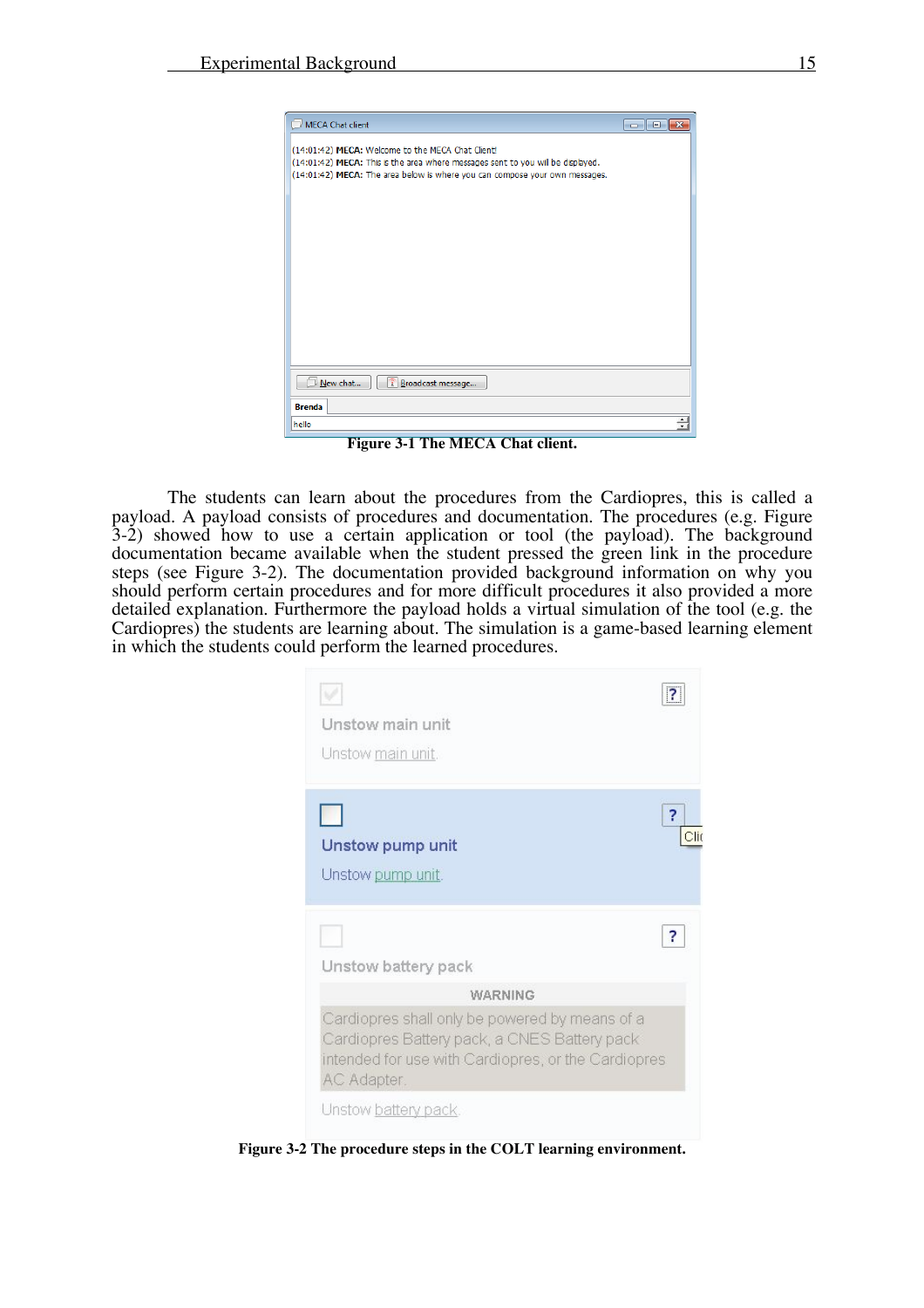**Figure 3-1 The MECA Chat client.**

The students can learn about the procedures from the Cardiopres, this is called a payload. A payload consists of procedures and documentation. The procedures (e.g. Figure 3-2) showed how to use a certain application or tool (the payload). The background documentation became available when the student pressed the green link in the procedure steps (see Figure 3-2). The documentation provided background information on why you should perform certain procedures and for more difficult procedures it also provided a more detailed explanation. Furthermore the payload holds a virtual simulation of the tool (e.g. the Cardiopres) the students are learning about. The simulation is a game-based learning element in which the students could perform the learned procedures.

**Figure 3-2 The procedure steps in the COLT learning environment.**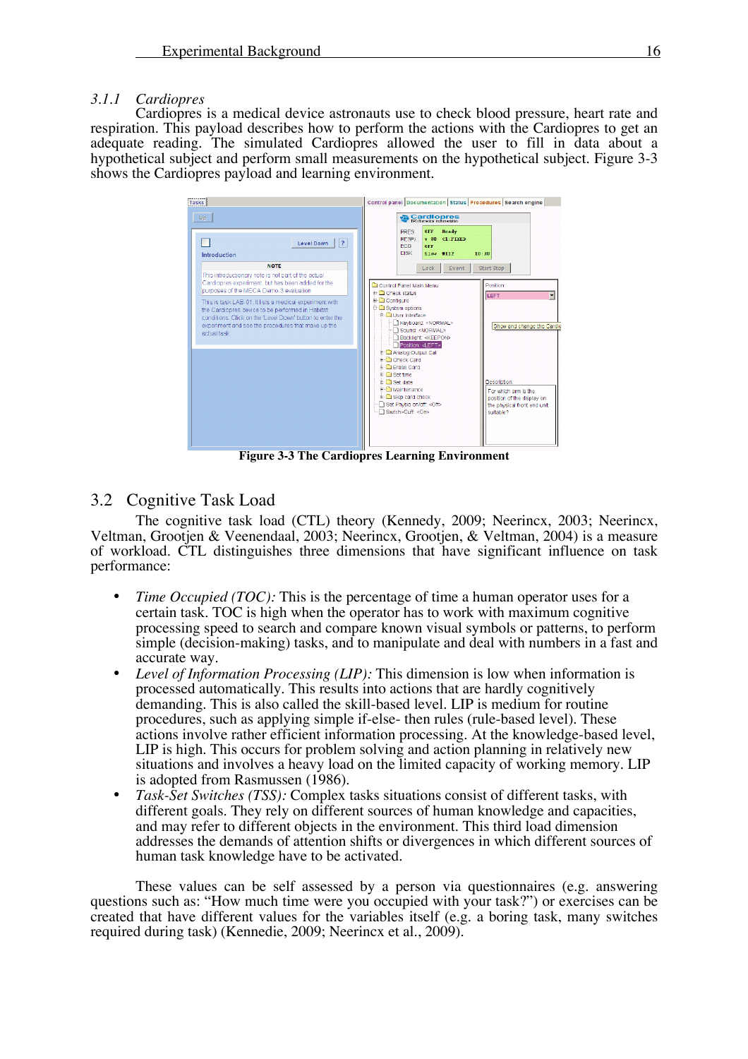### 3.1.1 *Cardiopres*

Cardiopres is a medical device astronauts use to check blood pressure, heart rate and respiration. This payload describes how to perform the actions with the Cardiopres to get an adequate reading. The simulated Cardiopres allowed the user to fill in data about a hypothetical subject and perform small measurements on the hypothetical subject. Figure 3-3 shows the Cardiopres payload and learning environment.

**Figure 3-3 The Cardiopres Learning Environment**

## 3.2 Cognitive Task Load

The cognitive task load (CTL) theory (Kennedy, 2009; Neerincx, 2003; Neerincx, Veltman, Grootjen & Veenendaal, 2003; Neerincx, Grootjen, & Veltman, 2004) is a measure of workload. CTL distinguishes three dimensions that have significant influence on task performance:

- *Time Occupied (TOC):* This is the percentage of time a human operator uses for a certain task. TOC is high when the operator has to work with maximum cognitive processing speed to search and compare known visual symbols or patterns, to perform simple (decision-making) tasks, and to manipulate and deal with numbers in a fast and accurate way.
- *Level of Information Processing (LIP):* This dimension is low when information is processed automatically. This results into actions that are hardly cognitively demanding. This is also called the skill-based level. LIP is medium for routine procedures, such as applying simple if-else- then rules (rule-based level). These actions involve rather efficient information processing. At the knowledge-based level, LIP is high. This occurs for problem solving and action planning in relatively new situations and involves a heavy load on the limited capacity of working memory. LIP is adopted from Rasmussen (1986).
- *Task-Set Switches (TSS):* Complex tasks situations consist of different tasks, with different goals. They rely on different sources of human knowledge and capacities, and may refer to different objects in the environment. This third load dimension addresses the demands of attention shifts or divergences in which different sources of human task knowledge have to be activated.

These values can be self assessed by a person via questionnaires (e.g. answering questions such as: "How much time were you occupied with your task?") or exercises can be created that have different values for the variables itself (e.g. a boring task, many switches required during task) (Kennedie, 2009; Neerincx et al., 2009).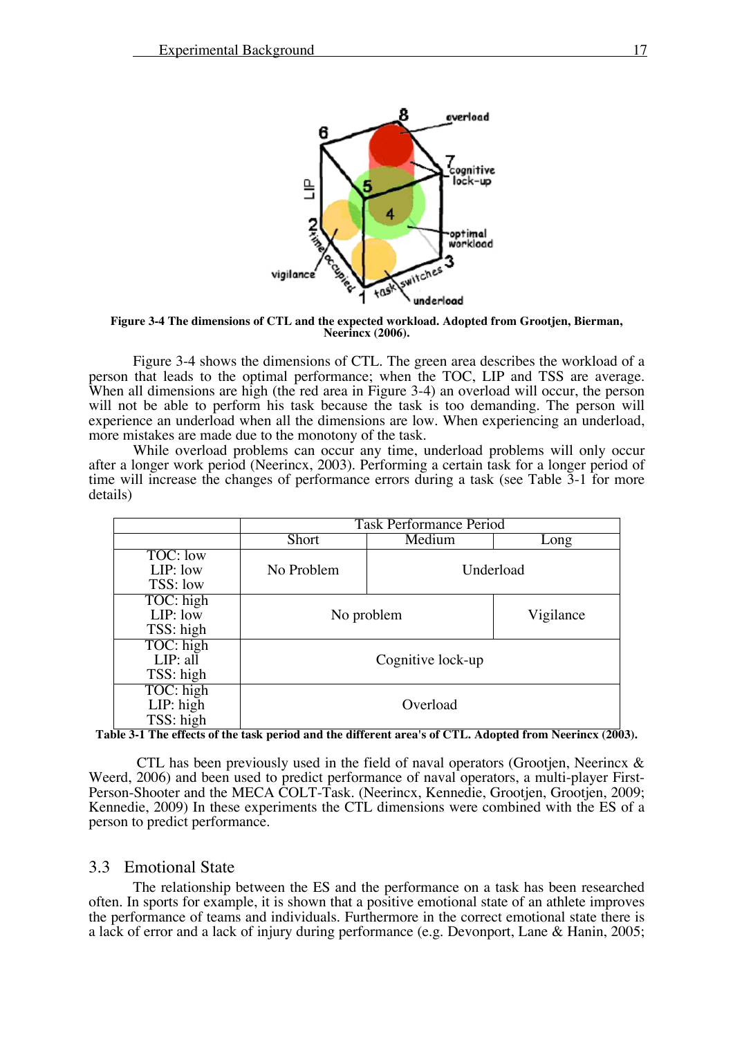Figure 3-4 The dimensions of CTL and the expected workload. Adopted from Grootjen, Bierman, Neerincx (2006).

Figure 3-4 shows the dimensions of CTL. The green area describes the workload of a person that leads to the optimal performance; when the TOC, LIP and TSS are average. When all dimensions are high (the red area in Figure 3-4) an overload will occur, the person will not be able to perform his task because the task is too demanding. The person will experience an underload when all the dimensions are low. When experiencing an underload, more mistakes are made due to the monotony of the task.

While overload problems can occur any time, underload problems will only occur after a longer work period (Neerincx, 2003). Performing a certain task for a longer period of time will increase the changes of performance errors during a task (see Table 3-1 for more details)

| | Task Performance Period | | |
|---|---|---|---|
| | Short | Medium | Long |
| TOC: low<br>LIP: low<br>TSS: low | No Problem | Underload | |
| TOC: high<br>LIP: low<br>TSS: high | No problem | | Vigilance |
| TOC: high<br>LIP: all<br>TSS: high | Cognitive lock-up | | |
| TOC: high<br>LIP: high<br>TSS: high | Overload | | |

Table 3-1 The effects of the task period and the different area's of CTL. Adopted from Neerincx (2003).

CTL has been previously used in the field of naval operators (Grootjen, Neerincx & Weerd, 2006) and been used to predict performance of naval operators, a multi-player First-Person-Shooter and the MECA COLT-Task. (Neerincx, Kennedie, Grootjen, Grootjen, 2009; Kennedie, 2009) In these experiments the CTL dimensions were combined with the ES of a person to predict performance.

## 3.3 Emotional State

The relationship between the ES and the performance on a task has been researched often. In sports for example, it is shown that a positive emotional state of an athlete improves the performance of teams and individuals. Furthermore in the correct emotional state there is a lack of error and a lack of injury during performance (e.g. Devonport, Lane & Hanin, 2005;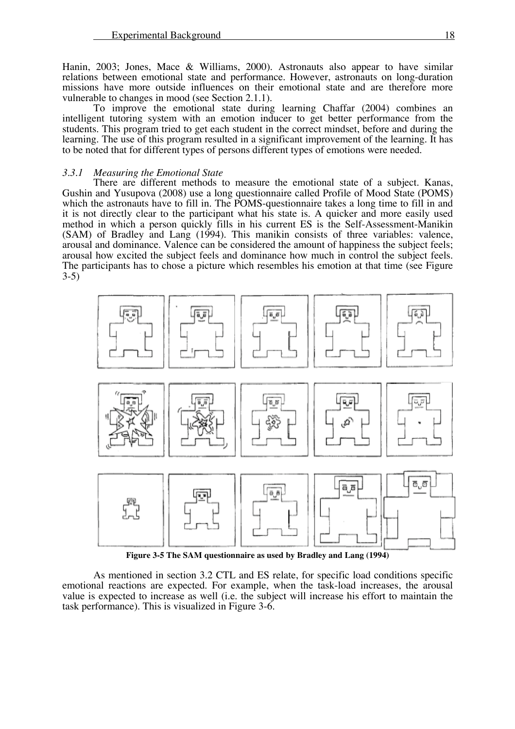Hanin, 2003; Jones, Mace & Williams, 2000). Astronauts also appear to have similar relations between emotional state and performance. However, astronauts on long-duration missions have more outside influences on their emotional state and are therefore more vulnerable to changes in mood (see Section 2.1.1).

To improve the emotional state during learning Chaffar (2004) combines an intelligent tutoring system with an emotion inducer to get better performance from the students. This program tried to get each student in the correct mindset, before and during the learning. The use of this program resulted in a significant improvement of the learning. It has to be noted that for different types of persons different types of emotions were needed.

### *3.3.1 Measuring the Emotional State*

There are different methods to measure the emotional state of a subject. Kanas, Gushin and Yusupova (2008) use a long questionnaire called Profile of Mood State (POMS) which the astronauts have to fill in. The POMS-questionnaire takes a long time to fill in and it is not directly clear to the participant what his state is. A quicker and more easily used method in which a person quickly fills in his current ES is the Self-Assessment-Manikin (SAM) of Bradley and Lang (1994). This manikin consists of three variables: valence, arousal and dominance. Valence can be considered the amount of happiness the subject feels; arousal how excited the subject feels and dominance how much in control the subject feels. The participants has to chose a picture which resembles his emotion at that time (see Figure 3-5)

**Figure 3-5 The SAM questionnaire as used by Bradley and Lang (1994)**

As mentioned in section 3.2 CTL and ES relate, for specific load conditions specific emotional reactions are expected. For example, when the task-load increases, the arousal value is expected to increase as well (i.e. the subject will increase his effort to maintain the task performance). This is visualized in Figure 3-6.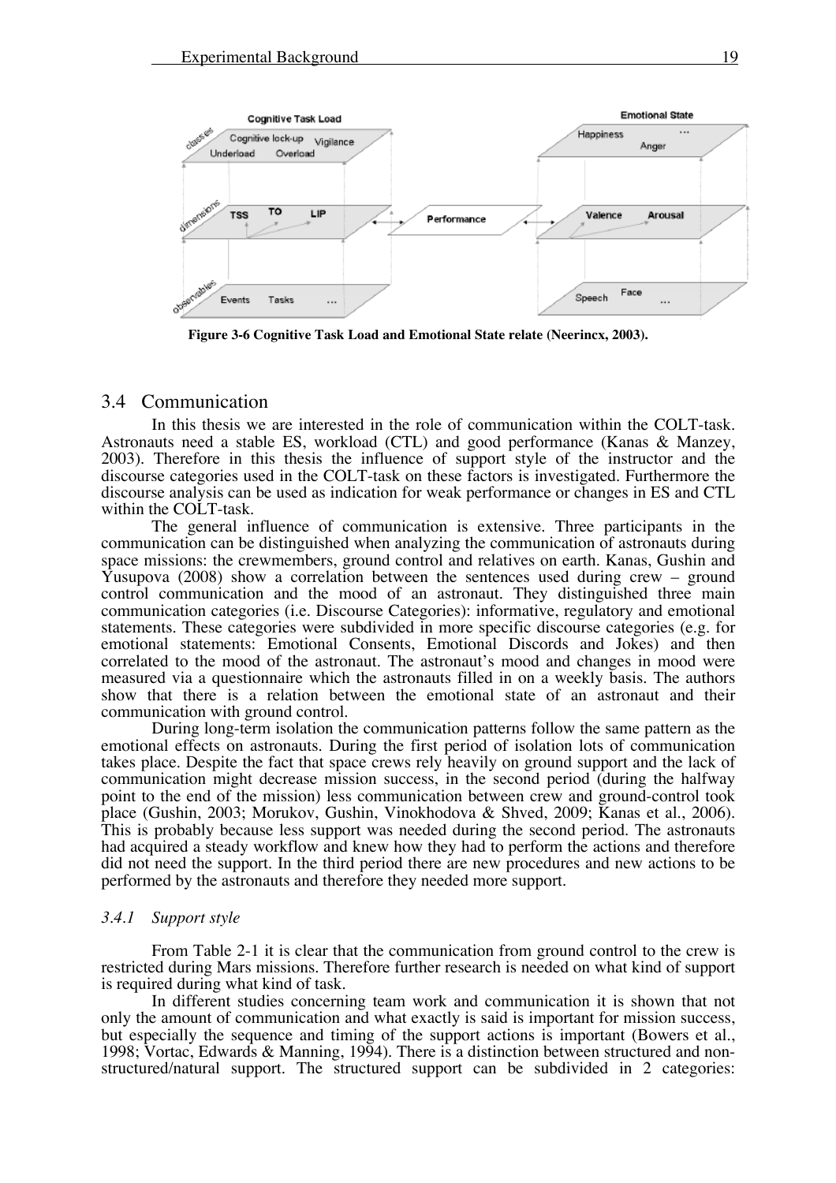**Figure 3-6 Cognitive Task Load and Emotional State relate (Neerincx, 2003).**

## 3.4 Communication

In this thesis we are interested in the role of communication within the COLT-task. Astronauts need a stable ES, workload (CTL) and good performance (Kanas & Manzey, 2003). Therefore in this thesis the influence of support style of the instructor and the discourse categories used in the COLT-task on these factors is investigated. Furthermore the discourse analysis can be used as indication for weak performance or changes in ES and CTL within the COLT-task.

The general influence of communication is extensive. Three participants in the communication can be distinguished when analyzing the communication of astronauts during space missions: the crewmembers, ground control and relatives on earth. Kanas, Gushin and Yusupova (2008) show a correlation between the sentences used during crew – ground control communication and the mood of an astronaut. They distinguished three main communication categories (i.e. Discourse Categories): informative, regulatory and emotional statements. These categories were subdivided in more specific discourse categories (e.g. for emotional statements: Emotional Consents, Emotional Discords and Jokes) and then correlated to the mood of the astronaut. The astronaut's mood and changes in mood were measured via a questionnaire which the astronauts filled in on a weekly basis. The authors show that there is a relation between the emotional state of an astronaut and their communication with ground control.

During long-term isolation the communication patterns follow the same pattern as the emotional effects on astronauts. During the first period of isolation lots of communication takes place. Despite the fact that space crews rely heavily on ground support and the lack of communication might decrease mission success, in the second period (during the halfway point to the end of the mission) less communication between crew and ground-control took place (Gushin, 2003; Morukov, Gushin, Vinokhodova & Shved, 2009; Kanas et al., 2006). This is probably because less support was needed during the second period. The astronauts had acquired a steady workflow and knew how they had to perform the actions and therefore did not need the support. In the third period there are new procedures and new actions to be performed by the astronauts and therefore they needed more support.

### *3.4.1 Support style*

From Table 2-1 it is clear that the communication from ground control to the crew is restricted during Mars missions. Therefore further research is needed on what kind of support is required during what kind of task.

In different studies concerning team work and communication it is shown that not only the amount of communication and what exactly is said is important for mission success, but especially the sequence and timing of the support actions is important (Bowers et al., 1998; Vortac, Edwards & Manning, 1994). There is a distinction between structured and non-structured/natural support. The structured support can be subdivided in 2 categories: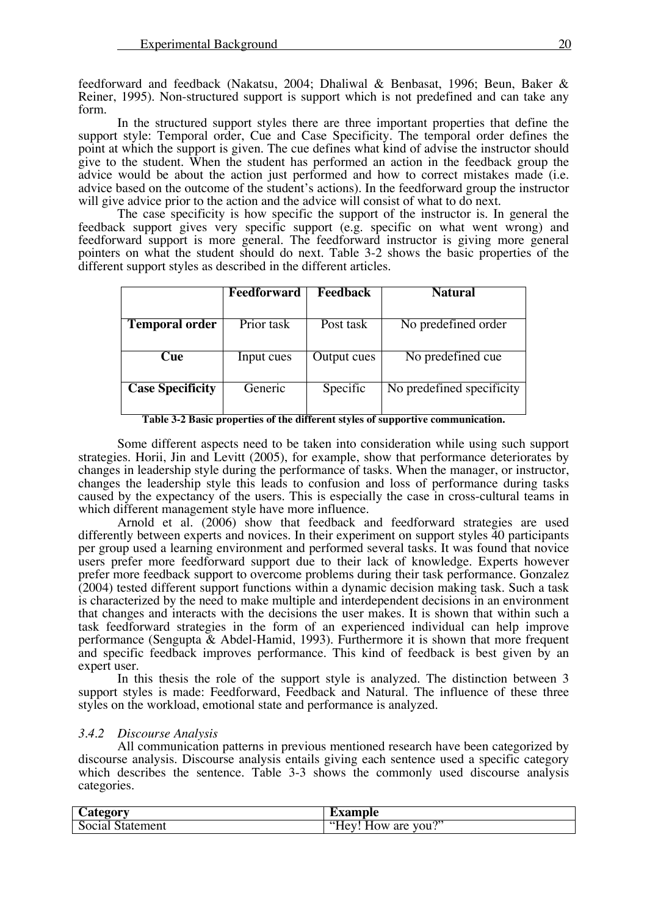feedforward and feedback (Nakatsu, 2004; Dhaliwal & Benbasat, 1996; Beun, Baker & Reiner, 1995). Non-structured support is support which is not predefined and can take any form.

In the structured support styles there are three important properties that define the support style: Temporal order, Cue and Case Specificity. The temporal order defines the point at which the support is given. The cue defines what kind of advise the instructor should give to the student. When the student has performed an action in the feedback group the advice would be about the action just performed and how to correct mistakes made (i.e. advice based on the outcome of the student's actions). In the feedforward group the instructor will give advice prior to the action and the advice will consist of what to do next.

The case specificity is how specific the support of the instructor is. In general the feedback support gives very specific support (e.g. specific on what went wrong) and feedforward support is more general. The feedforward instructor is giving more general pointers on what the student should do next. Table 3-2 shows the basic properties of the different support styles as described in the different articles.

| | **Feedforward** | **Feedback** | **Natural** |
|---|---|---|---|
| **Temporal order** | Prior task | Post task | No predefined order |
| **Cue** | Input cues | Output cues | No predefined cue |
| **Case Specificity** | Generic | Specific | No predefined specificity |

**Table 3-2 Basic properties of the different styles of supportive communication.**

Some different aspects need to be taken into consideration while using such support strategies. Horii, Jin and Levitt (2005), for example, show that performance deteriorates by changes in leadership style during the performance of tasks. When the manager, or instructor, changes the leadership style this leads to confusion and loss of performance during tasks caused by the expectancy of the users. This is especially the case in cross-cultural teams in which different management style have more influence.

Arnold et al. (2006) show that feedback and feedforward strategies are used differently between experts and novices. In their experiment on support styles 40 participants per group used a learning environment and performed several tasks. It was found that novice users prefer more feedforward support due to their lack of knowledge. Experts however prefer more feedback support to overcome problems during their task performance. Gonzalez (2004) tested different support functions within a dynamic decision making task. Such a task is characterized by the need to make multiple and interdependent decisions in an environment that changes and interacts with the decisions the user makes. It is shown that within such a task feedforward strategies in the form of an experienced individual can help improve performance (Sengupta & Abdel-Hamid, 1993). Furthermore it is shown that more frequent and specific feedback improves performance. This kind of feedback is best given by an expert user.

In this thesis the role of the support style is analyzed. The distinction between 3 support styles is made: Feedforward, Feedback and Natural. The influence of these three styles on the workload, emotional state and performance is analyzed.

### *3.4.2 Discourse Analysis*

All communication patterns in previous mentioned research have been categorized by discourse analysis. Discourse analysis entails giving each sentence used a specific category which describes the sentence. Table 3-3 shows the commonly used discourse analysis categories.

| **Category** | **Example** |
|---|---|
| Social Statement | "Hey! How are you?" |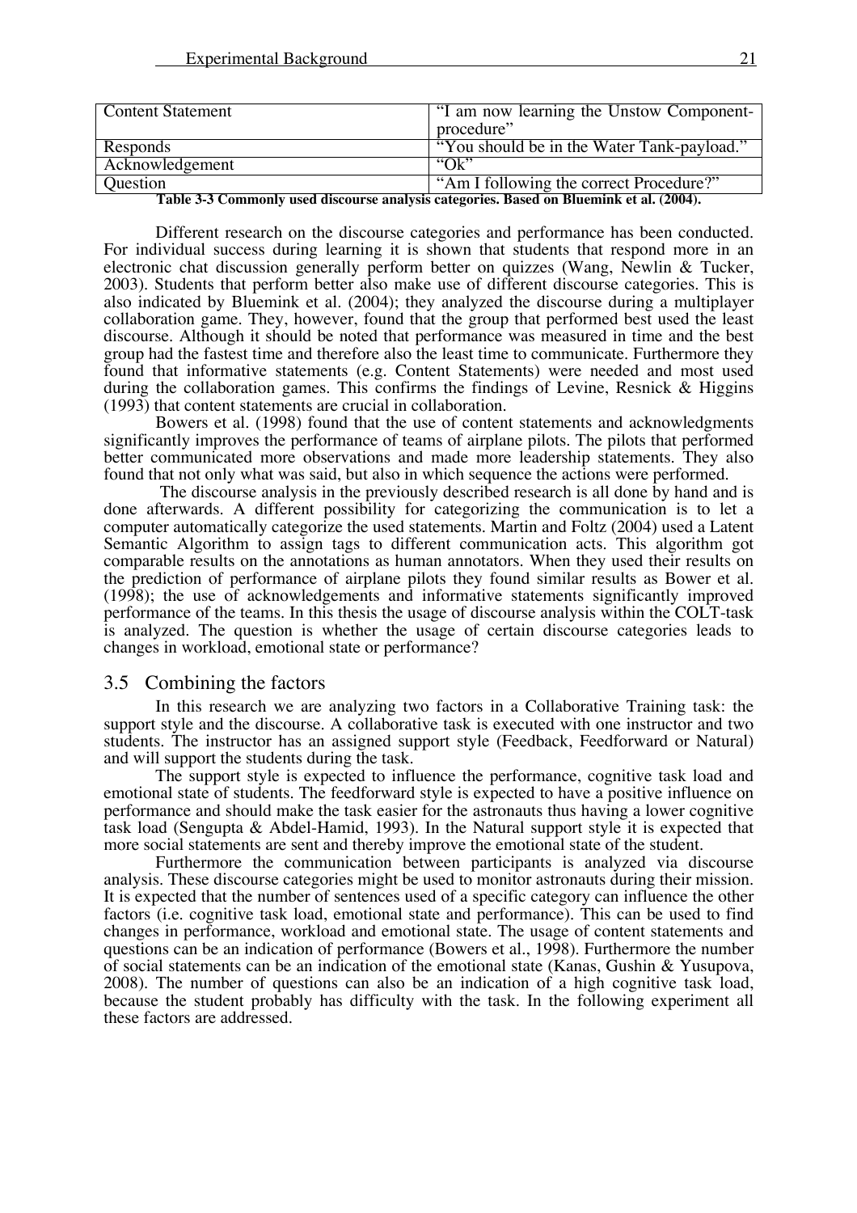| Content Statement | "I am now learning the Unstow Component-procedure" |
| --- | --- |
| Responds | "You should be in the Water Tank-payload." |
| Acknowledgement | "Ok" |
| Question | "Am I following the correct Procedure?" |

**Table 3-3 Commonly used discourse analysis categories. Based on Bluemink et al. (2004).**

Different research on the discourse categories and performance has been conducted. For individual success during learning it is shown that students that respond more in an electronic chat discussion generally perform better on quizzes (Wang, Newlin & Tucker, 2003). Students that perform better also make use of different discourse categories. This is also indicated by Bluemink et al. (2004); they analyzed the discourse during a multiplayer collaboration game. They, however, found that the group that performed best used the least discourse. Although it should be noted that performance was measured in time and the best group had the fastest time and therefore also the least time to communicate. Furthermore they found that informative statements (e.g. Content Statements) were needed and most used during the collaboration games. This confirms the findings of Levine, Resnick & Higgins (1993) that content statements are crucial in collaboration.

Bowers et al. (1998) found that the use of content statements and acknowledgments significantly improves the performance of teams of airplane pilots. The pilots that performed better communicated more observations and made more leadership statements. They also found that not only what was said, but also in which sequence the actions were performed.

The discourse analysis in the previously described research is all done by hand and is done afterwards. A different possibility for categorizing the communication is to let a computer automatically categorize the used statements. Martin and Foltz (2004) used a Latent Semantic Algorithm to assign tags to different communication acts. This algorithm got comparable results on the annotations as human annotators. When they used their results on the prediction of performance of airplane pilots they found similar results as Bower et al. (1998); the use of acknowledgements and informative statements significantly improved performance of the teams. In this thesis the usage of discourse analysis within the COLT-task is analyzed. The question is whether the usage of certain discourse categories leads to changes in workload, emotional state or performance?

## 3.5 Combining the factors

In this research we are analyzing two factors in a Collaborative Training task: the support style and the discourse. A collaborative task is executed with one instructor and two students. The instructor has an assigned support style (Feedback, Feedforward or Natural) and will support the students during the task.

The support style is expected to influence the performance, cognitive task load and emotional state of students. The feedforward style is expected to have a positive influence on performance and should make the task easier for the astronauts thus having a lower cognitive task load (Sengupta & Abdel-Hamid, 1993). In the Natural support style it is expected that more social statements are sent and thereby improve the emotional state of the student.

Furthermore the communication between participants is analyzed via discourse analysis. These discourse categories might be used to monitor astronauts during their mission. It is expected that the number of sentences used of a specific category can influence the other factors (i.e. cognitive task load, emotional state and performance). This can be used to find changes in performance, workload and emotional state. The usage of content statements and questions can be an indication of performance (Bowers et al., 1998). Furthermore the number of social statements can be an indication of the emotional state (Kanas, Gushin & Yusupova, 2008). The number of questions can also be an indication of a high cognitive task load, because the student probably has difficulty with the task. In the following experiment all these factors are addressed.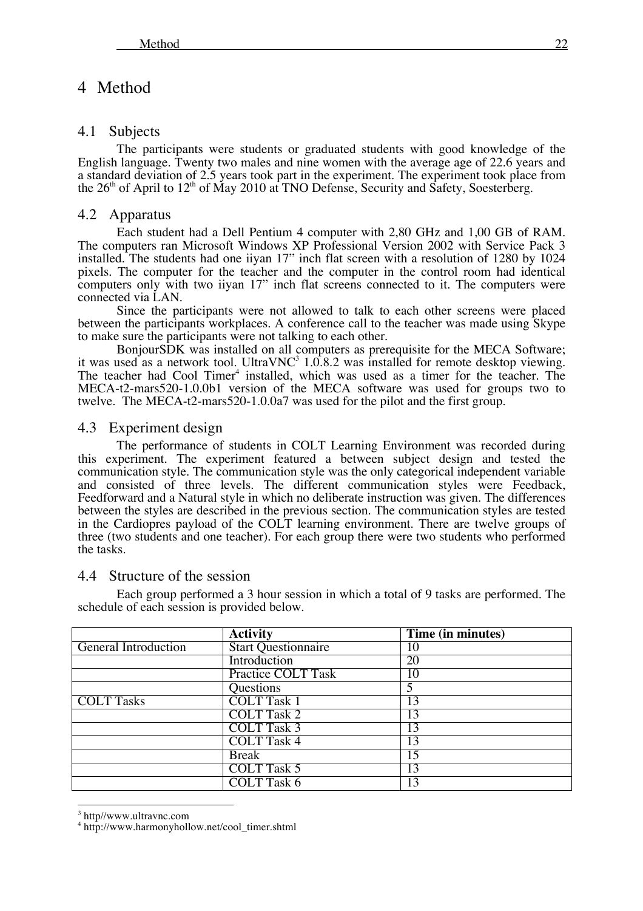# 4 Method

## 4.1 Subjects

The participants were students or graduated students with good knowledge of the English language. Twenty two males and nine women with the average age of 22.6 years and a standard deviation of 2.5 years took part in the experiment. The experiment took place from the 26th of April to 12th of May 2010 at TNO Defense, Security and Safety, Soesterberg.

## 4.2 Apparatus

Each student had a Dell Pentium 4 computer with 2,80 GHz and 1,00 GB of RAM. The computers ran Microsoft Windows XP Professional Version 2002 with Service Pack 3 installed. The students had one iiyan 17" inch flat screen with a resolution of 1280 by 1024 pixels. The computer for the teacher and the computer in the control room had identical computers only with two iiyan 17" inch flat screens connected to it. The computers were connected via LAN.

Since the participants were not allowed to talk to each other screens were placed between the participants workplaces. A conference call to the teacher was made using Skype to make sure the participants were not talking to each other.

BonjourSDK was installed on all computers as prerequisite for the MECA Software; it was used as a network tool. UltraVNC[3] 1.0.8.2 was installed for remote desktop viewing. The teacher had Cool Timer[4] installed, which was used as a timer for the teacher. The MECA-t2-mars520-1.0.0b1 version of the MECA software was used for groups two to twelve. The MECA-t2-mars520-1.0.0a7 was used for the pilot and the first group.

## 4.3 Experiment design

The performance of students in COLT Learning Environment was recorded during this experiment. The experiment featured a between subject design and tested the communication style. The communication style was the only categorical independent variable and consisted of three levels. The different communication styles were Feedback, Feedforward and a Natural style in which no deliberate instruction was given. The differences between the styles are described in the previous section. The communication styles are tested in the Cardiopres payload of the COLT learning environment. There are twelve groups of three (two students and one teacher). For each group there were two students who performed the tasks.

## 4.4 Structure of the session

Each group performed a 3 hour session in which a total of 9 tasks are performed. The schedule of each session is provided below.

| | **Activity** | **Time (in minutes)** |
|---|---|---|
| General Introduction | Start Questionnaire | 10 |
| | Introduction | 20 |
| | Practice COLT Task | 10 |
| | Questions | 5 |
| COLT Tasks | COLT Task 1 | 13 |
| | COLT Task 2 | 13 |
| | COLT Task 3 | 13 |
| | COLT Task 4 | 13 |
| | Break | 15 |
| | COLT Task 5 | 13 |
| | COLT Task 6 | 13 |

[3] http//www.ultravnc.com
[4] http://www.harmonyhollow.net/cool_timer.shtml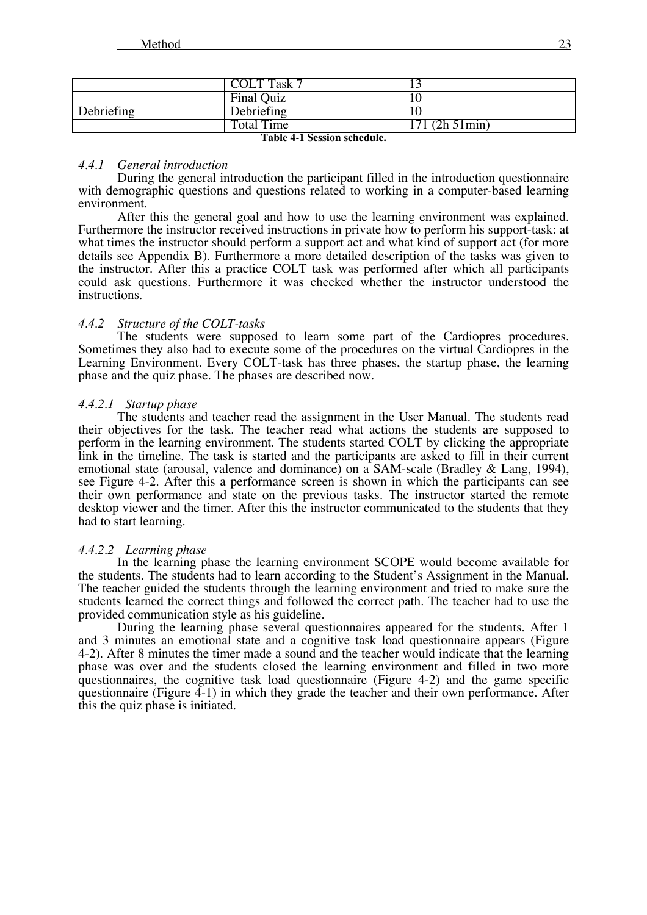| | | |
|---|---|---|
| | COLT Task 7 | 13 |
| | Final Quiz | 10 |
| Debriefing | Debriefing | 10 |
| | Total Time | 171 (2h 51min) |

**Table 4-1 Session schedule.**

### *4.4.1 General introduction*

During the general introduction the participant filled in the introduction questionnaire with demographic questions and questions related to working in a computer-based learning environment.

After this the general goal and how to use the learning environment was explained. Furthermore the instructor received instructions in private how to perform his support-task: at what times the instructor should perform a support act and what kind of support act (for more details see Appendix B). Furthermore a more detailed description of the tasks was given to the instructor. After this a practice COLT task was performed after which all participants could ask questions. Furthermore it was checked whether the instructor understood the instructions.

### *4.4.2 Structure of the COLT-tasks*

The students were supposed to learn some part of the Cardiopres procedures. Sometimes they also had to execute some of the procedures on the virtual Cardiopres in the Learning Environment. Every COLT-task has three phases, the startup phase, the learning phase and the quiz phase. The phases are described now.

#### *4.4.2.1 Startup phase*

The students and teacher read the assignment in the User Manual. The students read their objectives for the task. The teacher read what actions the students are supposed to perform in the learning environment. The students started COLT by clicking the appropriate link in the timeline. The task is started and the participants are asked to fill in their current emotional state (arousal, valence and dominance) on a SAM-scale (Bradley & Lang, 1994), see Figure 4-2. After this a performance screen is shown in which the participants can see their own performance and state on the previous tasks. The instructor started the remote desktop viewer and the timer. After this the instructor communicated to the students that they had to start learning.

#### *4.4.2.2 Learning phase*

In the learning phase the learning environment SCOPE would become available for the students. The students had to learn according to the Student's Assignment in the Manual. The teacher guided the students through the learning environment and tried to make sure the students learned the correct things and followed the correct path. The teacher had to use the provided communication style as his guideline.

During the learning phase several questionnaires appeared for the students. After 1 and 3 minutes an emotional state and a cognitive task load questionnaire appears (Figure 4-2). After 8 minutes the timer made a sound and the teacher would indicate that the learning phase was over and the students closed the learning environment and filled in two more questionnaires, the cognitive task load questionnaire (Figure 4-2) and the game specific questionnaire (Figure 4-1) in which they grade the teacher and their own performance. After this the quiz phase is initiated.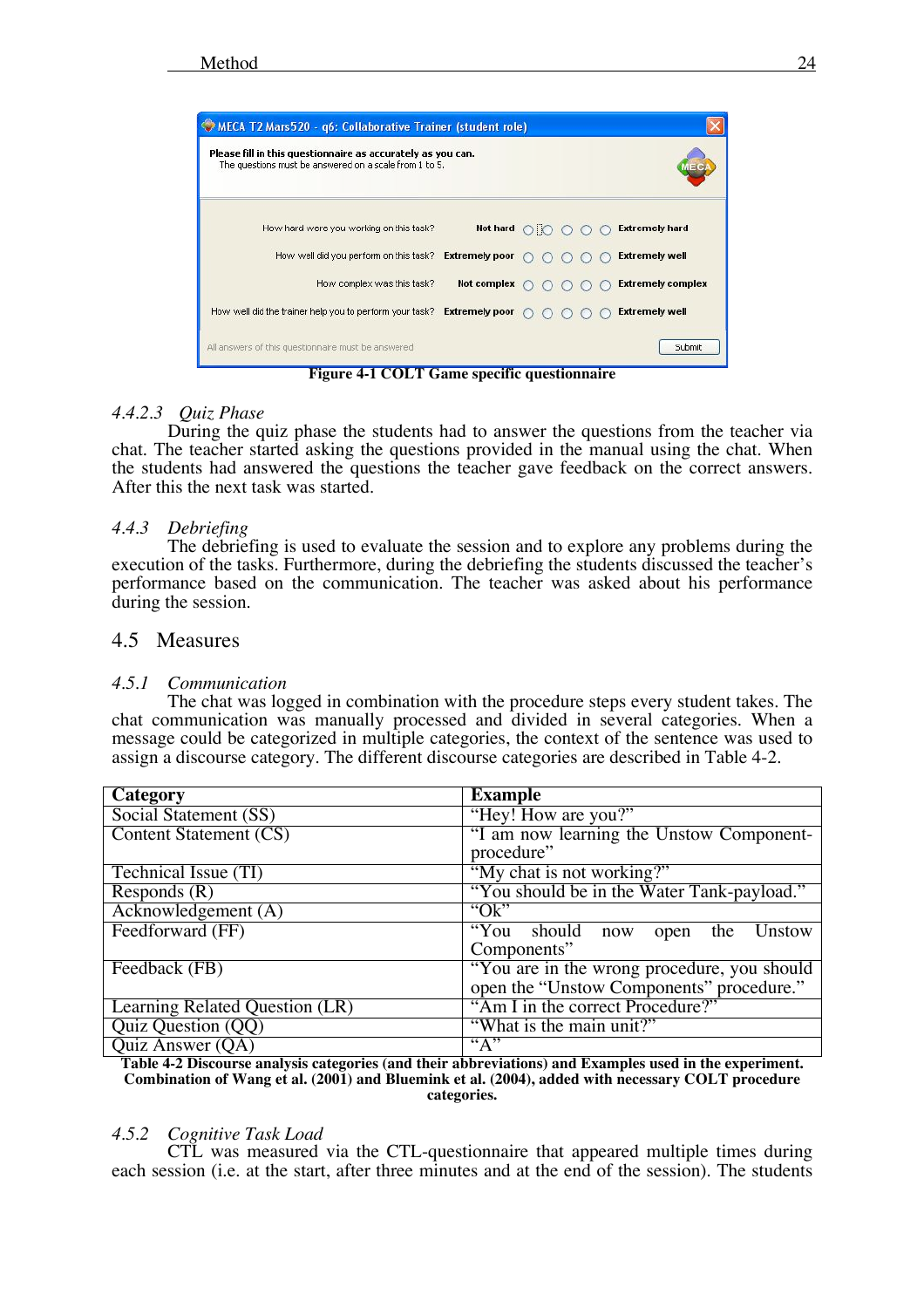**Figure 4-1 COLT Game specific questionnaire**

### 4.4.2.3 *Quiz Phase*

During the quiz phase the students had to answer the questions from the teacher via chat. The teacher started asking the questions provided in the manual using the chat. When the students had answered the questions the teacher gave feedback on the correct answers. After this the next task was started.

### 4.4.3 *Debriefing*

The debriefing is used to evaluate the session and to explore any problems during the execution of the tasks. Furthermore, during the debriefing the students discussed the teacher's performance based on the communication. The teacher was asked about his performance during the session.

## 4.5 Measures

### 4.5.1 *Communication*

The chat was logged in combination with the procedure steps every student takes. The chat communication was manually processed and divided in several categories. When a message could be categorized in multiple categories, the context of the sentence was used to assign a discourse category. The different discourse categories are described in Table 4-2.

| Category | Example |
|---|---|
| Social Statement (SS) | "Hey! How are you?" |
| Content Statement (CS) | "I am now learning the Unstow Component-procedure" |
| Technical Issue (TI) | "My chat is not working?" |
| Responds (R) | "You should be in the Water Tank-payload." |
| Acknowledgement (A) | "Ok" |
| Feedforward (FF) | "You should now open the Unstow Components" |
| Feedback (FB) | "You are in the wrong procedure, you should open the "Unstow Components" procedure." |
| Learning Related Question (LR) | "Am I in the correct Procedure?" |
| Quiz Question (QQ) | "What is the main unit?" |
| Quiz Answer (QA) | "A" |

**Table 4-2 Discourse analysis categories (and their abbreviations) and Examples used in the experiment. Combination of Wang et al. (2001) and Bluemink et al. (2004), added with necessary COLT procedure categories.**

### 4.5.2 *Cognitive Task Load*

CTL was measured via the CTL-questionnaire that appeared multiple times during each session (i.e. at the start, after three minutes and at the end of the session). The students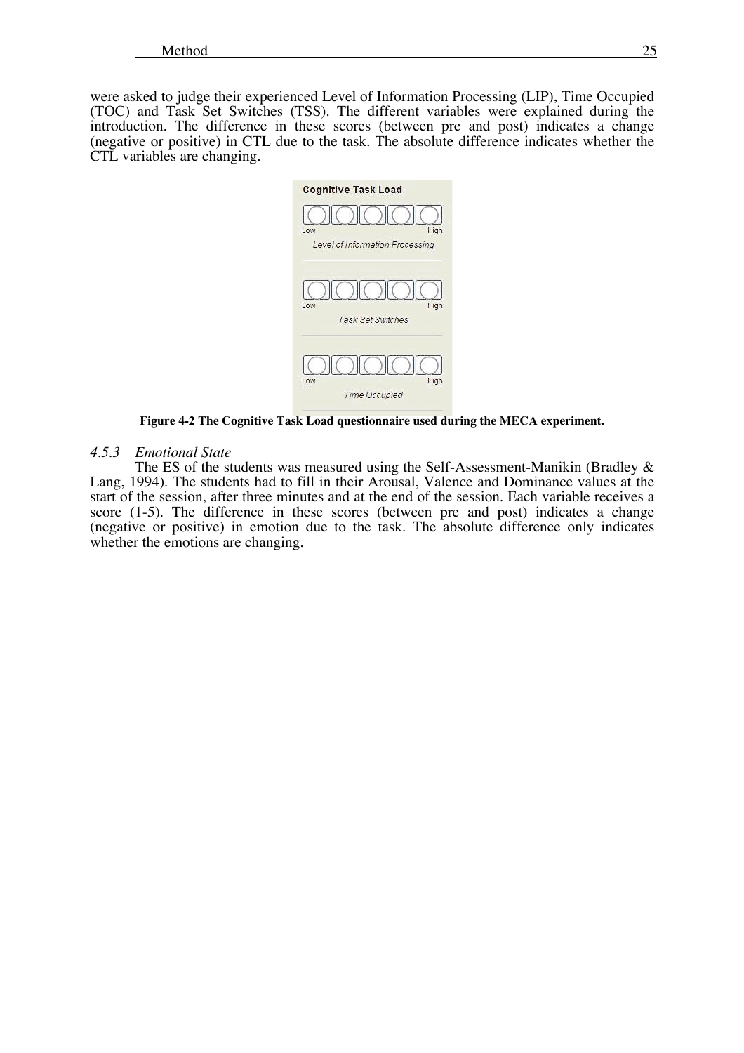were asked to judge their experienced Level of Information Processing (LIP), Time Occupied (TOC) and Task Set Switches (TSS). The different variables were explained during the introduction. The difference in these scores (between pre and post) indicates a change (negative or positive) in CTL due to the task. The absolute difference indicates whether the CTL variables are changing.

**Figure 4-2 The Cognitive Task Load questionnaire used during the MECA experiment.**

### *4.5.3 Emotional State*

The ES of the students was measured using the Self-Assessment-Manikin (Bradley & Lang, 1994). The students had to fill in their Arousal, Valence and Dominance values at the start of the session, after three minutes and at the end of the session. Each variable receives a score (1-5). The difference in these scores (between pre and post) indicates a change (negative or positive) in emotion due to the task. The absolute difference only indicates whether the emotions are changing.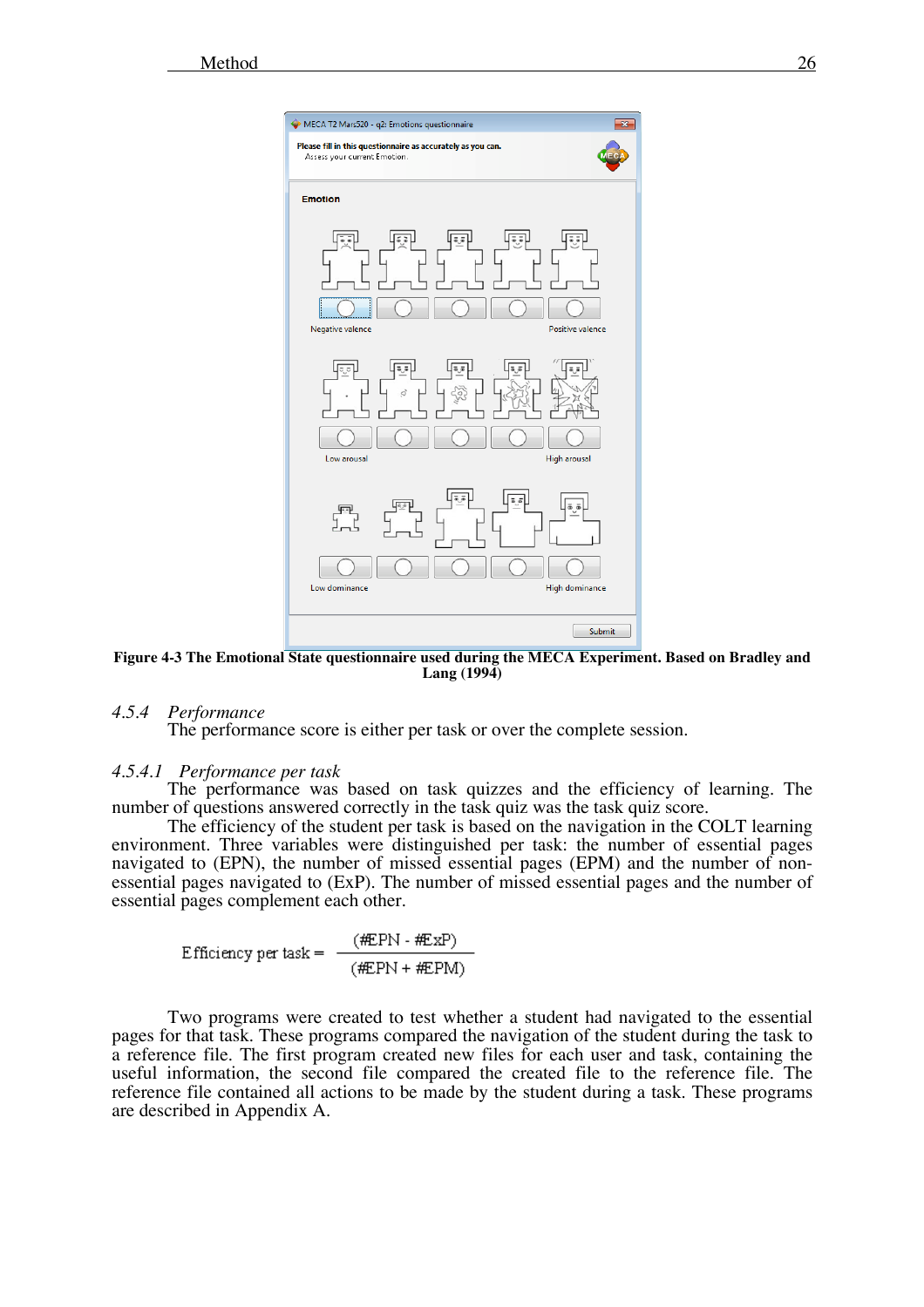**Figure 4-3 The Emotional State questionnaire used during the MECA Experiment. Based on Bradley and Lang (1994)**

### 4.5.4 *Performance*

The performance score is either per task or over the complete session.

#### 4.5.4.1 *Performance per task*

The performance was based on task quizzes and the efficiency of learning. The number of questions answered correctly in the task quiz was the task quiz score.

The efficiency of the student per task is based on the navigation in the COLT learning environment. Three variables were distinguished per task: the number of essential pages navigated to (EPN), the number of missed essential pages (EPM) and the number of non-essential pages navigated to (ExP). The number of missed essential pages and the number of essential pages complement each other.

$$\text{Efficiency per task} = \frac{(\#EPN - \#ExP)}{(\#EPN + \#EPM)}$$

Two programs were created to test whether a student had navigated to the essential pages for that task. These programs compared the navigation of the student during the task to a reference file. The first program created new files for each user and task, containing the useful information, the second file compared the created file to the reference file. The reference file contained all actions to be made by the student during a task. These programs are described in Appendix A.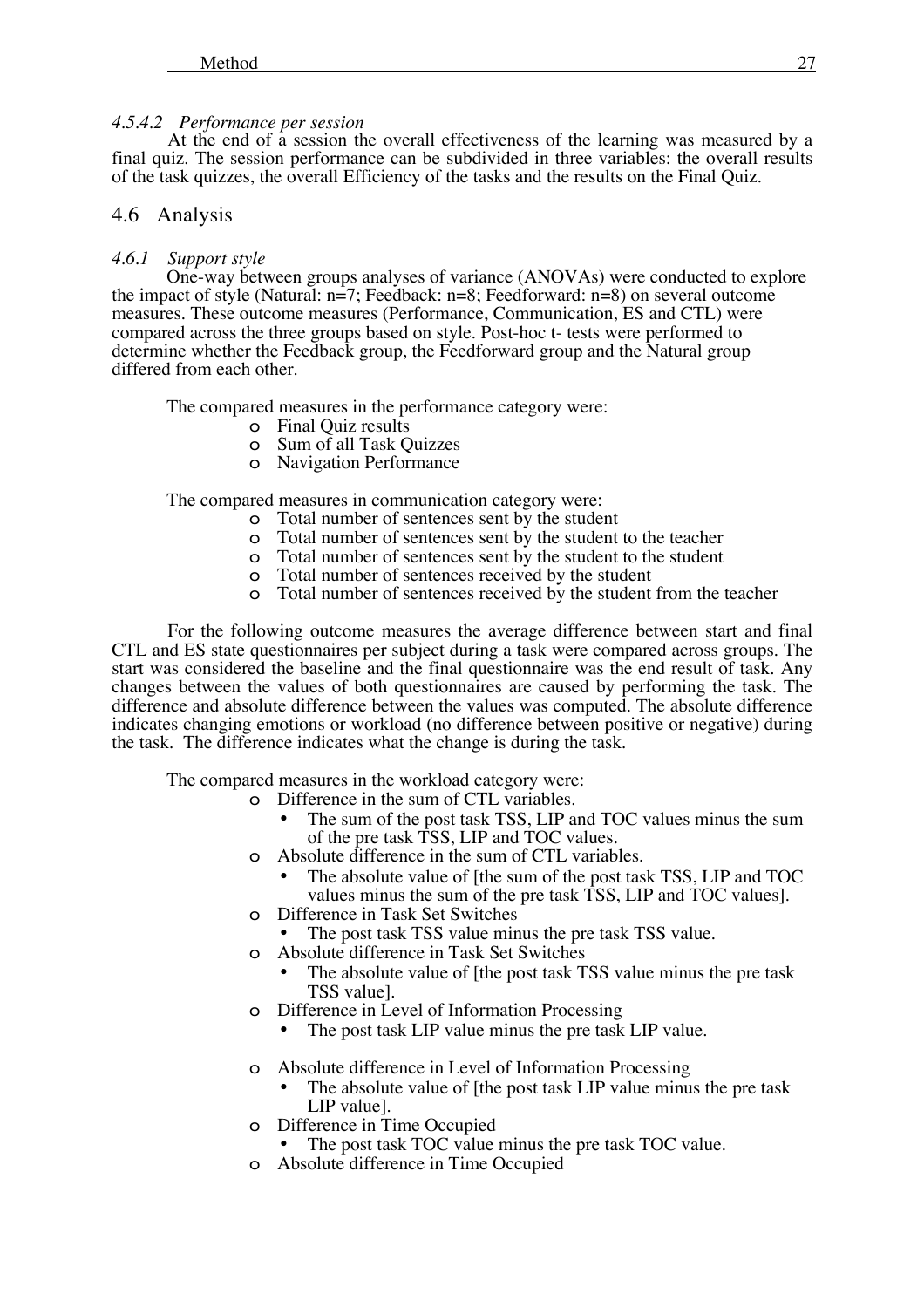#### *4.5.4.2 Performance per session*

At the end of a session the overall effectiveness of the learning was measured by a final quiz. The session performance can be subdivided in three variables: the overall results of the task quizzes, the overall Efficiency of the tasks and the results on the Final Quiz.

## 4.6 Analysis

### *4.6.1 Support style*

One-way between groups analyses of variance (ANOVAs) were conducted to explore the impact of style (Natural: n=7; Feedback: n=8; Feedforward: n=8) on several outcome measures. These outcome measures (Performance, Communication, ES and CTL) were compared across the three groups based on style. Post-hoc t- tests were performed to determine whether the Feedback group, the Feedforward group and the Natural group differed from each other.

The compared measures in the performance category were:

- Final Quiz results
- Sum of all Task Quizzes
- Navigation Performance

The compared measures in communication category were:

- Total number of sentences sent by the student
- Total number of sentences sent by the student to the teacher
- Total number of sentences sent by the student to the student
- Total number of sentences received by the student
- Total number of sentences received by the student from the teacher

For the following outcome measures the average difference between start and final CTL and ES state questionnaires per subject during a task were compared across groups. The start was considered the baseline and the final questionnaire was the end result of task. Any changes between the values of both questionnaires are caused by performing the task. The difference and absolute difference between the values was computed. The absolute difference indicates changing emotions or workload (no difference between positive or negative) during the task. The difference indicates what the change is during the task.

The compared measures in the workload category were:

- Difference in the sum of CTL variables.
  - The sum of the post task TSS, LIP and TOC values minus the sum of the pre task TSS, LIP and TOC values.
- Absolute difference in the sum of CTL variables.
  - The absolute value of [the sum of the post task TSS, LIP and TOC values minus the sum of the pre task TSS, LIP and TOC values].
- Difference in Task Set Switches
  - The post task TSS value minus the pre task TSS value.
- Absolute difference in Task Set Switches
  - The absolute value of [the post task TSS value minus the pre task TSS value].
- Difference in Level of Information Processing
  - The post task LIP value minus the pre task LIP value.
- Absolute difference in Level of Information Processing
  - The absolute value of [the post task LIP value minus the pre task LIP value].
- Difference in Time Occupied
  - The post task TOC value minus the pre task TOC value.
- Absolute difference in Time Occupied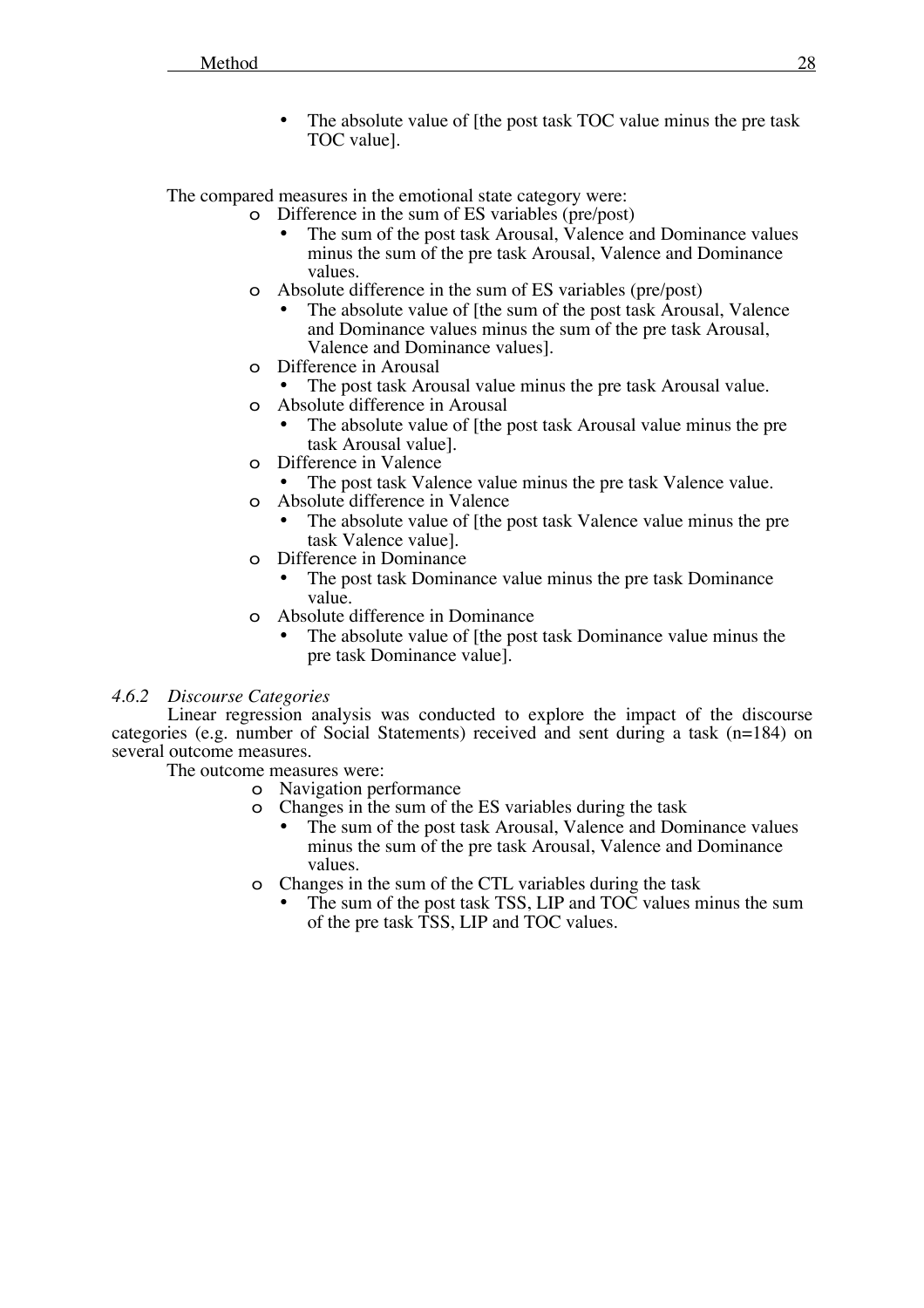- The absolute value of [the post task TOC value minus the pre task TOC value].

The compared measures in the emotional state category were:

- Difference in the sum of ES variables (pre/post)
  - The sum of the post task Arousal, Valence and Dominance values minus the sum of the pre task Arousal, Valence and Dominance values.
- Absolute difference in the sum of ES variables (pre/post)
  - The absolute value of [the sum of the post task Arousal, Valence and Dominance values minus the sum of the pre task Arousal, Valence and Dominance values].
- Difference in Arousal
  - The post task Arousal value minus the pre task Arousal value.
- Absolute difference in Arousal
  - The absolute value of [the post task Arousal value minus the pre task Arousal value].
- Difference in Valence
  - The post task Valence value minus the pre task Valence value.
- Absolute difference in Valence
  - The absolute value of [the post task Valence value minus the pre task Valence value].
- Difference in Dominance
  - The post task Dominance value minus the pre task Dominance value.
- Absolute difference in Dominance
  - The absolute value of [the post task Dominance value minus the pre task Dominance value].

### *4.6.2 Discourse Categories*

Linear regression analysis was conducted to explore the impact of the discourse categories (e.g. number of Social Statements) received and sent during a task (n=184) on several outcome measures.

The outcome measures were:

- Navigation performance
- Changes in the sum of the ES variables during the task
  - The sum of the post task Arousal, Valence and Dominance values minus the sum of the pre task Arousal, Valence and Dominance values.
- Changes in the sum of the CTL variables during the task
  - The sum of the post task TSS, LIP and TOC values minus the sum of the pre task TSS, LIP and TOC values.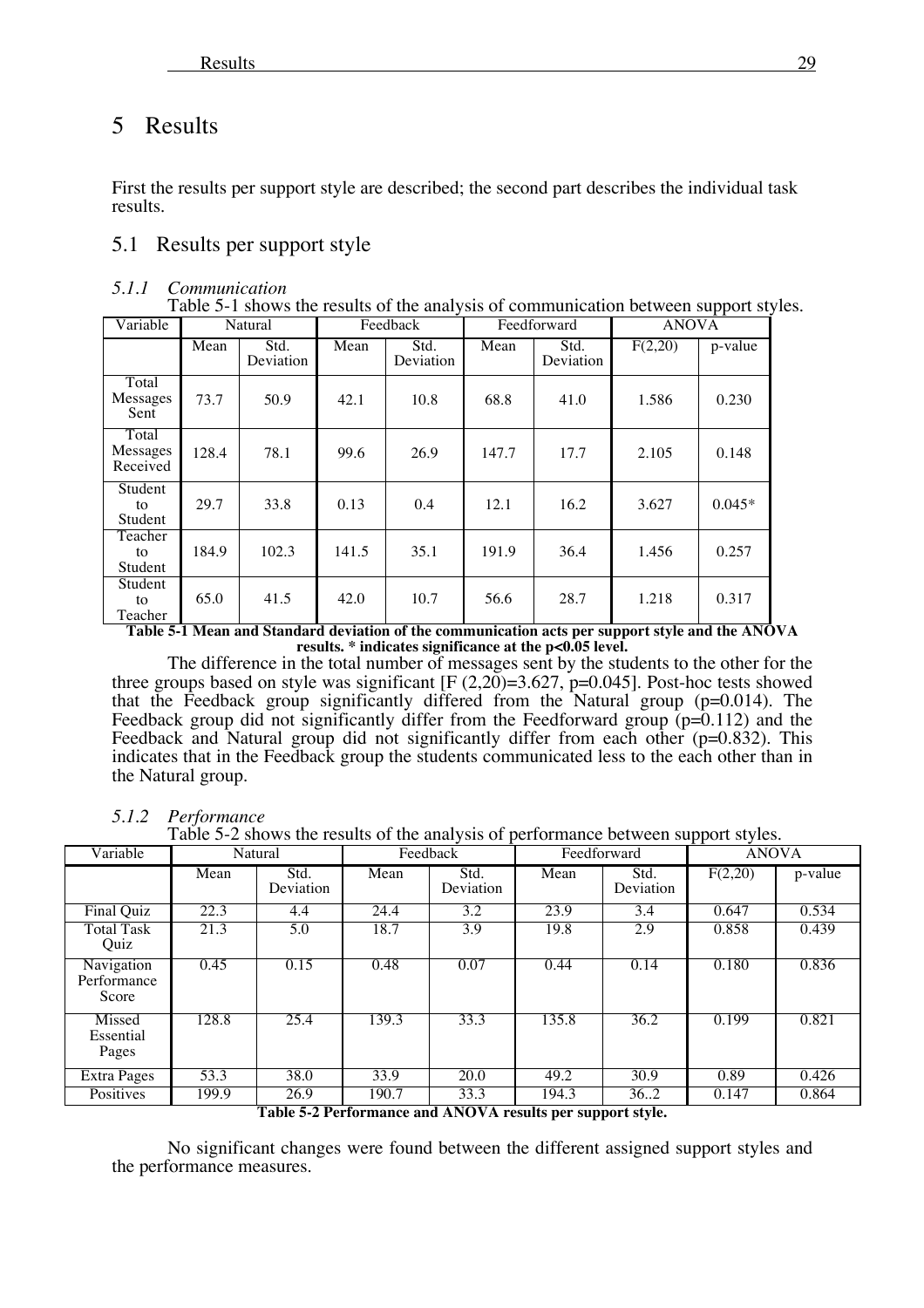# 5 Results

First the results per support style are described; the second part describes the individual task results.

## 5.1 Results per support style

### *5.1.1 Communication*

Table 5-1 shows the results of the analysis of communication between support styles.

| Variable | Natural | | Feedback | | Feedforward | | ANOVA | |
|---|---|---|---|---|---|---|---|---|
| | Mean | Std. Deviation | Mean | Std. Deviation | Mean | Std. Deviation | F(2,20) | p-value |
| Total Messages Sent | 73.7 | 50.9 | 42.1 | 10.8 | 68.8 | 41.0 | 1.586 | 0.230 |
| Total Messages Received | 128.4 | 78.1 | 99.6 | 26.9 | 147.7 | 17.7 | 2.105 | 0.148 |
| Student to Student | 29.7 | 33.8 | 0.13 | 0.4 | 12.1 | 16.2 | 3.627 | 0.045* |
| Teacher to Student | 184.9 | 102.3 | 141.5 | 35.1 | 191.9 | 36.4 | 1.456 | 0.257 |
| Student to Teacher | 65.0 | 41.5 | 42.0 | 10.7 | 56.6 | 28.7 | 1.218 | 0.317 |

**Table 5-1 Mean and Standard deviation of the communication acts per support style and the ANOVA results. * indicates significance at the p<0.05 level.**

The difference in the total number of messages sent by the students to the other for the three groups based on style was significant [F (2,20)=3.627, p=0.045]. Post-hoc tests showed that the Feedback group significantly differed from the Natural group (p=0.014). The Feedback group did not significantly differ from the Feedforward group (p=0.112) and the Feedback and Natural group did not significantly differ from each other (p=0.832). This indicates that in the Feedback group the students communicated less to the each other than in the Natural group.

### *5.1.2 Performance*

Table 5-2 shows the results of the analysis of performance between support styles.

| Variable | Natural | | Feedback | | Feedforward | | ANOVA | |
|---|---|---|---|---|---|---|---|---|
| | Mean | Std. Deviation | Mean | Std. Deviation | Mean | Std. Deviation | F(2,20) | p-value |
| Final Quiz | 22.3 | 4.4 | 24.4 | 3.2 | 23.9 | 3.4 | 0.647 | 0.534 |
| Total Task Quiz | 21.3 | 5.0 | 18.7 | 3.9 | 19.8 | 2.9 | 0.858 | 0.439 |
| Navigation Performance Score | 0.45 | 0.15 | 0.48 | 0.07 | 0.44 | 0.14 | 0.180 | 0.836 |
| Missed Essential Pages | 128.8 | 25.4 | 139.3 | 33.3 | 135.8 | 36.2 | 0.199 | 0.821 |
| Extra Pages | 53.3 | 38.0 | 33.9 | 20.0 | 49.2 | 30.9 | 0.89 | 0.426 |
| Positives | 199.9 | 26.9 | 190.7 | 33.3 | 194.3 | 36..2 | 0.147 | 0.864 |

**Table 5-2 Performance and ANOVA results per support style.**

No significant changes were found between the different assigned support styles and the performance measures.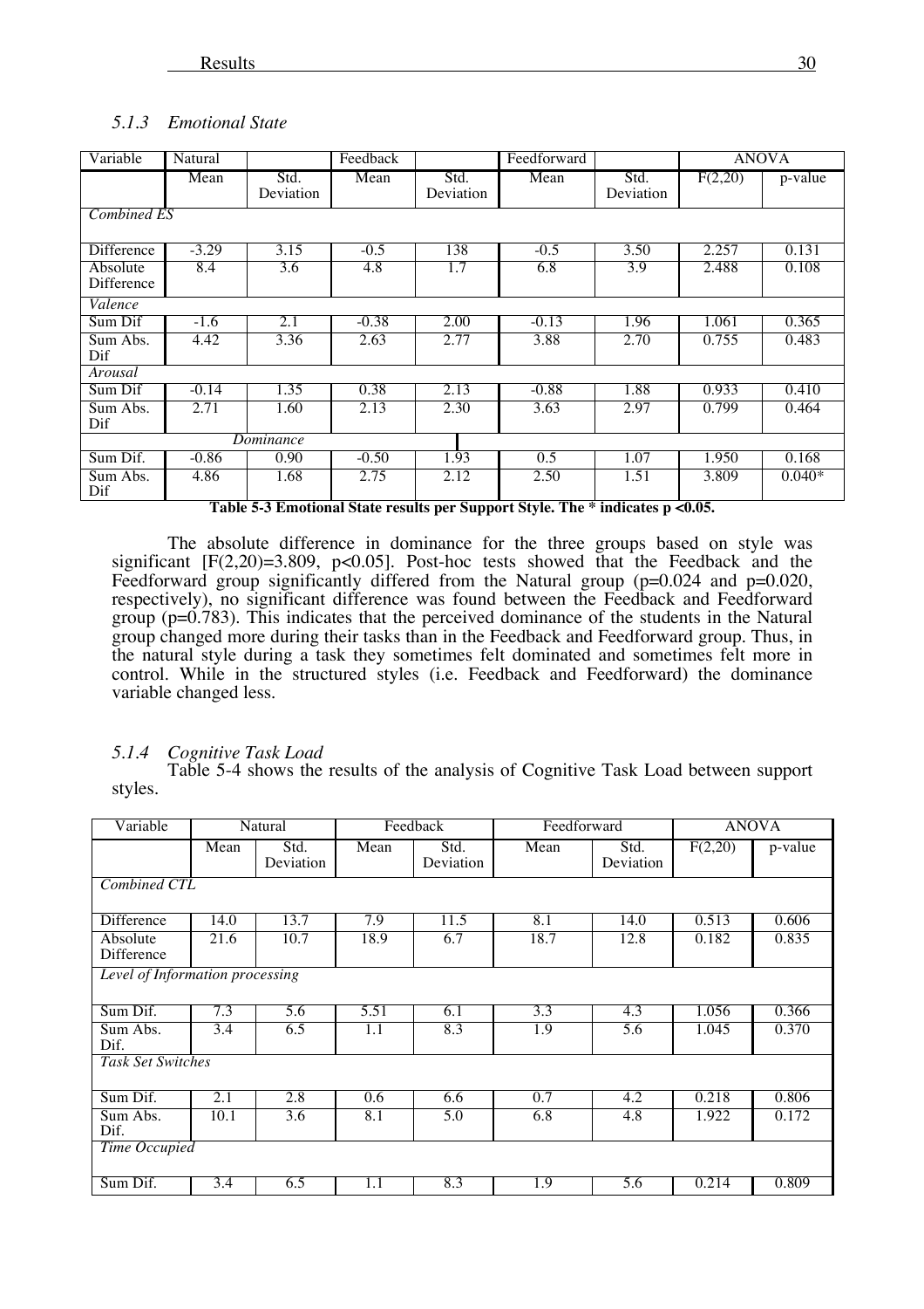### *5.1.3 Emotional State*

| Variable | Natural | | Feedback | | Feedforward | | ANOVA | |
|---|---|---|---|---|---|---|---|---|
| | Mean | Std. Deviation | Mean | Std. Deviation | Mean | Std. Deviation | F(2,20) | p-value |
| *Combined ES* | | | | | | | | |
| Difference | -3.29 | 3.15 | -0.5 | 138 | -0.5 | 3.50 | 2.257 | 0.131 |
| Absolute Difference | 8.4 | 3.6 | 4.8 | 1.7 | 6.8 | 3.9 | 2.488 | 0.108 |
| *Valence* | | | | | | | | |
| Sum Dif | -1.6 | 2.1 | -0.38 | 2.00 | -0.13 | 1.96 | 1.061 | 0.365 |
| Sum Abs. Dif | 4.42 | 3.36 | 2.63 | 2.77 | 3.88 | 2.70 | 0.755 | 0.483 |
| *Arousal* | | | | | | | | |
| Sum Dif | -0.14 | 1.35 | 0.38 | 2.13 | -0.88 | 1.88 | 0.933 | 0.410 |
| Sum Abs. Dif | 2.71 | 1.60 | 2.13 | 2.30 | 3.63 | 2.97 | 0.799 | 0.464 |
| | | *Dominance* | | | | | | |
| Sum Dif. | -0.86 | 0.90 | -0.50 | 1.93 | 0.5 | 1.07 | 1.950 | 0.168 |
| Sum Abs. Dif | 4.86 | 1.68 | 2.75 | 2.12 | 2.50 | 1.51 | 3.809 | 0.040* |

**Table 5-3 Emotional State results per Support Style. The * indicates p <0.05.**

The absolute difference in dominance for the three groups based on style was significant [$F(2,20)=3.809$, $p<0.05$]. Post-hoc tests showed that the Feedback and the Feedforward group significantly differed from the Natural group ($p=0.024$ and $p=0.020$, respectively), no significant difference was found between the Feedback and Feedforward group ($p=0.783$). This indicates that the perceived dominance of the students in the Natural group changed more during their tasks than in the Feedback and Feedforward group. Thus, in the natural style during a task they sometimes felt dominated and sometimes felt more in control. While in the structured styles (i.e. Feedback and Feedforward) the dominance variable changed less.

### *5.1.4 Cognitive Task Load*

Table 5-4 shows the results of the analysis of Cognitive Task Load between support styles.

| Variable | Natural | | Feedback | | Feedforward | | ANOVA | |
|---|---|---|---|---|---|---|---|---|
| | Mean | Std. Deviation | Mean | Std. Deviation | Mean | Std. Deviation | F(2,20) | p-value |
| *Combined CTL* | | | | | | | | |
| Difference | 14.0 | 13.7 | 7.9 | 11.5 | 8.1 | 14.0 | 0.513 | 0.606 |
| Absolute Difference | 21.6 | 10.7 | 18.9 | 6.7 | 18.7 | 12.8 | 0.182 | 0.835 |
| *Level of Information processing* | | | | | | | | |
| Sum Dif. | 7.3 | 5.6 | 5.51 | 6.1 | 3.3 | 4.3 | 1.056 | 0.366 |
| Sum Abs. Dif. | 3.4 | 6.5 | 1.1 | 8.3 | 1.9 | 5.6 | 1.045 | 0.370 |
| *Task Set Switches* | | | | | | | | |
| Sum Dif. | 2.1 | 2.8 | 0.6 | 6.6 | 0.7 | 4.2 | 0.218 | 0.806 |
| Sum Abs. Dif. | 10.1 | 3.6 | 8.1 | 5.0 | 6.8 | 4.8 | 1.922 | 0.172 |
| *Time Occupied* | | | | | | | | |
| Sum Dif. | 3.4 | 6.5 | 1.1 | 8.3 | 1.9 | 5.6 | 0.214 | 0.809 |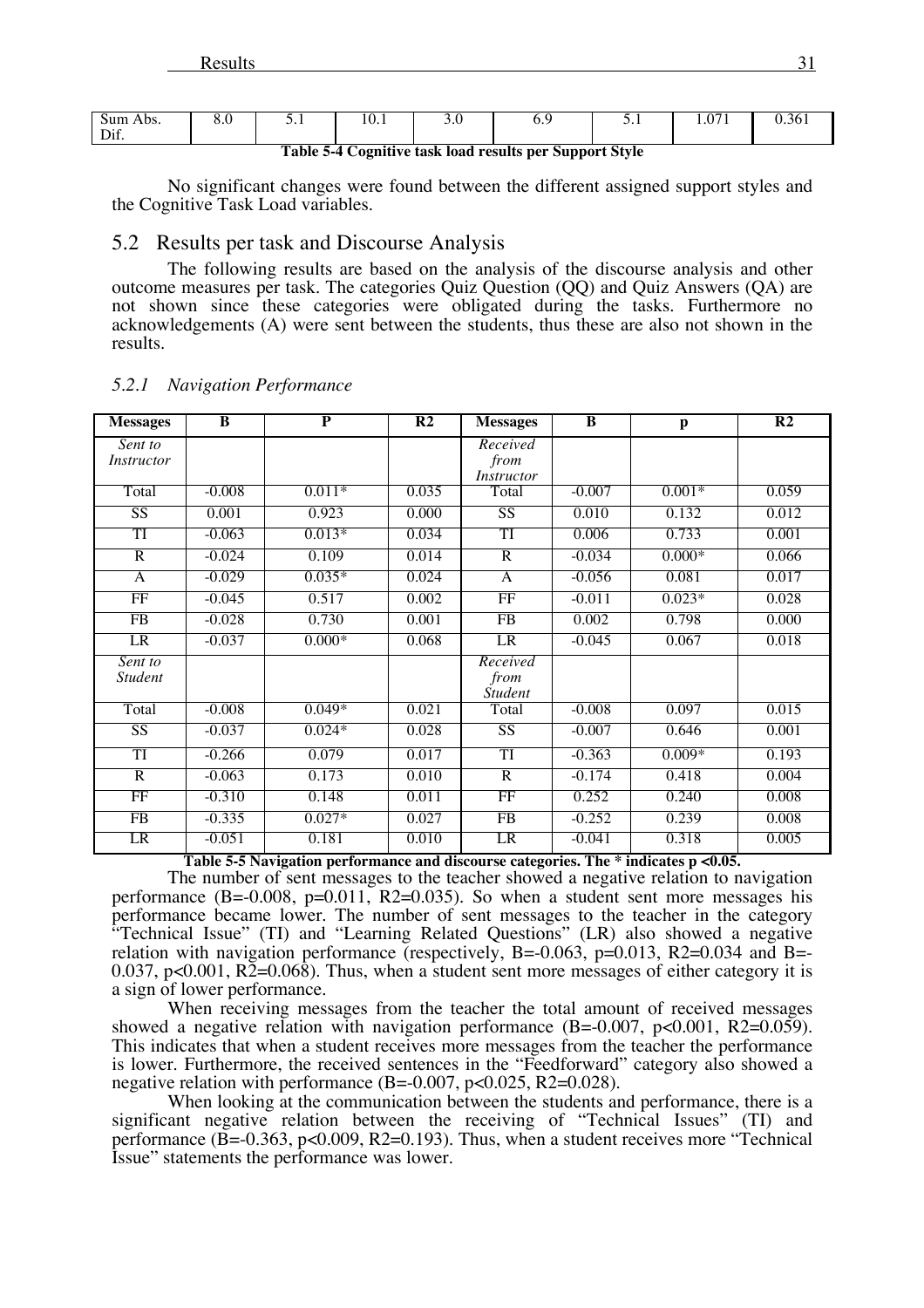| Sum Abs. Dif. | 8.0 | 5.1 | 10.1 | 3.0 | 6.9 | 5.1 | 1.071 | 0.361 |
|---|---|---|---|---|---|---|---|---|

**Table 5-4 Cognitive task load results per Support Style**

No significant changes were found between the different assigned support styles and the Cognitive Task Load variables.

## 5.2 Results per task and Discourse Analysis

The following results are based on the analysis of the discourse analysis and other outcome measures per task. The categories Quiz Question (QQ) and Quiz Answers (QA) are not shown since these categories were obligated during the tasks. Furthermore no acknowledgements (A) were sent between the students, thus these are also not shown in the results.

### *5.2.1 Navigation Performance*

| Messages | B | P | R2 | Messages | B | p | R2 |
|---|---|---|---|---|---|---|---|
| *Sent to Instructor* | | | | *Received from Instructor* | | | |
| Total | -0.008 | 0.011* | 0.035 | Total | -0.007 | 0.001* | 0.059 |
| SS | 0.001 | 0.923 | 0.000 | SS | 0.010 | 0.132 | 0.012 |
| TI | -0.063 | 0.013* | 0.034 | TI | 0.006 | 0.733 | 0.001 |
| R | -0.024 | 0.109 | 0.014 | R | -0.034 | 0.000* | 0.066 |
| A | -0.029 | 0.035* | 0.024 | A | -0.056 | 0.081 | 0.017 |
| FF | -0.045 | 0.517 | 0.002 | FF | -0.011 | 0.023* | 0.028 |
| FB | -0.028 | 0.730 | 0.001 | FB | 0.002 | 0.798 | 0.000 |
| LR | -0.037 | 0.000* | 0.068 | LR | -0.045 | 0.067 | 0.018 |
| *Sent to Student* | | | | *Received from Student* | | | |
| Total | -0.008 | 0.049* | 0.021 | Total | -0.008 | 0.097 | 0.015 |
| SS | -0.037 | 0.024* | 0.028 | SS | -0.007 | 0.646 | 0.001 |
| TI | -0.266 | 0.079 | 0.017 | TI | -0.363 | 0.009* | 0.193 |
| R | -0.063 | 0.173 | 0.010 | R | -0.174 | 0.418 | 0.004 |
| FF | -0.310 | 0.148 | 0.011 | FF | 0.252 | 0.240 | 0.008 |
| FB | -0.335 | 0.027* | 0.027 | FB | -0.252 | 0.239 | 0.008 |
| LR | -0.051 | 0.181 | 0.010 | LR | -0.041 | 0.318 | 0.005 |

**Table 5-5 Navigation performance and discourse categories. The * indicates p <0.05.**

The number of sent messages to the teacher showed a negative relation to navigation performance (B=-0.008, p=0.011, R2=0.035). So when a student sent more messages his performance became lower. The number of sent messages to the teacher in the category "Technical Issue" (TI) and "Learning Related Questions" (LR) also showed a negative relation with navigation performance (respectively, B=-0.063, p=0.013, R2=0.034 and B=-0.037, p<0.001, R2=0.068). Thus, when a student sent more messages of either category it is a sign of lower performance.

When receiving messages from the teacher the total amount of received messages showed a negative relation with navigation performance (B=-0.007, p<0.001, R2=0.059). This indicates that when a student receives more messages from the teacher the performance is lower. Furthermore, the received sentences in the "Feedforward" category also showed a negative relation with performance (B=-0.007, p<0.025, R2=0.028).

When looking at the communication between the students and performance, there is a significant negative relation between the receiving of "Technical Issues" (TI) and performance (B=-0.363, p<0.009, R2=0.193). Thus, when a student receives more "Technical Issue" statements the performance was lower.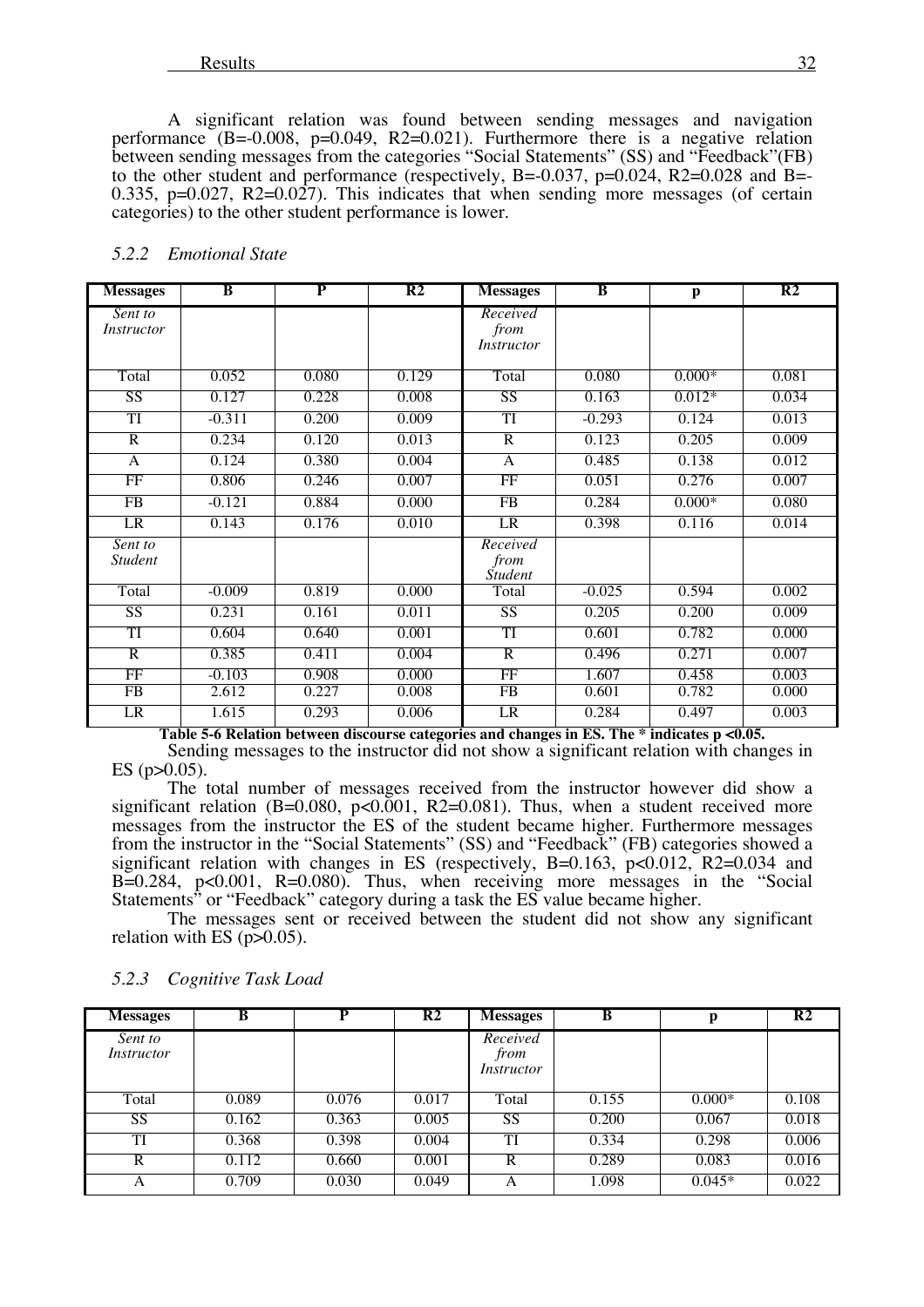A significant relation was found between sending messages and navigation performance (B=-0.008, p=0.049, R2=0.021). Furthermore there is a negative relation between sending messages from the categories "Social Statements" (SS) and "Feedback"(FB) to the other student and performance (respectively, B=-0.037, p=0.024, R2=0.028 and B=-0.335, p=0.027, R2=0.027). This indicates that when sending more messages (of certain categories) to the other student performance is lower.

### 5.2.2 *Emotional State*

| Messages | B | P | R2 | Messages | B | p | R2 |
|---|---|---|---|---|---|---|---|
| *Sent to Instructor* | | | | *Received from Instructor* | | | |
| Total | 0.052 | 0.080 | 0.129 | Total | 0.080 | 0.000* | 0.081 |
| SS | 0.127 | 0.228 | 0.008 | SS | 0.163 | 0.012* | 0.034 |
| TI | -0.311 | 0.200 | 0.009 | TI | -0.293 | 0.124 | 0.013 |
| R | 0.234 | 0.120 | 0.013 | R | 0.123 | 0.205 | 0.009 |
| A | 0.124 | 0.380 | 0.004 | A | 0.485 | 0.138 | 0.012 |
| FF | 0.806 | 0.246 | 0.007 | FF | 0.051 | 0.276 | 0.007 |
| FB | -0.121 | 0.884 | 0.000 | FB | 0.284 | 0.000* | 0.080 |
| LR | 0.143 | 0.176 | 0.010 | LR | 0.398 | 0.116 | 0.014 |
| *Sent to Student* | | | | *Received from Student* | | | |
| Total | -0.009 | 0.819 | 0.000 | Total | -0.025 | 0.594 | 0.002 |
| SS | 0.231 | 0.161 | 0.011 | SS | 0.205 | 0.200 | 0.009 |
| TI | 0.604 | 0.640 | 0.001 | TI | 0.601 | 0.782 | 0.000 |
| R | 0.385 | 0.411 | 0.004 | R | 0.496 | 0.271 | 0.007 |
| FF | -0.103 | 0.908 | 0.000 | FF | 1.607 | 0.458 | 0.003 |
| FB | 2.612 | 0.227 | 0.008 | FB | 0.601 | 0.782 | 0.000 |
| LR | 1.615 | 0.293 | 0.006 | LR | 0.284 | 0.497 | 0.003 |

**Table 5-6 Relation between discourse categories and changes in ES. The * indicates p <0.05.**

Sending messages to the instructor did not show a significant relation with changes in ES (p>0.05).

The total number of messages received from the instructor however did show a significant relation (B=0.080, p<0.001, R2=0.081). Thus, when a student received more messages from the instructor the ES of the student became higher. Furthermore messages from the instructor in the "Social Statements" (SS) and "Feedback" (FB) categories showed a significant relation with changes in ES (respectively, B=0.163, p<0.012, R2=0.034 and B=0.284, p<0.001, R=0.080). Thus, when receiving more messages in the "Social Statements" or "Feedback" category during a task the ES value became higher.

The messages sent or received between the student did not show any significant relation with ES (p>0.05).

### 5.2.3 *Cognitive Task Load*

| Messages | B | P | R2 | Messages | B | p | R2 |
|---|---|---|---|---|---|---|---|
| *Sent to Instructor* | | | | *Received from Instructor* | | | |
| Total | 0.089 | 0.076 | 0.017 | Total | 0.155 | 0.000* | 0.108 |
| SS | 0.162 | 0.363 | 0.005 | SS | 0.200 | 0.067 | 0.018 |
| TI | 0.368 | 0.398 | 0.004 | TI | 0.334 | 0.298 | 0.006 |
| R | 0.112 | 0.660 | 0.001 | R | 0.289 | 0.083 | 0.016 |
| A | 0.709 | 0.030 | 0.049 | A | 1.098 | 0.045* | 0.022 |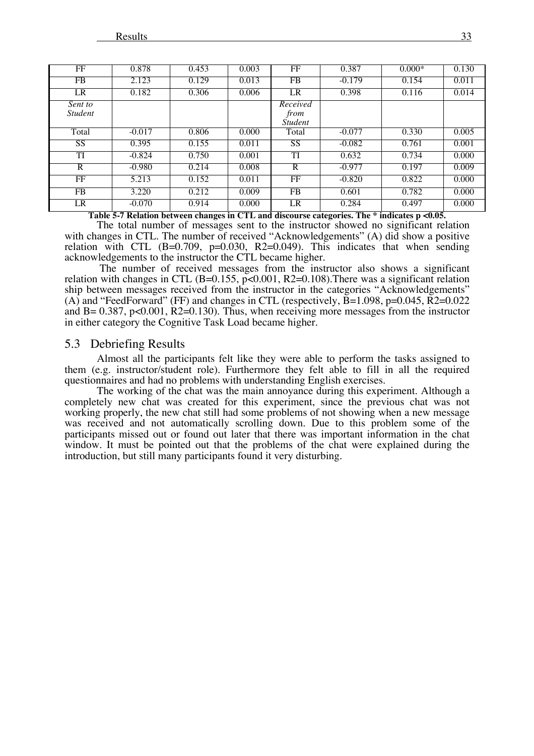| FF | 0.878 | 0.453 | 0.003 | FF | 0.387 | 0.000* | 0.130 |
|---|---|---|---|---|---|---|---|
| FB | 2.123 | 0.129 | 0.013 | FB | -0.179 | 0.154 | 0.011 |
| LR | 0.182 | 0.306 | 0.006 | LR | 0.398 | 0.116 | 0.014 |
| *Sent to Student* | | | | *Received from Student* | | | |
| Total | -0.017 | 0.806 | 0.000 | Total | -0.077 | 0.330 | 0.005 |
| SS | 0.395 | 0.155 | 0.011 | SS | -0.082 | 0.761 | 0.001 |
| TI | -0.824 | 0.750 | 0.001 | TI | 0.632 | 0.734 | 0.000 |
| R | -0.980 | 0.214 | 0.008 | R | -0.977 | 0.197 | 0.009 |
| FF | 5.213 | 0.152 | 0.011 | FF | -0.820 | 0.822 | 0.000 |
| FB | 3.220 | 0.212 | 0.009 | FB | 0.601 | 0.782 | 0.000 |
| LR | -0.070 | 0.914 | 0.000 | LR | 0.284 | 0.497 | 0.000 |

**Table 5-7 Relation between changes in CTL and discourse categories. The * indicates $p < 0.05$.**

The total number of messages sent to the instructor showed no significant relation with changes in CTL. The number of received "Acknowledgements" (A) did show a positive relation with CTL ($B=0.709$, $p=0.030$, $R2=0.049$). This indicates that when sending acknowledgements to the instructor the CTL became higher.

The number of received messages from the instructor also shows a significant relation with changes in CTL ($B=0.155$, $p<0.001$, $R2=0.108$).There was a significant relation ship between messages received from the instructor in the categories "Acknowledgements" (A) and "FeedForward" (FF) and changes in CTL (respectively, $B=1.098$, $p=0.045$, $R2=0.022$ and $B= 0.387$, $p<0.001$, $R2=0.130$). Thus, when receiving more messages from the instructor in either category the Cognitive Task Load became higher.

## 5.3 Debriefing Results

Almost all the participants felt like they were able to perform the tasks assigned to them (e.g. instructor/student role). Furthermore they felt able to fill in all the required questionnaires and had no problems with understanding English exercises.

The working of the chat was the main annoyance during this experiment. Although a completely new chat was created for this experiment, since the previous chat was not working properly, the new chat still had some problems of not showing when a new message was received and not automatically scrolling down. Due to this problem some of the participants missed out or found out later that there was important information in the chat window. It must be pointed out that the problems of the chat were explained during the introduction, but still many participants found it very disturbing.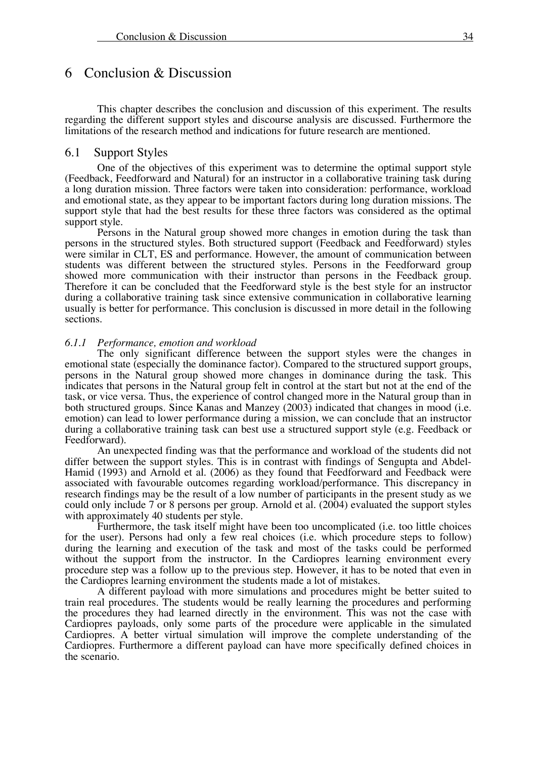# 6 Conclusion & Discussion

This chapter describes the conclusion and discussion of this experiment. The results regarding the different support styles and discourse analysis are discussed. Furthermore the limitations of the research method and indications for future research are mentioned.

## 6.1 Support Styles

One of the objectives of this experiment was to determine the optimal support style (Feedback, Feedforward and Natural) for an instructor in a collaborative training task during a long duration mission. Three factors were taken into consideration: performance, workload and emotional state, as they appear to be important factors during long duration missions. The support style that had the best results for these three factors was considered as the optimal support style.

Persons in the Natural group showed more changes in emotion during the task than persons in the structured styles. Both structured support (Feedback and Feedforward) styles were similar in CLT, ES and performance. However, the amount of communication between students was different between the structured styles. Persons in the Feedforward group showed more communication with their instructor than persons in the Feedback group. Therefore it can be concluded that the Feedforward style is the best style for an instructor during a collaborative training task since extensive communication in collaborative learning usually is better for performance. This conclusion is discussed in more detail in the following sections.

### *6.1.1 Performance, emotion and workload*

The only significant difference between the support styles were the changes in emotional state (especially the dominance factor). Compared to the structured support groups, persons in the Natural group showed more changes in dominance during the task. This indicates that persons in the Natural group felt in control at the start but not at the end of the task, or vice versa. Thus, the experience of control changed more in the Natural group than in both structured groups. Since Kanas and Manzey (2003) indicated that changes in mood (i.e. emotion) can lead to lower performance during a mission, we can conclude that an instructor during a collaborative training task can best use a structured support style (e.g. Feedback or Feedforward).

An unexpected finding was that the performance and workload of the students did not differ between the support styles. This is in contrast with findings of Sengupta and Abdel-Hamid (1993) and Arnold et al. (2006) as they found that Feedforward and Feedback were associated with favourable outcomes regarding workload/performance. This discrepancy in research findings may be the result of a low number of participants in the present study as we could only include 7 or 8 persons per group. Arnold et al. (2004) evaluated the support styles with approximately 40 students per style.

Furthermore, the task itself might have been too uncomplicated (i.e. too little choices for the user). Persons had only a few real choices (i.e. which procedure steps to follow) during the learning and execution of the task and most of the tasks could be performed without the support from the instructor. In the Cardiopres learning environment every procedure step was a follow up to the previous step. However, it has to be noted that even in the Cardiopres learning environment the students made a lot of mistakes.

A different payload with more simulations and procedures might be better suited to train real procedures. The students would be really learning the procedures and performing the procedures they had learned directly in the environment. This was not the case with Cardiopres payloads, only some parts of the procedure were applicable in the simulated Cardiopres. A better virtual simulation will improve the complete understanding of the Cardiopres. Furthermore a different payload can have more specifically defined choices in the scenario.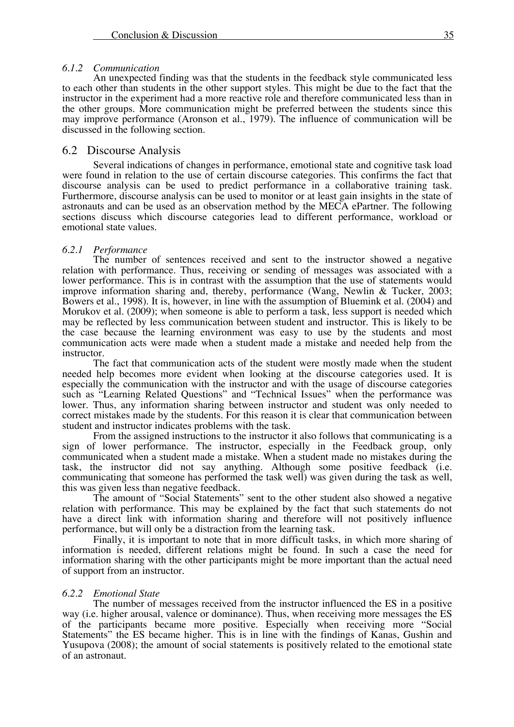#### *6.1.2 Communication*

An unexpected finding was that the students in the feedback style communicated less to each other than students in the other support styles. This might be due to the fact that the instructor in the experiment had a more reactive role and therefore communicated less than in the other groups. More communication might be preferred between the students since this may improve performance (Aronson et al., 1979). The influence of communication will be discussed in the following section.

## 6.2 Discourse Analysis

Several indications of changes in performance, emotional state and cognitive task load were found in relation to the use of certain discourse categories. This confirms the fact that discourse analysis can be used to predict performance in a collaborative training task. Furthermore, discourse analysis can be used to monitor or at least gain insights in the state of astronauts and can be used as an observation method by the MECA ePartner. The following sections discuss which discourse categories lead to different performance, workload or emotional state values.

#### *6.2.1 Performance*

The number of sentences received and sent to the instructor showed a negative relation with performance. Thus, receiving or sending of messages was associated with a lower performance. This is in contrast with the assumption that the use of statements would improve information sharing and, thereby, performance (Wang, Newlin & Tucker, 2003; Bowers et al., 1998). It is, however, in line with the assumption of Bluemink et al. (2004) and Morukov et al. (2009); when someone is able to perform a task, less support is needed which may be reflected by less communication between student and instructor. This is likely to be the case because the learning environment was easy to use by the students and most communication acts were made when a student made a mistake and needed help from the instructor.

The fact that communication acts of the student were mostly made when the student needed help becomes more evident when looking at the discourse categories used. It is especially the communication with the instructor and with the usage of discourse categories such as "Learning Related Questions" and "Technical Issues" when the performance was lower. Thus, any information sharing between instructor and student was only needed to correct mistakes made by the students. For this reason it is clear that communication between student and instructor indicates problems with the task.

From the assigned instructions to the instructor it also follows that communicating is a sign of lower performance. The instructor, especially in the Feedback group, only communicated when a student made a mistake. When a student made no mistakes during the task, the instructor did not say anything. Although some positive feedback (i.e. communicating that someone has performed the task well) was given during the task as well, this was given less than negative feedback.

The amount of "Social Statements" sent to the other student also showed a negative relation with performance. This may be explained by the fact that such statements do not have a direct link with information sharing and therefore will not positively influence performance, but will only be a distraction from the learning task.

Finally, it is important to note that in more difficult tasks, in which more sharing of information is needed, different relations might be found. In such a case the need for information sharing with the other participants might be more important than the actual need of support from an instructor.

#### *6.2.2 Emotional State*

The number of messages received from the instructor influenced the ES in a positive way (i.e. higher arousal, valence or dominance). Thus, when receiving more messages the ES of the participants became more positive. Especially when receiving more "Social Statements" the ES became higher. This is in line with the findings of Kanas, Gushin and Yusupova (2008); the amount of social statements is positively related to the emotional state of an astronaut.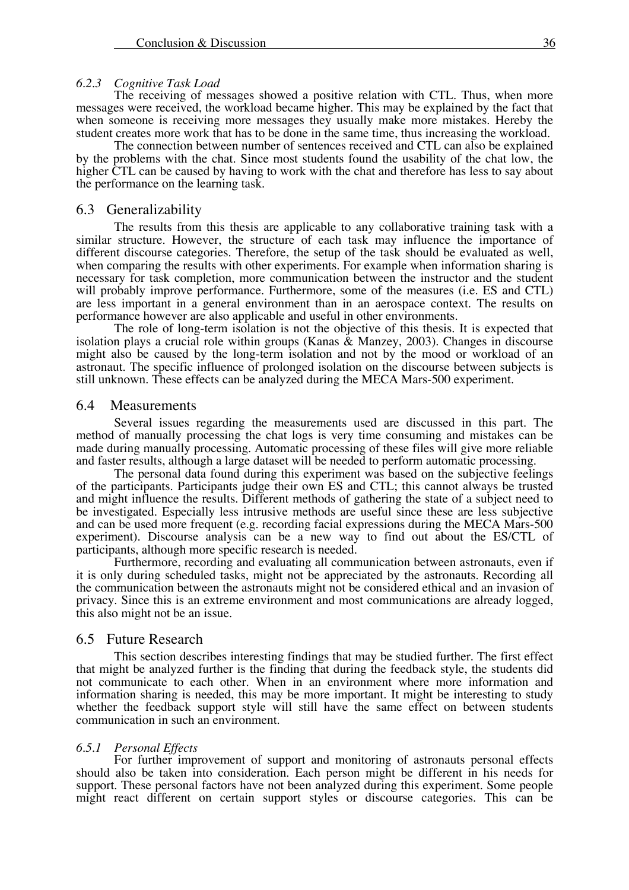#### *6.2.3 Cognitive Task Load*

The receiving of messages showed a positive relation with CTL. Thus, when more messages were received, the workload became higher. This may be explained by the fact that when someone is receiving more messages they usually make more mistakes. Hereby the student creates more work that has to be done in the same time, thus increasing the workload.

The connection between number of sentences received and CTL can also be explained by the problems with the chat. Since most students found the usability of the chat low, the higher CTL can be caused by having to work with the chat and therefore has less to say about the performance on the learning task.

### 6.3 Generalizability

The results from this thesis are applicable to any collaborative training task with a similar structure. However, the structure of each task may influence the importance of different discourse categories. Therefore, the setup of the task should be evaluated as well, when comparing the results with other experiments. For example when information sharing is necessary for task completion, more communication between the instructor and the student will probably improve performance. Furthermore, some of the measures (i.e. ES and CTL) are less important in a general environment than in an aerospace context. The results on performance however are also applicable and useful in other environments.

The role of long-term isolation is not the objective of this thesis. It is expected that isolation plays a crucial role within groups (Kanas & Manzey, 2003). Changes in discourse might also be caused by the long-term isolation and not by the mood or workload of an astronaut. The specific influence of prolonged isolation on the discourse between subjects is still unknown. These effects can be analyzed during the MECA Mars-500 experiment.

### 6.4 Measurements

Several issues regarding the measurements used are discussed in this part. The method of manually processing the chat logs is very time consuming and mistakes can be made during manually processing. Automatic processing of these files will give more reliable and faster results, although a large dataset will be needed to perform automatic processing.

The personal data found during this experiment was based on the subjective feelings of the participants. Participants judge their own ES and CTL; this cannot always be trusted and might influence the results. Different methods of gathering the state of a subject need to be investigated. Especially less intrusive methods are useful since these are less subjective and can be used more frequent (e.g. recording facial expressions during the MECA Mars-500 experiment). Discourse analysis can be a new way to find out about the ES/CTL of participants, although more specific research is needed.

Furthermore, recording and evaluating all communication between astronauts, even if it is only during scheduled tasks, might not be appreciated by the astronauts. Recording all the communication between the astronauts might not be considered ethical and an invasion of privacy. Since this is an extreme environment and most communications are already logged, this also might not be an issue.

### 6.5 Future Research

This section describes interesting findings that may be studied further. The first effect that might be analyzed further is the finding that during the feedback style, the students did not communicate to each other. When in an environment where more information and information sharing is needed, this may be more important. It might be interesting to study whether the feedback support style will still have the same effect on between students communication in such an environment.

#### *6.5.1 Personal Effects*

For further improvement of support and monitoring of astronauts personal effects should also be taken into consideration. Each person might be different in his needs for support. These personal factors have not been analyzed during this experiment. Some people might react different on certain support styles or discourse categories. This can be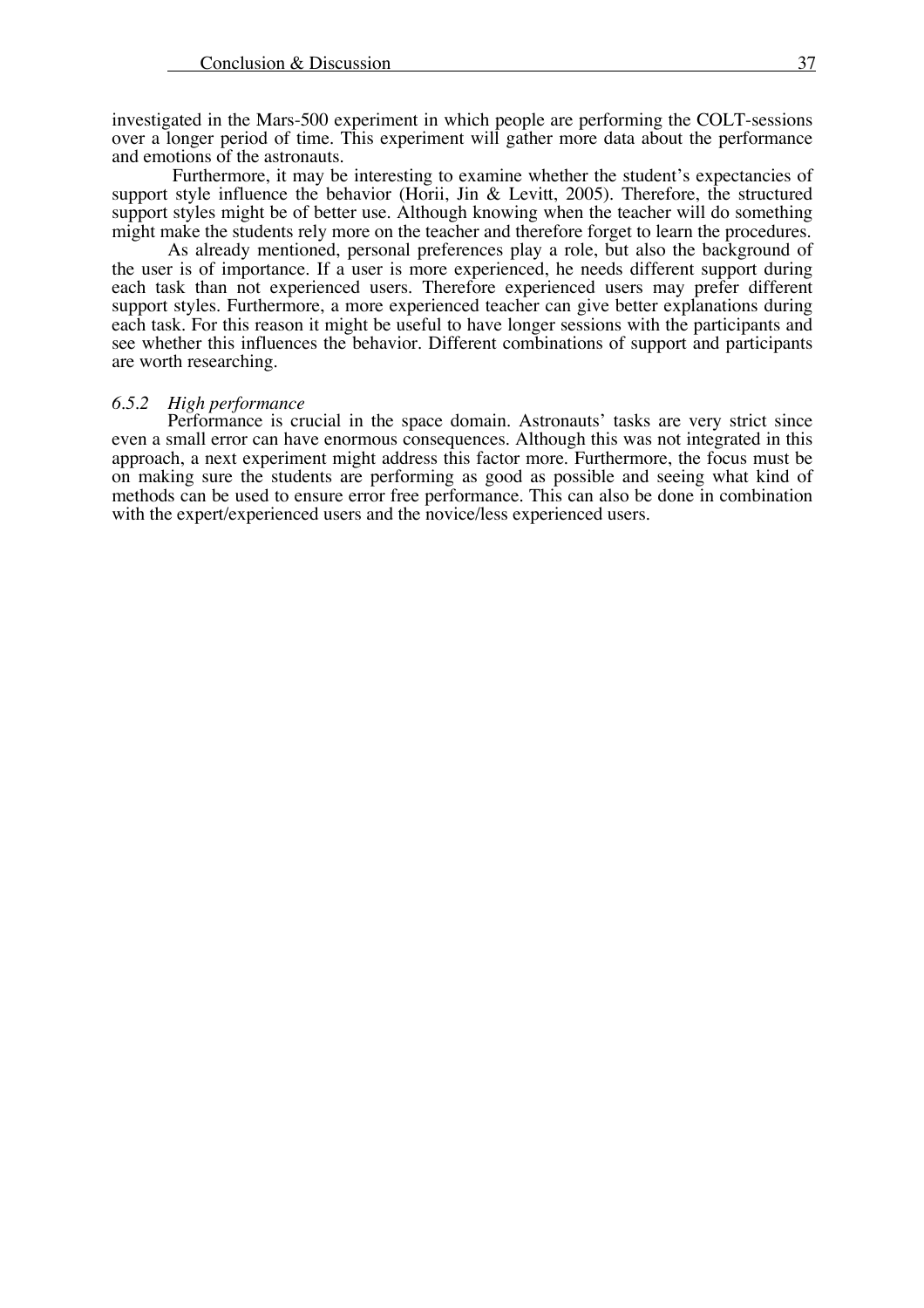investigated in the Mars-500 experiment in which people are performing the COLT-sessions over a longer period of time. This experiment will gather more data about the performance and emotions of the astronauts.

Furthermore, it may be interesting to examine whether the student's expectancies of support style influence the behavior (Horii, Jin & Levitt, 2005). Therefore, the structured support styles might be of better use. Although knowing when the teacher will do something might make the students rely more on the teacher and therefore forget to learn the procedures.

As already mentioned, personal preferences play a role, but also the background of the user is of importance. If a user is more experienced, he needs different support during each task than not experienced users. Therefore experienced users may prefer different support styles. Furthermore, a more experienced teacher can give better explanations during each task. For this reason it might be useful to have longer sessions with the participants and see whether this influences the behavior. Different combinations of support and participants are worth researching.

### *6.5.2 High performance*

Performance is crucial in the space domain. Astronauts' tasks are very strict since even a small error can have enormous consequences. Although this was not integrated in this approach, a next experiment might address this factor more. Furthermore, the focus must be on making sure the students are performing as good as possible and seeing what kind of methods can be used to ensure error free performance. This can also be done in combination with the expert/experienced users and the novice/less experienced users.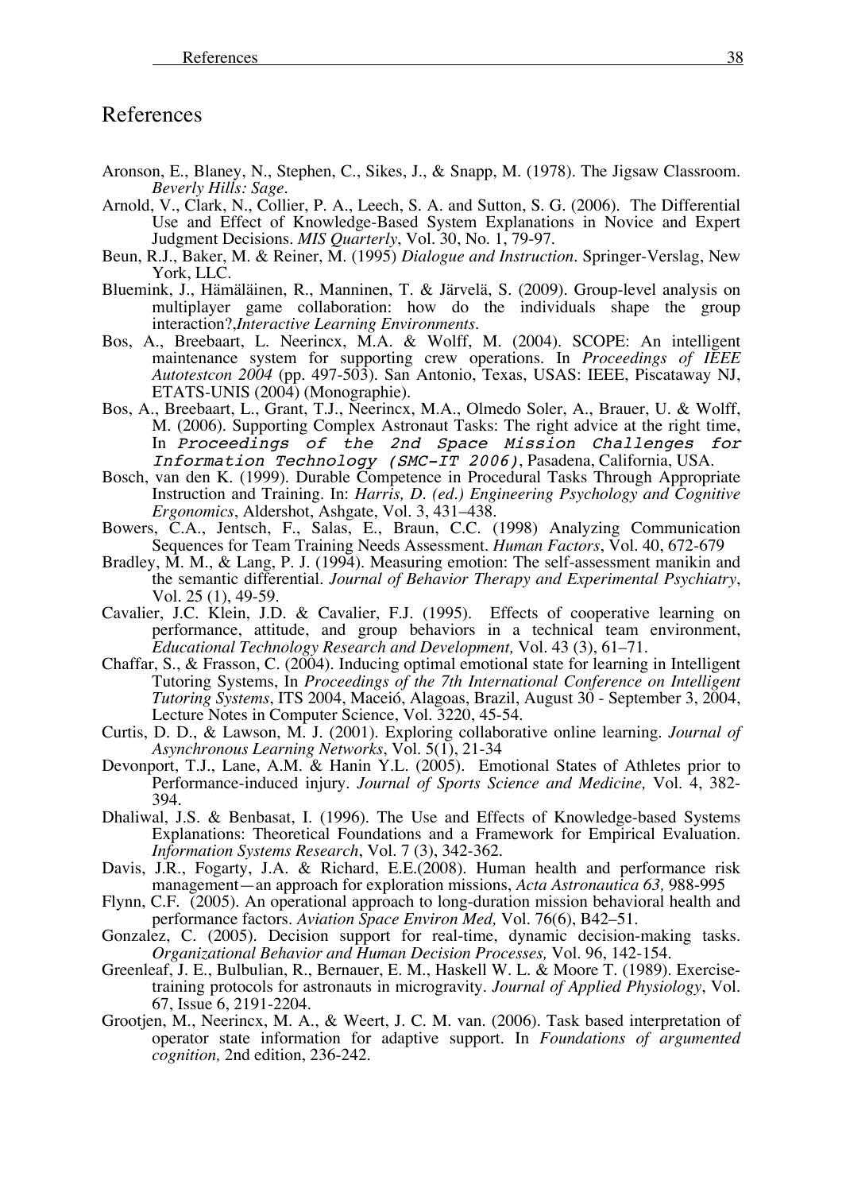# References

Aronson, E., Blaney, N., Stephen, C., Sikes, J., & Snapp, M. (1978). The Jigsaw Classroom. *Beverly Hills: Sage*.

Arnold, V., Clark, N., Collier, P. A., Leech, S. A. and Sutton, S. G. (2006). The Differential Use and Effect of Knowledge-Based System Explanations in Novice and Expert Judgment Decisions. *MIS Quarterly*, Vol. 30, No. 1, 79-97.

Beun, R.J., Baker, M. & Reiner, M. (1995) *Dialogue and Instruction*. Springer-Verslag, New York, LLC.

Bluemink, J., Hämäläinen, R., Manninen, T. & Järvelä, S. (2009). Group-level analysis on multiplayer game collaboration: how do the individuals shape the group interaction?,*Interactive Learning Environments*.

Bos, A., Breebaart, L. Neerincx, M.A. & Wolff, M. (2004). SCOPE: An intelligent maintenance system for supporting crew operations. In *Proceedings of IEEE Autotestcon 2004* (pp. 497-503). San Antonio, Texas, USAS: IEEE, Piscataway NJ, ETATS-UNIS (2004) (Monographie).

Bos, A., Breebaart, L., Grant, T.J., Neerincx, M.A., Olmedo Soler, A., Brauer, U. & Wolff, M. (2006). Supporting Complex Astronaut Tasks: The right advice at the right time, In *Proceedings of the 2nd Space Mission Challenges for Information Technology (SMC-IT 2006)*, Pasadena, California, USA.

Bosch, van den K. (1999). Durable Competence in Procedural Tasks Through Appropriate Instruction and Training. In: *Harris, D. (ed.) Engineering Psychology and Cognitive Ergonomics*, Aldershot, Ashgate, Vol. 3, 431–438.

Bowers, C.A., Jentsch, F., Salas, E., Braun, C.C. (1998) Analyzing Communication Sequences for Team Training Needs Assessment. *Human Factors*, Vol. 40, 672-679

Bradley, M. M., & Lang, P. J. (1994). Measuring emotion: The self-assessment manikin and the semantic differential. *Journal of Behavior Therapy and Experimental Psychiatry*, Vol. 25 (1), 49-59.

Cavalier, J.C. Klein, J.D. & Cavalier, F.J. (1995). Effects of cooperative learning on performance, attitude, and group behaviors in a technical team environment, *Educational Technology Research and Development,* Vol. 43 (3), 61–71.

Chaffar, S., & Frasson, C. (2004). Inducing optimal emotional state for learning in Intelligent Tutoring Systems, In *Proceedings of the 7th International Conference on Intelligent Tutoring Systems*, ITS 2004, Maceió, Alagoas, Brazil, August 30 - September 3, 2004, Lecture Notes in Computer Science, Vol. 3220, 45-54.

Curtis, D. D., & Lawson, M. J. (2001). Exploring collaborative online learning. *Journal of Asynchronous Learning Networks*, Vol. 5(1), 21-34

Devonport, T.J., Lane, A.M. & Hanin Y.L. (2005). Emotional States of Athletes prior to Performance-induced injury. *Journal of Sports Science and Medicine,* Vol. 4, 382-394.

Dhaliwal, J.S. & Benbasat, I. (1996). The Use and Effects of Knowledge-based Systems Explanations: Theoretical Foundations and a Framework for Empirical Evaluation. *Information Systems Research*, Vol. 7 (3), 342-362.

Davis, J.R., Fogarty, J.A. & Richard, E.E.(2008). Human health and performance risk management—an approach for exploration missions, *Acta Astronautica 63,* 988-995

Flynn, C.F. (2005). An operational approach to long-duration mission behavioral health and performance factors. *Aviation Space Environ Med,* Vol. 76(6), B42–51.

Gonzalez, C. (2005). Decision support for real-time, dynamic decision-making tasks. *Organizational Behavior and Human Decision Processes,* Vol. 96, 142-154.

Greenleaf, J. E., Bulbulian, R., Bernauer, E. M., Haskell W. L. & Moore T. (1989). Exercise-training protocols for astronauts in microgravity. *Journal of Applied Physiology*, Vol. 67, Issue 6, 2191-2204.

Grootjen, M., Neerincx, M. A., & Weert, J. C. M. van. (2006). Task based interpretation of operator state information for adaptive support. In *Foundations of argumented cognition,* 2nd edition, 236-242.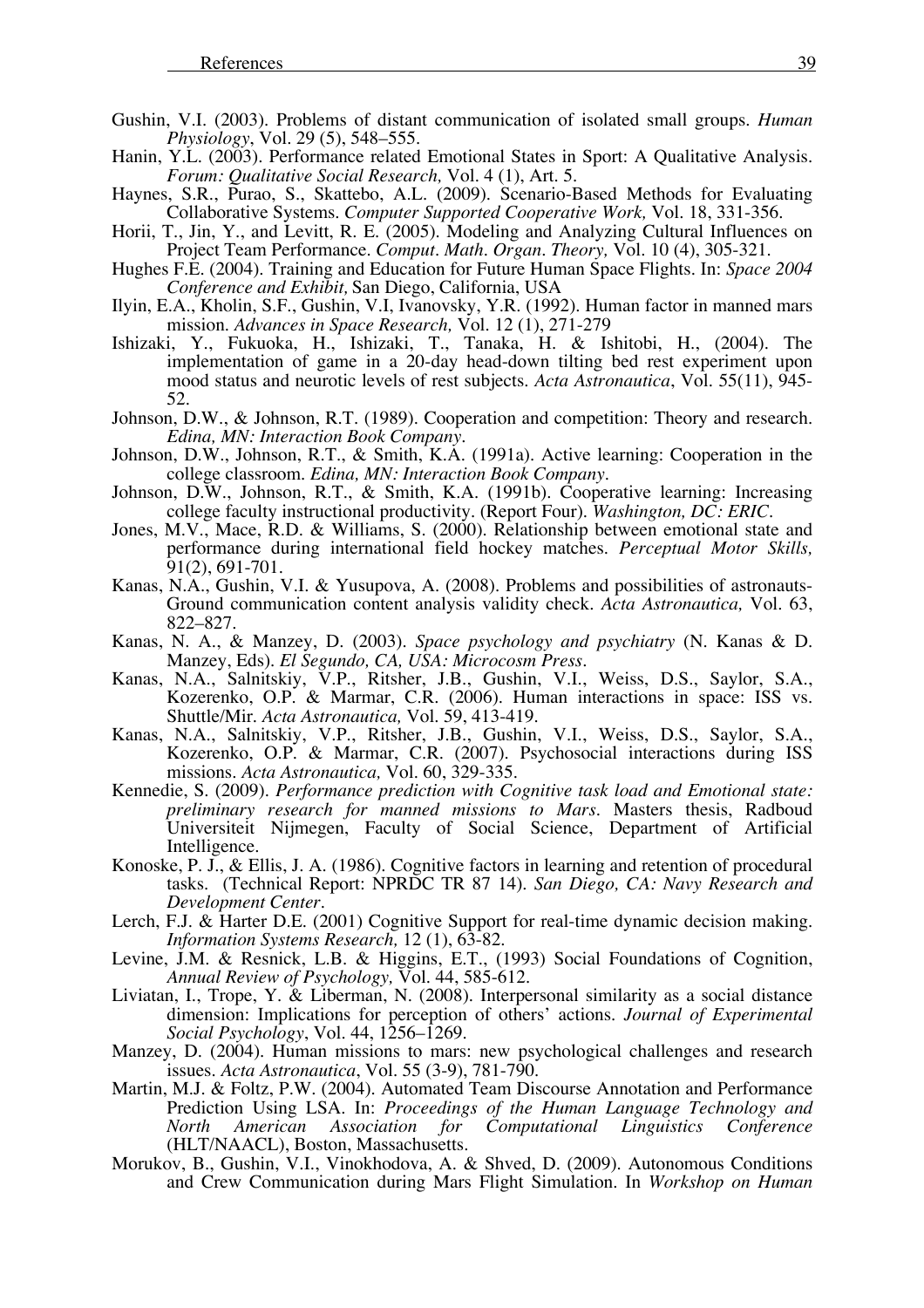Gushin, V.I. (2003). Problems of distant communication of isolated small groups. *Human Physiology*, Vol. 29 (5), 548–555.

Hanin, Y.L. (2003). Performance related Emotional States in Sport: A Qualitative Analysis. *Forum: Qualitative Social Research,* Vol. 4 (1), Art. 5.

Haynes, S.R., Purao, S., Skattebo, A.L. (2009). Scenario-Based Methods for Evaluating Collaborative Systems. *Computer Supported Cooperative Work,* Vol. 18, 331-356.

Horii, T., Jin, Y., and Levitt, R. E. (2005). Modeling and Analyzing Cultural Influences on Project Team Performance. *Comput. Math. Organ. Theory,* Vol. 10 (4), 305-321.

Hughes F.E. (2004). Training and Education for Future Human Space Flights. In: *Space 2004 Conference and Exhibit,* San Diego, California, USA

Ilyin, E.A., Kholin, S.F., Gushin, V.I, Ivanovsky, Y.R. (1992). Human factor in manned mars mission. *Advances in Space Research,* Vol. 12 (1), 271-279

Ishizaki, Y., Fukuoka, H., Ishizaki, T., Tanaka, H. & Ishitobi, H., (2004). The implementation of game in a 20-day head-down tilting bed rest experiment upon mood status and neurotic levels of rest subjects. *Acta Astronautica*, Vol. 55(11), 945-52.

Johnson, D.W., & Johnson, R.T. (1989). Cooperation and competition: Theory and research. *Edina, MN: Interaction Book Company*.

Johnson, D.W., Johnson, R.T., & Smith, K.A. (1991a). Active learning: Cooperation in the college classroom. *Edina, MN: Interaction Book Company*.

Johnson, D.W., Johnson, R.T., & Smith, K.A. (1991b). Cooperative learning: Increasing college faculty instructional productivity. (Report Four). *Washington, DC: ERIC*.

Jones, M.V., Mace, R.D. & Williams, S. (2000). Relationship between emotional state and performance during international field hockey matches. *Perceptual Motor Skills,* 91(2), 691-701.

Kanas, N.A., Gushin, V.I. & Yusupova, A. (2008). Problems and possibilities of astronauts-Ground communication content analysis validity check. *Acta Astronautica,* Vol. 63, 822–827.

Kanas, N. A., & Manzey, D. (2003). *Space psychology and psychiatry* (N. Kanas & D. Manzey, Eds). *El Segundo, CA, USA: Microcosm Press*.

Kanas, N.A., Salnitskiy, V.P., Ritsher, J.B., Gushin, V.I., Weiss, D.S., Saylor, S.A., Kozerenko, O.P. & Marmar, C.R. (2006). Human interactions in space: ISS vs. Shuttle/Mir. *Acta Astronautica,* Vol. 59, 413-419.

Kanas, N.A., Salnitskiy, V.P., Ritsher, J.B., Gushin, V.I., Weiss, D.S., Saylor, S.A., Kozerenko, O.P. & Marmar, C.R. (2007). Psychosocial interactions during ISS missions. *Acta Astronautica,* Vol. 60, 329-335.

Kennedie, S. (2009). *Performance prediction with Cognitive task load and Emotional state: preliminary research for manned missions to Mars*. Masters thesis, Radboud Universiteit Nijmegen, Faculty of Social Science, Department of Artificial Intelligence.

Konoske, P. J., & Ellis, J. A. (1986). Cognitive factors in learning and retention of procedural tasks. (Technical Report: NPRDC TR 87 14). *San Diego, CA: Navy Research and Development Center*.

Lerch, F.J. & Harter D.E. (2001) Cognitive Support for real-time dynamic decision making. *Information Systems Research,* 12 (1), 63-82.

Levine, J.M. & Resnick, L.B. & Higgins, E.T., (1993) Social Foundations of Cognition, *Annual Review of Psychology,* Vol. 44, 585-612.

Liviatan, I., Trope, Y. & Liberman, N. (2008). Interpersonal similarity as a social distance dimension: Implications for perception of others' actions. *Journal of Experimental Social Psychology*, Vol. 44, 1256–1269.

Manzey, D. (2004). Human missions to mars: new psychological challenges and research issues. *Acta Astronautica*, Vol. 55 (3-9), 781-790.

Martin, M.J. & Foltz, P.W. (2004). Automated Team Discourse Annotation and Performance Prediction Using LSA. In: *Proceedings of the Human Language Technology and North American Association for Computational Linguistics Conference* (HLT/NAACL), Boston, Massachusetts.

Morukov, B., Gushin, V.I., Vinokhodova, A. & Shved, D. (2009). Autonomous Conditions and Crew Communication during Mars Flight Simulation. In *Workshop on Human*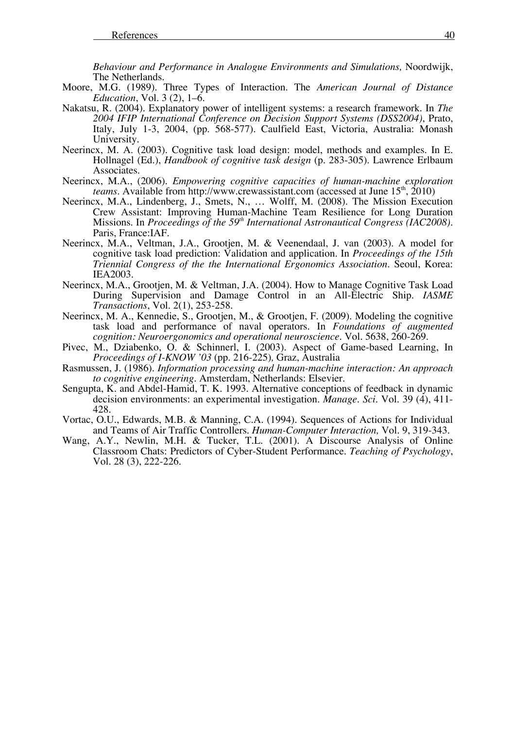*Behaviour and Performance in Analogue Environments and Simulations,* Noordwijk, The Netherlands.

Moore, M.G. (1989). Three Types of Interaction. The *American Journal of Distance Education*, Vol. 3 (2), 1–6.

Nakatsu, R. (2004). Explanatory power of intelligent systems: a research framework. In *The 2004 IFIP International Conference on Decision Support Systems (DSS2004)*, Prato, Italy, July 1-3, 2004, (pp. 568-577). Caulfield East, Victoria, Australia: Monash University.

Neerincx, M. A. (2003). Cognitive task load design: model, methods and examples. In E. Hollnagel (Ed.), *Handbook of cognitive task design* (p. 283-305). Lawrence Erlbaum Associates.

Neerincx, M.A., (2006). *Empowering cognitive capacities of human-machine exploration teams.* Available from http://www.crewassistant.com (accessed at June 15th, 2010)

Neerincx, M.A., Lindenberg, J., Smets, N., … Wolff, M. (2008). The Mission Execution Crew Assistant: Improving Human-Machine Team Resilience for Long Duration Missions. In *Proceedings of the 59th International Astronautical Congress (IAC2008)*. Paris, France:IAF.

Neerincx, M.A., Veltman, J.A., Grootjen, M. & Veenendaal, J. van (2003). A model for cognitive task load prediction: Validation and application. In *Proceedings of the 15th Triennial Congress of the the International Ergonomics Association*. Seoul, Korea: IEA2003.

Neerincx, M.A., Grootjen, M. & Veltman, J.A. (2004). How to Manage Cognitive Task Load During Supervision and Damage Control in an All-Electric Ship. *IASME Transactions*, Vol. 2(1), 253-258.

Neerincx, M. A., Kennedie, S., Grootjen, M., & Grootjen, F. (2009). Modeling the cognitive task load and performance of naval operators. In *Foundations of augmented cognition: Neuroergonomics and operational neuroscience*. Vol. 5638, 260-269.

Pivec, M., Dziabenko, O. & Schinnerl, I. (2003). Aspect of Game-based Learning, In *Proceedings of I-KNOW '03* (pp. 216-225), Graz, Australia

Rasmussen, J. (1986). *Information processing and human-machine interaction: An approach to cognitive engineering*. Amsterdam, Netherlands: Elsevier.

Sengupta, K. and Abdel-Hamid, T. K. 1993. Alternative conceptions of feedback in dynamic decision environments: an experimental investigation. *Manage. Sci.* Vol. 39 (4), 411-428.

Vortac, O.U., Edwards, M.B. & Manning, C.A. (1994). Sequences of Actions for Individual and Teams of Air Traffic Controllers. *Human-Computer Interaction,* Vol. 9, 319-343.

Wang, A.Y., Newlin, M.H. & Tucker, T.L. (2001). A Discourse Analysis of Online Classroom Chats: Predictors of Cyber-Student Performance. *Teaching of Psychology*, Vol. 28 (3), 222-226.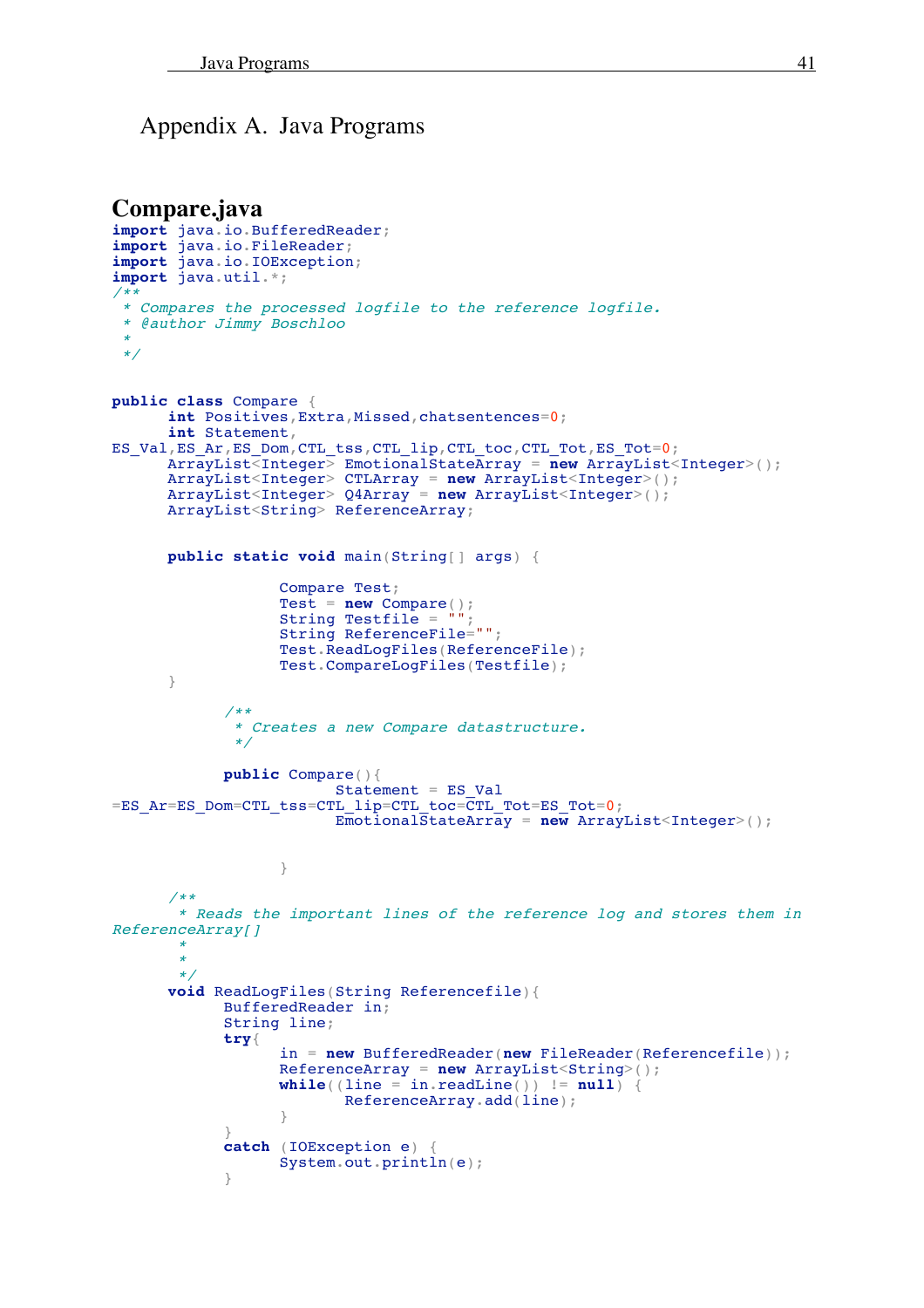# Appendix A. Java Programs

## Compare.java

```
import java.io.BufferedReader;
import java.io.FileReader;
import java.io.IOException;
import java.util.*;
/**
 * Compares the processed logfile to the reference logfile.
 * @author Jimmy Boschloo
 *
 */


public class Compare {
	int Positives,Extra,Missed,chatsentences=0;
	int Statement,
ES_Val,ES_Ar,ES_Dom,CTL_tss,CTL_lip,CTL_toc,CTL_Tot,ES_Tot=0;
	ArrayList<Integer> EmotionalStateArray = new ArrayList<Integer>();
	ArrayList<Integer> CTLArray = new ArrayList<Integer>();
	ArrayList<Integer> Q4Array = new ArrayList<Integer>();
	ArrayList<String> ReferenceArray;


	public static void main(String[] args) {

			Compare Test;
			Test = new Compare();
			String Testfile = "";
			String ReferenceFile="";
			Test.ReadLogFiles(ReferenceFile);
			Test.CompareLogFiles(Testfile);
	}

		/**
		 * Creates a new Compare datastructure.
		 */

		public Compare(){
				Statement = ES_Val
=ES_Ar=ES_Dom=CTL_tss=CTL_lip=CTL_toc=CTL_Tot=ES_Tot=0;
				EmotionalStateArray = new ArrayList<Integer>();


			}

	/**
	 * Reads the important lines of the reference log and stores them in
ReferenceArray[]
	 *
	 *
	 */
	void ReadLogFiles(String Referencefile){
		BufferedReader in;
		String line;
		try{
			in = new BufferedReader(new FileReader(Referencefile));
			ReferenceArray = new ArrayList<String>();
			while((line = in.readLine()) != null) {
				ReferenceArray.add(line);
			}
		}
		catch (IOException e) {
			System.out.println(e);
		}
```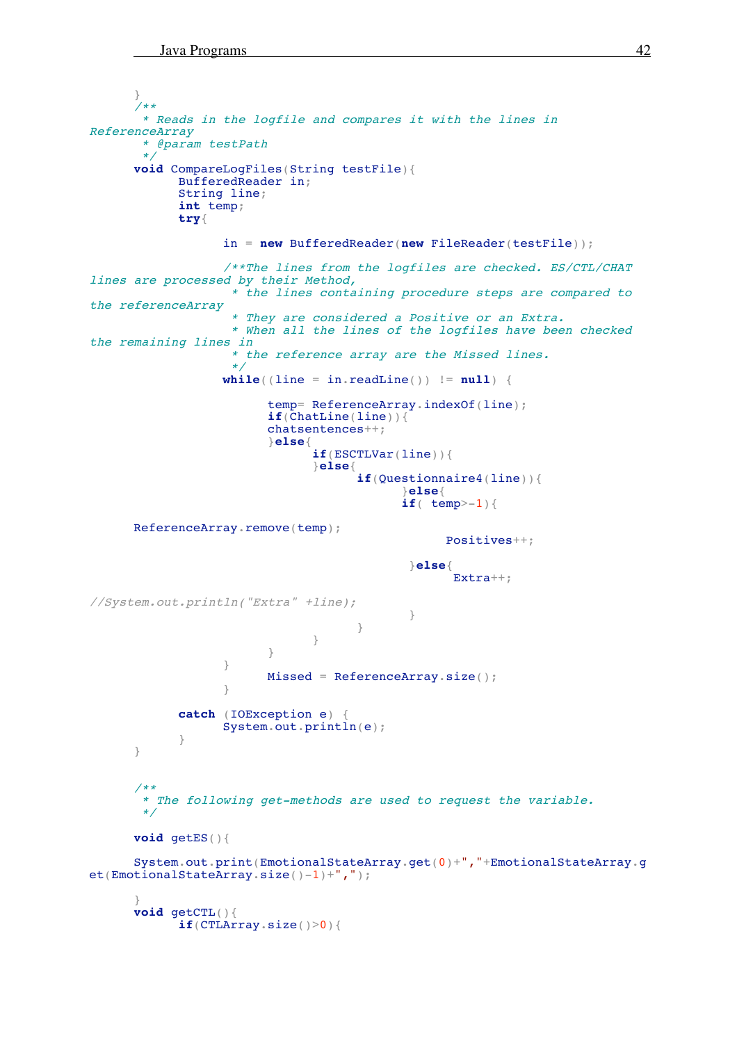```java
	}
	/**
	 * Reads in the logfile and compares it with the lines in 
ReferenceArray
	 * @param testPath
	 */
	void CompareLogFiles(String testFile){
		BufferedReader in;
		String line;
		int temp;
		try{

			in = new BufferedReader(new FileReader(testFile));

			/**The lines from the logfiles are checked. ES/CTL/CHAT 
lines are processed by their Method,
			 * the lines containing procedure steps are compared to 
the referenceArray
			 * They are considered a Positive or an Extra.
			 * When all the lines of the logfiles have been checked 
the remaining lines in
			 * the reference array are the Missed lines.
			 */
			while((line = in.readLine()) != null) {

				temp= ReferenceArray.indexOf(line);
				if(ChatLine(line)){
				chatsentences++;
				}else{
					if(ESCTLVar(line)){
					}else{
						if(Questionnaire4(line)){
							}else{
							if( temp>-1){

	ReferenceArray.remove(temp);
								Positives++;

							 }else{
								 Extra++;

//System.out.println("Extra" +line);
							 }
						}
					}
				}
			}
				Missed = ReferenceArray.size();
			}

		catch (IOException e) {
			System.out.println(e);
		}
	}


	/**
	 * The following get-methods are used to request the variable.
	 */

	void getES(){

	System.out.print(EmotionalStateArray.get(0)+","+EmotionalStateArray.g
et(EmotionalStateArray.size()-1)+",");

	}
	void getCTL(){
		if(CTLArray.size()>0){
```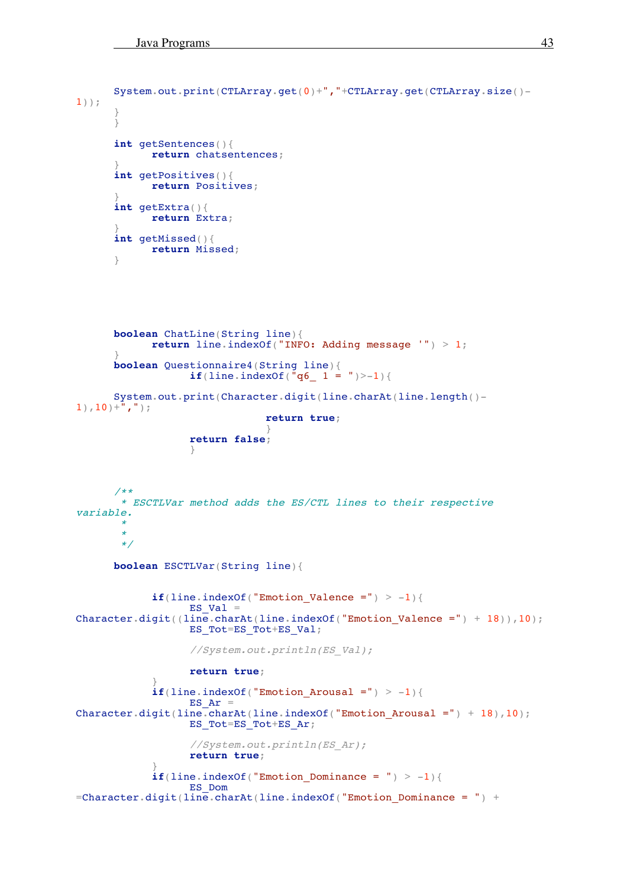```
      System.out.print(CTLArray.get(0)+","+CTLArray.get(CTLArray.size()-
1));
      }
      }

      int getSentences(){
            return chatsentences;
      }
      int getPositives(){
            return Positives;
      }
      int getExtra(){
            return Extra;
      }
      int getMissed(){
            return Missed;
      }






      boolean ChatLine(String line){
            return line.indexOf("INFO: Adding message '") > 1;
      }
      boolean Questionnaire4(String line){
                  if(line.indexOf("q6_ 1 = ")>-1){

      System.out.print(Character.digit(line.charAt(line.length()-
1),10)+",");
                              return true;
                              }
                  return false;
                  }



      /**
       * ESCTLVar method adds the ES/CTL lines to their respective
variable.
       *
       *
       */

      boolean ESCTLVar(String line){


            if(line.indexOf("Emotion_Valence =") > -1){
                  ES_Val =
Character.digit((line.charAt(line.indexOf("Emotion_Valence =") + 18)),10);
                  ES_Tot=ES_Tot+ES_Val;

                  //System.out.println(ES_Val);

                  return true;
            }
            if(line.indexOf("Emotion_Arousal =") > -1){
                  ES_Ar =
Character.digit(line.charAt(line.indexOf("Emotion_Arousal =") + 18),10);
                  ES_Tot=ES_Tot+ES_Ar;

                  //System.out.println(ES_Ar);
                  return true;
            }
            if(line.indexOf("Emotion_Dominance = ") > -1){
                  ES_Dom
=Character.digit(line.charAt(line.indexOf("Emotion_Dominance = ") +
```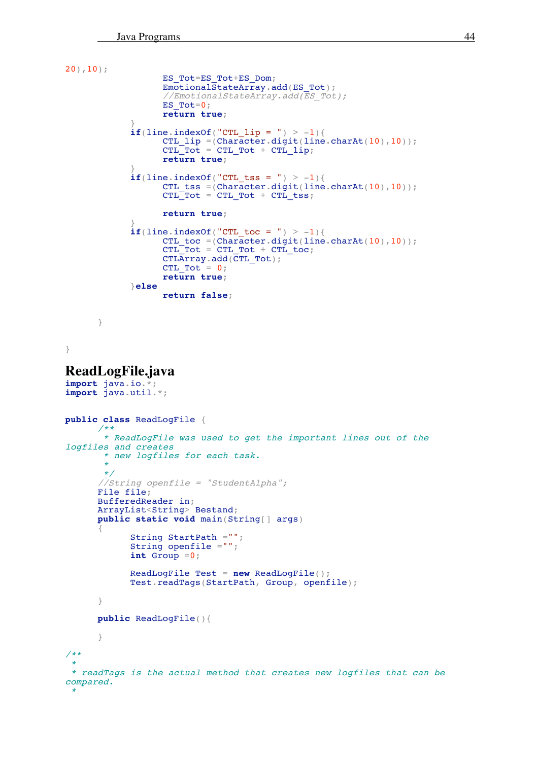```java
20),10);
                  ES_Tot=ES_Tot+ES_Dom;
                  EmotionalStateArray.add(ES_Tot);
                  //EmotionalStateArray.add(ES_Tot);
                  ES_Tot=0;
                  return true;
            }
            if(line.indexOf("CTL_lip = ") > -1){
                  CTL_lip =(Character.digit(line.charAt(10),10));
                  CTL_Tot = CTL_Tot + CTL_lip;
                  return true;
            }
            if(line.indexOf("CTL_tss = ") > -1){
                  CTL_tss =(Character.digit(line.charAt(10),10));
                  CTL_Tot = CTL_Tot + CTL_tss;

                  return true;
            }
            if(line.indexOf("CTL_toc = ") > -1){
                  CTL_toc =(Character.digit(line.charAt(10),10));
                  CTL_Tot = CTL_Tot + CTL_toc;
                  CTLArray.add(CTL_Tot);
                  CTL_Tot = 0;
                  return true;
            }else
                  return false;


      }


}
```

# ReadLogFile.java

```java
import java.io.*;
import java.util.*;


public class ReadLogFile {
      /**
       * ReadLogFile was used to get the important lines out of the
logfiles and creates
       * new logfiles for each task.
       *
       */
      //String openfile = "StudentAlpha";
      File file;
      BufferedReader in;
      ArrayList<String> Bestand;
      public static void main(String[] args)
      {
            String StartPath ="";
            String openfile ="";
            int Group =0;

            ReadLogFile Test = new ReadLogFile();
            Test.readTags(StartPath, Group, openfile);

      }

      public ReadLogFile(){

      }

/**
 *
 * readTags is the actual method that creates new logfiles that can be
compared.
 *
```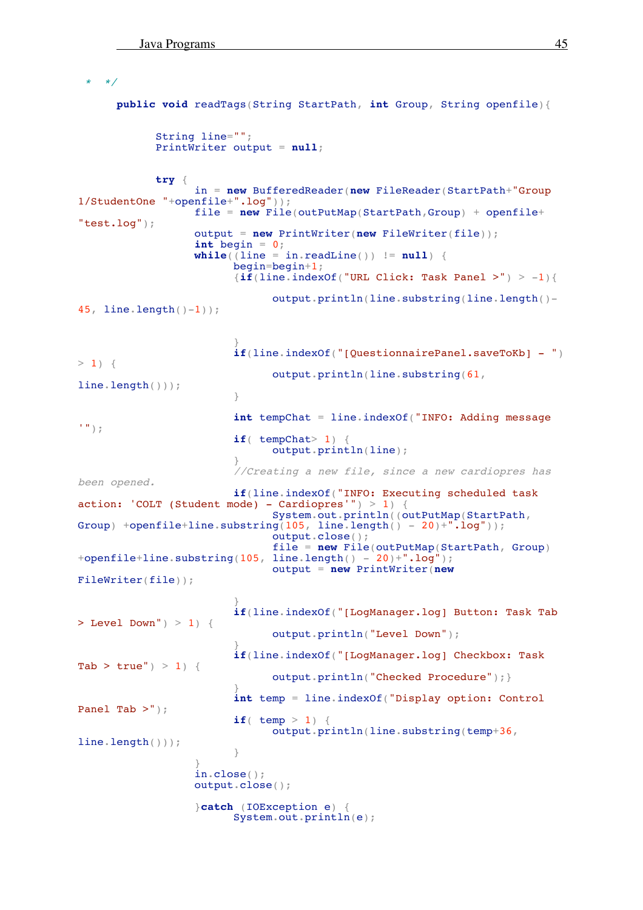```java
 *  */
    public void readTags(String StartPath, int Group, String openfile){


          String line="";
          PrintWriter output = null;


          try {
                in = new BufferedReader(new FileReader(StartPath+"Group 1/StudentOne "+openfile+".log"));
                file = new File(outPutMap(StartPath,Group) + openfile+"test.log");
                output = new PrintWriter(new FileWriter(file));
                int begin = 0;
                while((line = in.readLine()) != null) {
                      begin=begin+1;
                      {if(line.indexOf("URL Click: Task Panel >") > -1){

                            output.println(line.substring(line.length()-45, line.length()-1));



                      }
                      if(line.indexOf("[QuestionnairePanel.saveToKb] - ") > 1) {

                            output.println(line.substring(61, line.length()));
                      }

                      int tempChat = line.indexOf("INFO: Adding message '");
                      if( tempChat> 1) {
                            output.println(line);
                      }
                      //Creating a new file, since a new cardiopres has been opened.
                      if(line.indexOf("INFO: Executing scheduled task action: 'COLT (Student mode) - Cardiopres'") > 1) {
                            System.out.println((outPutMap(StartPath, Group) +openfile+line.substring(105, line.length() - 20)+".log"));
                            output.close();
                            file = new File(outPutMap(StartPath, Group) +openfile+line.substring(105, line.length() - 20)+".log");
                            output = new PrintWriter(new FileWriter(file));

                      }
                      if(line.indexOf("[LogManager.log] Button: Task Tab > Level Down") > 1) {

                            output.println("Level Down");
                      }
                      if(line.indexOf("[LogManager.log] Checkbox: Task Tab > true") > 1) {

                            output.println("Checked Procedure");}
                      }
                      int temp = line.indexOf("Display option: Control Panel Tab >");
                      if( temp > 1) {
                            output.println(line.substring(temp+36, line.length()));
                      }
                }
                in.close();
                output.close();

                }catch (IOException e) {
                      System.out.println(e);
```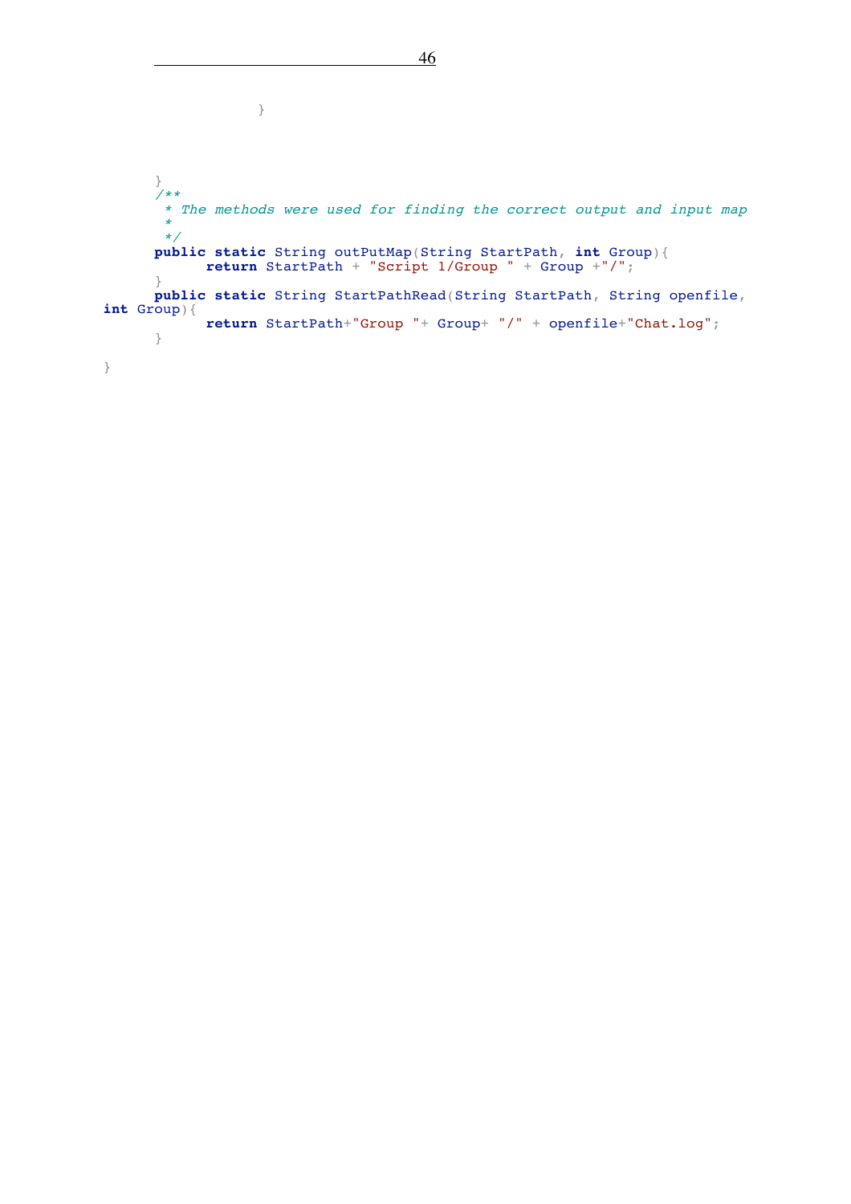```
				}



	}
	/**
	 * The methods were used for finding the correct output and input map
	 * 
	 */
	public static String outPutMap(String StartPath, int Group){
		return StartPath + "Script 1/Group " + Group +"/";
	}
	public static String StartPathRead(String StartPath, String openfile, 
int Group){
		return StartPath+"Group "+ Group+ "/" + openfile+"Chat.log";
	}

}
```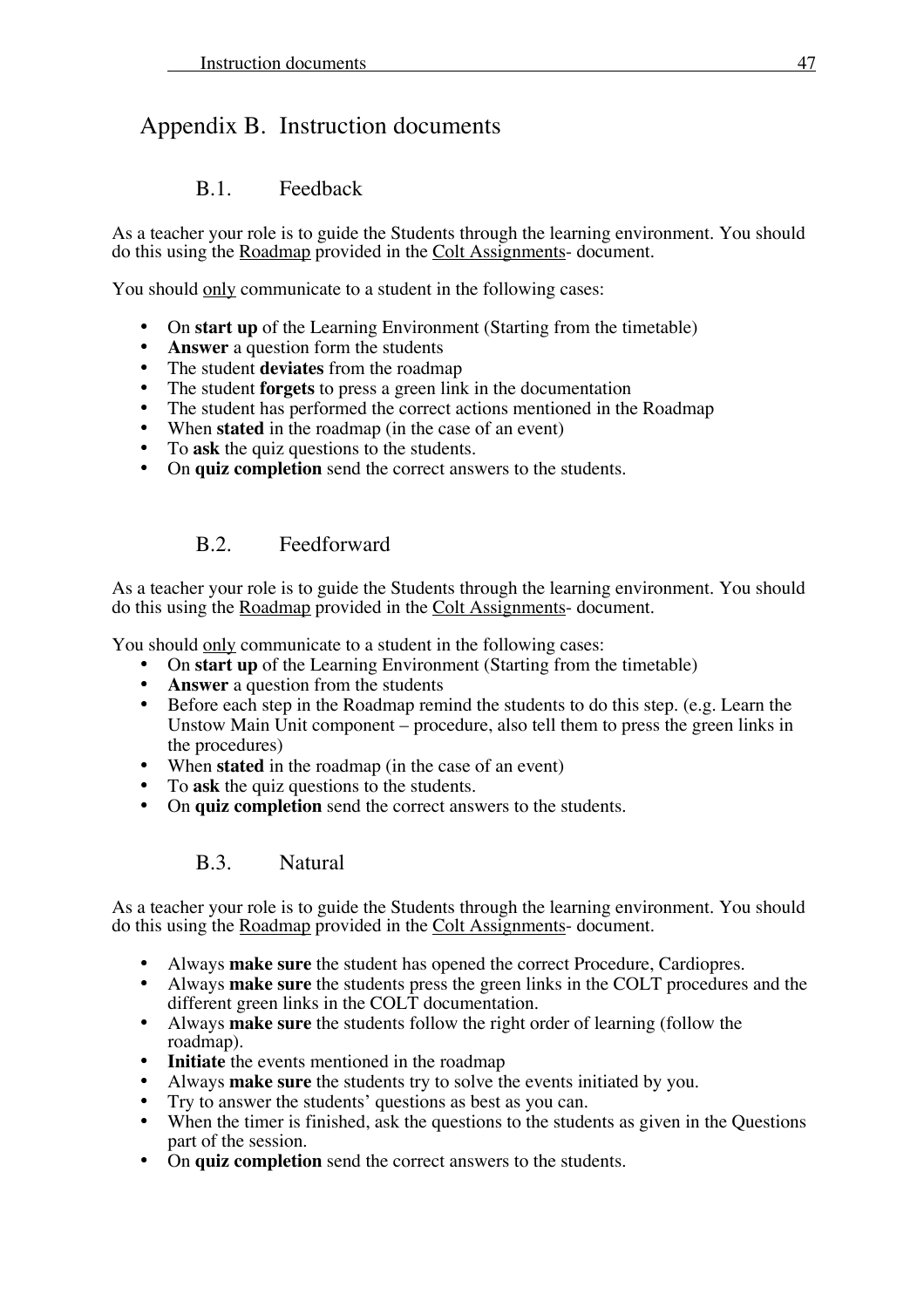# Appendix B. Instruction documents

## B.1. Feedback

As a teacher your role is to guide the Students through the learning environment. You should do this using the Roadmap provided in the Colt Assignments- document.

You should only communicate to a student in the following cases:

- On **start up** of the Learning Environment (Starting from the timetable)
- **Answer** a question form the students
- The student **deviates** from the roadmap
- The student **forgets** to press a green link in the documentation
- The student has performed the correct actions mentioned in the Roadmap
- When **stated** in the roadmap (in the case of an event)
- To **ask** the quiz questions to the students.
- On **quiz completion** send the correct answers to the students.

## B.2. Feedforward

As a teacher your role is to guide the Students through the learning environment. You should do this using the Roadmap provided in the Colt Assignments- document.

You should only communicate to a student in the following cases:

- On **start up** of the Learning Environment (Starting from the timetable)
- **Answer** a question from the students
- Before each step in the Roadmap remind the students to do this step. (e.g. Learn the Unstow Main Unit component – procedure, also tell them to press the green links in the procedures)
- When **stated** in the roadmap (in the case of an event)
- To **ask** the quiz questions to the students.
- On **quiz completion** send the correct answers to the students.

## B.3. Natural

As a teacher your role is to guide the Students through the learning environment. You should do this using the Roadmap provided in the Colt Assignments- document.

- Always **make sure** the student has opened the correct Procedure, Cardiopres.
- Always **make sure** the students press the green links in the COLT procedures and the different green links in the COLT documentation.
- Always **make sure** the students follow the right order of learning (follow the roadmap).
- **Initiate** the events mentioned in the roadmap
- Always **make sure** the students try to solve the events initiated by you.
- Try to answer the students' questions as best as you can.
- When the timer is finished, ask the questions to the students as given in the Questions part of the session.
- On **quiz completion** send the correct answers to the students.